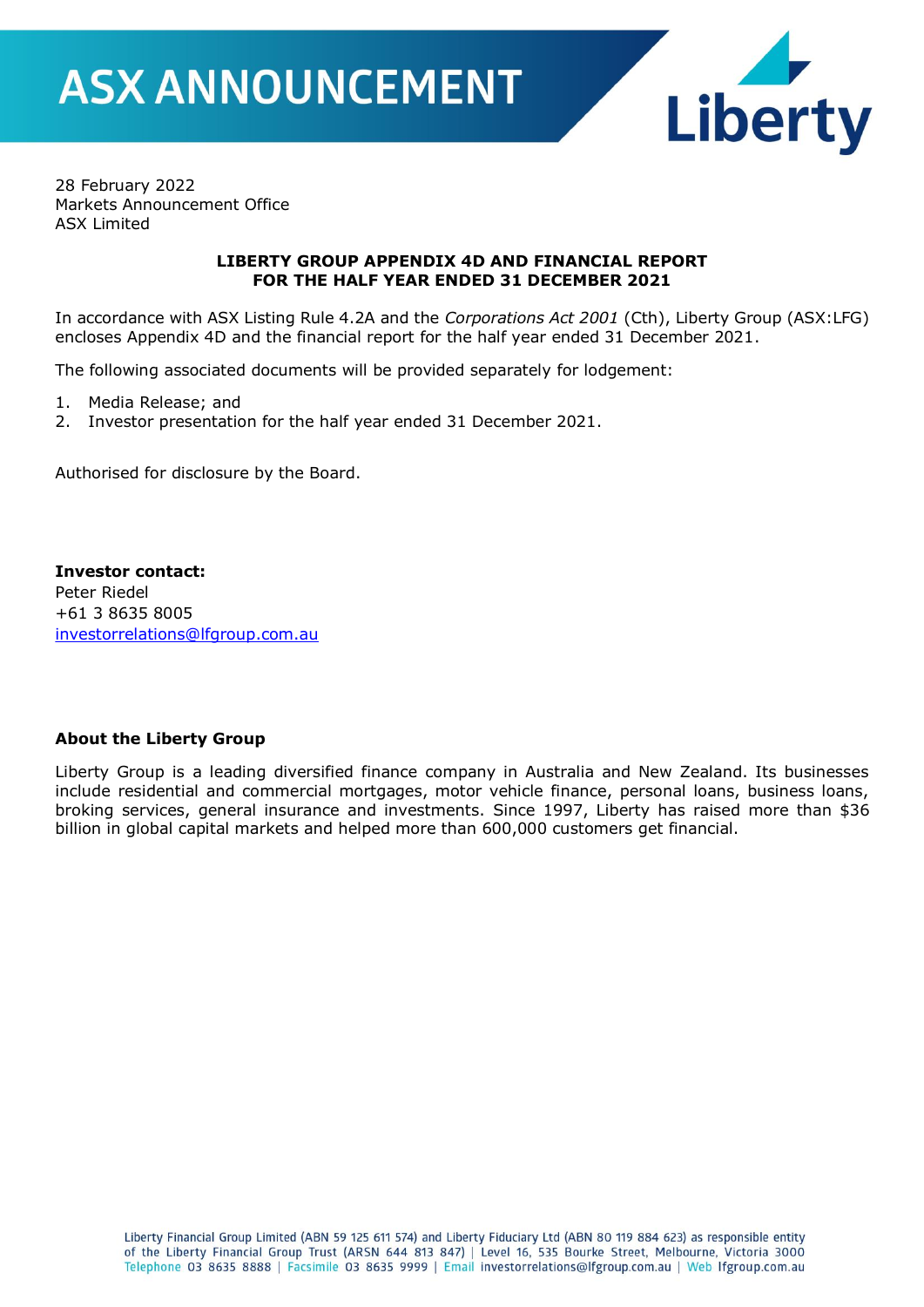# ASX ANNOUNCEMENT

28 February 2022
Markets Announcement Office
ASX Limited

**LIBERTY GROUP APPENDIX 4D AND FINANCIAL REPORT FOR THE HALF YEAR ENDED 31 DECEMBER 2021**

In accordance with ASX Listing Rule 4.2A and the *Corporations Act 2001* (Cth), Liberty Group (ASX:LFG) encloses Appendix 4D and the financial report for the half year ended 31 December 2021.

The following associated documents will be provided separately for lodgement:

1. Media Release; and
2. Investor presentation for the half year ended 31 December 2021.

Authorised for disclosure by the Board.

**Investor contact:**
Peter Riedel
+61 3 8635 8005
investorrelations@lfgroup.com.au

**About the Liberty Group**

Liberty Group is a leading diversified finance company in Australia and New Zealand. Its businesses include residential and commercial mortgages, motor vehicle finance, personal loans, business loans, broking services, general insurance and investments. Since 1997, Liberty has raised more than $36 billion in global capital markets and helped more than 600,000 customers get financial.

Liberty Financial Group Limited (ABN 59 125 611 574) and Liberty Fiduciary Ltd (ABN 80 119 884 623) as responsible entity of the Liberty Financial Group Trust (ARSN 644 813 847) | Level 16, 535 Bourke Street, Melbourne, Victoria 3000
Telephone 03 8635 8888 | Facsimile 03 8635 9999 | Email investorrelations@lfgroup.com.au | Web lfgroup.com.au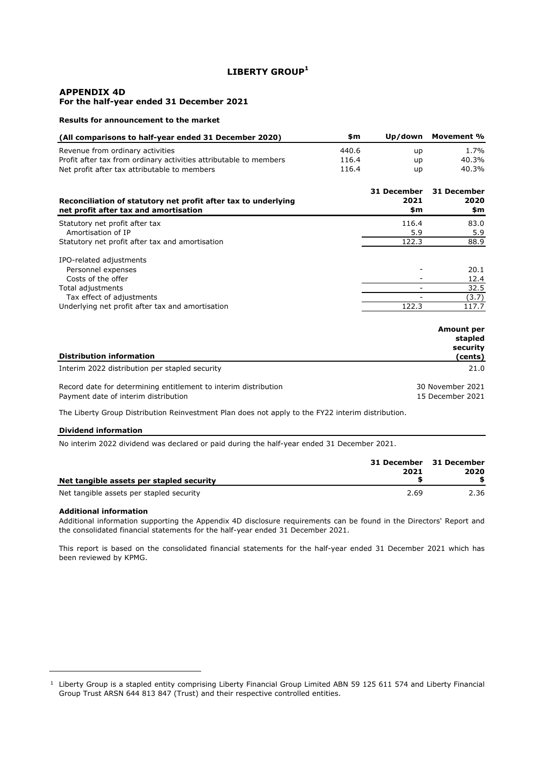# LIBERTY GROUP[1]

## APPENDIX 4D
**For the half-year ended 31 December 2021**

**Results for announcement to the market**

| (All comparisons to half-year ended 31 December 2020) | $m | Up/down | Movement % |
|---|---|---|---|
| Revenue from ordinary activities | 440.6 | up | 1.7% |
| Profit after tax from ordinary activities attributable to members | 116.4 | up | 40.3% |
| Net profit after tax attributable to members | 116.4 | up | 40.3% |

| Reconciliation of statutory net profit after tax to underlying net profit after tax and amortisation | 31 December 2021 $m | 31 December 2020 $m |
|---|---|---|
| Statutory net profit after tax | 116.4 | 83.0 |
| Amortisation of IP | 5.9 | 5.9 |
| Statutory net profit after tax and amortisation | 122.3 | 88.9 |
| IPO-related adjustments | | |
| Personnel expenses | - | 20.1 |
| Costs of the offer | - | 12.4 |
| Total adjustments | - | 32.5 |
| Tax effect of adjustments | - | (3.7) |
| Underlying net profit after tax and amortisation | 122.3 | 117.7 |

| Distribution information | Amount per stapled security (cents) |
|---|---|
| Interim 2022 distribution per stapled security | 21.0 |
| Record date for determining entitlement to interim distribution | 30 November 2021 |
| Payment date of interim distribution | 15 December 2021 |

The Liberty Group Distribution Reinvestment Plan does not apply to the FY22 interim distribution.

**Dividend information**

No interim 2022 dividend was declared or paid during the half-year ended 31 December 2021.

| Net tangible assets per stapled security | 31 December 2021 $ | 31 December 2020 $ |
|---|---|---|
| Net tangible assets per stapled security | 2.69 | 2.36 |

**Additional information**

Additional information supporting the Appendix 4D disclosure requirements can be found in the Directors' Report and the consolidated financial statements for the half-year ended 31 December 2021.

This report is based on the consolidated financial statements for the half-year ended 31 December 2021 which has been reviewed by KPMG.

[1] Liberty Group is a stapled entity comprising Liberty Financial Group Limited ABN 59 125 611 574 and Liberty Financial Group Trust ARSN 644 813 847 (Trust) and their respective controlled entities.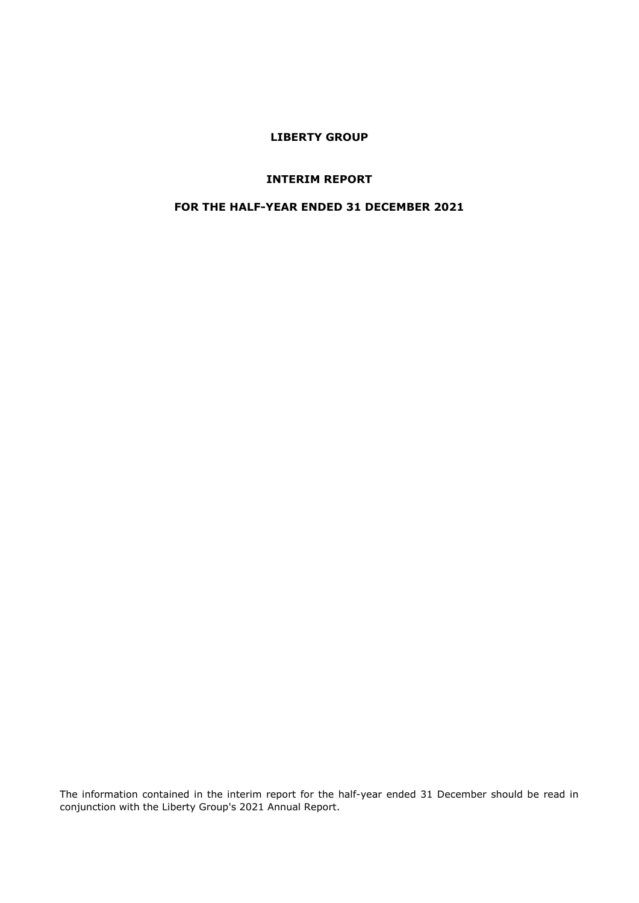# LIBERTY GROUP

## INTERIM REPORT

## FOR THE HALF-YEAR ENDED 31 DECEMBER 2021

The information contained in the interim report for the half-year ended 31 December should be read in conjunction with the Liberty Group's 2021 Annual Report.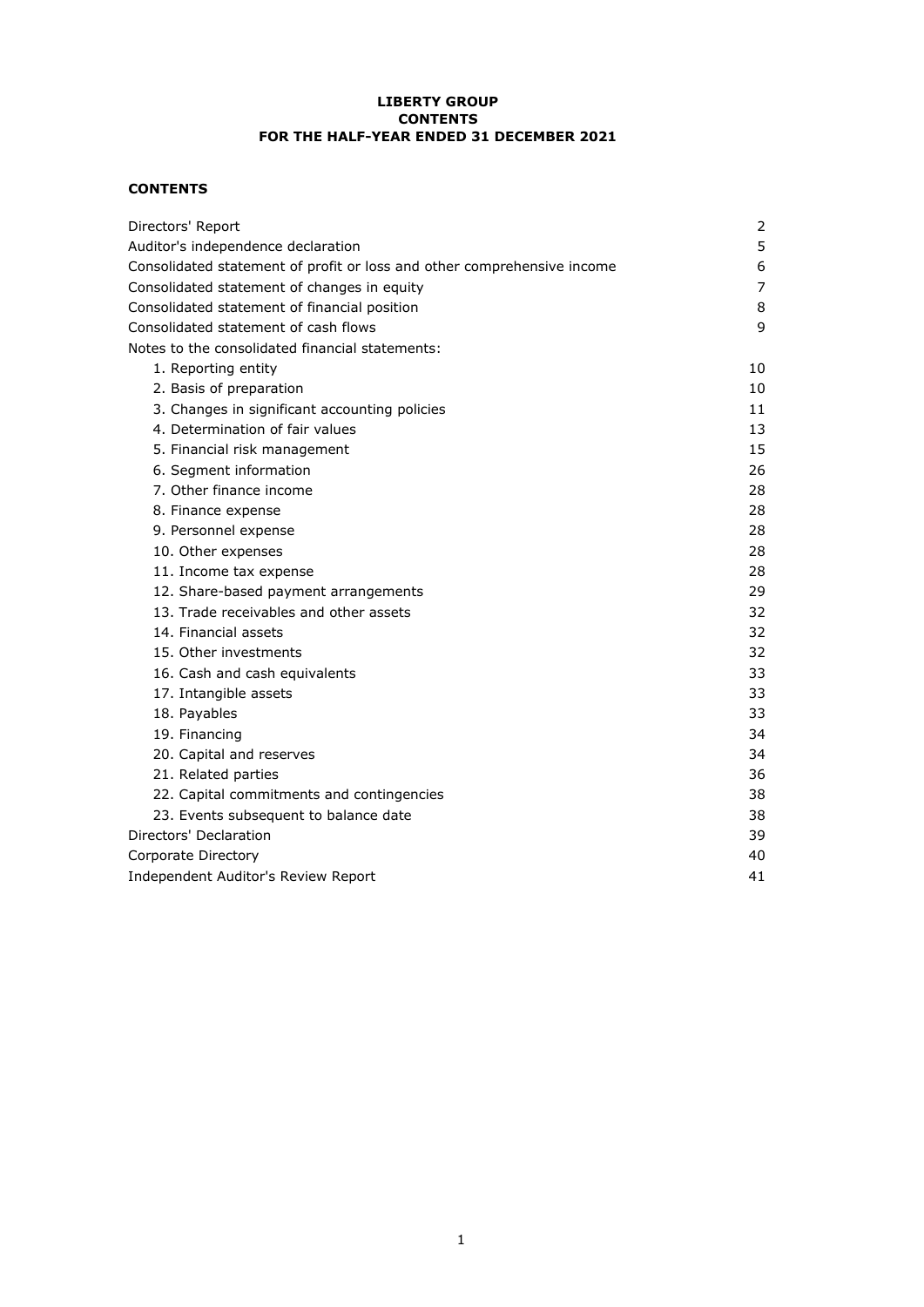**LIBERTY GROUP**
**CONTENTS**
**FOR THE HALF-YEAR ENDED 31 DECEMBER 2021**

**CONTENTS**

| | |
|---|---|
| Directors' Report | 2 |
| Auditor's independence declaration | 5 |
| Consolidated statement of profit or loss and other comprehensive income | 6 |
| Consolidated statement of changes in equity | 7 |
| Consolidated statement of financial position | 8 |
| Consolidated statement of cash flows | 9 |
| Notes to the consolidated financial statements: | |
| 1. Reporting entity | 10 |
| 2. Basis of preparation | 10 |
| 3. Changes in significant accounting policies | 11 |
| 4. Determination of fair values | 13 |
| 5. Financial risk management | 15 |
| 6. Segment information | 26 |
| 7. Other finance income | 28 |
| 8. Finance expense | 28 |
| 9. Personnel expense | 28 |
| 10. Other expenses | 28 |
| 11. Income tax expense | 28 |
| 12. Share-based payment arrangements | 29 |
| 13. Trade receivables and other assets | 32 |
| 14. Financial assets | 32 |
| 15. Other investments | 32 |
| 16. Cash and cash equivalents | 33 |
| 17. Intangible assets | 33 |
| 18. Payables | 33 |
| 19. Financing | 34 |
| 20. Capital and reserves | 34 |
| 21. Related parties | 36 |
| 22. Capital commitments and contingencies | 38 |
| 23. Events subsequent to balance date | 38 |
| Directors' Declaration | 39 |
| Corporate Directory | 40 |
| Independent Auditor's Review Report | 41 |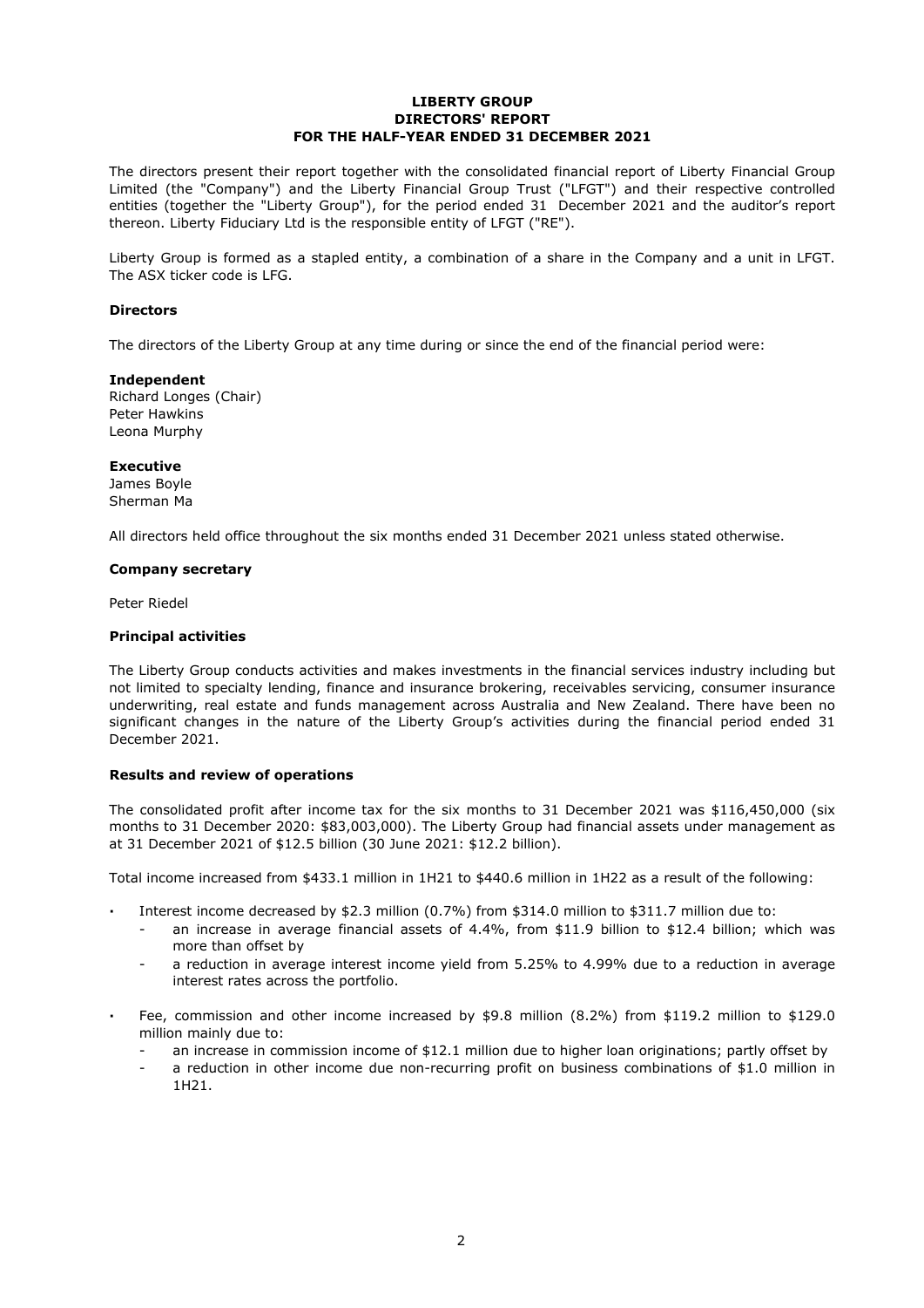**LIBERTY GROUP**
**DIRECTORS' REPORT**
**FOR THE HALF-YEAR ENDED 31 DECEMBER 2021**

The directors present their report together with the consolidated financial report of Liberty Financial Group Limited (the "Company") and the Liberty Financial Group Trust ("LFGT") and their respective controlled entities (together the "Liberty Group"), for the period ended 31 December 2021 and the auditor's report thereon. Liberty Fiduciary Ltd is the responsible entity of LFGT ("RE").

Liberty Group is formed as a stapled entity, a combination of a share in the Company and a unit in LFGT. The ASX ticker code is LFG.

**Directors**

The directors of the Liberty Group at any time during or since the end of the financial period were:

**Independent**
Richard Longes (Chair)
Peter Hawkins
Leona Murphy

**Executive**
James Boyle
Sherman Ma

All directors held office throughout the six months ended 31 December 2021 unless stated otherwise.

**Company secretary**

Peter Riedel

**Principal activities**

The Liberty Group conducts activities and makes investments in the financial services industry including but not limited to specialty lending, finance and insurance brokering, receivables servicing, consumer insurance underwriting, real estate and funds management across Australia and New Zealand. There have been no significant changes in the nature of the Liberty Group's activities during the financial period ended 31 December 2021.

**Results and review of operations**

The consolidated profit after income tax for the six months to 31 December 2021 was $116,450,000 (six months to 31 December 2020: $83,003,000). The Liberty Group had financial assets under management as at 31 December 2021 of $12.5 billion (30 June 2021: $12.2 billion).

Total income increased from $433.1 million in 1H21 to $440.6 million in 1H22 as a result of the following:

- Interest income decreased by $2.3 million (0.7%) from $314.0 million to $311.7 million due to:
  - an increase in average financial assets of 4.4%, from $11.9 billion to $12.4 billion; which was more than offset by
  - a reduction in average interest income yield from 5.25% to 4.99% due to a reduction in average interest rates across the portfolio.
- Fee, commission and other income increased by $9.8 million (8.2%) from $119.2 million to $129.0 million mainly due to:
  - an increase in commission income of $12.1 million due to higher loan originations; partly offset by
  - a reduction in other income due non-recurring profit on business combinations of $1.0 million in 1H21.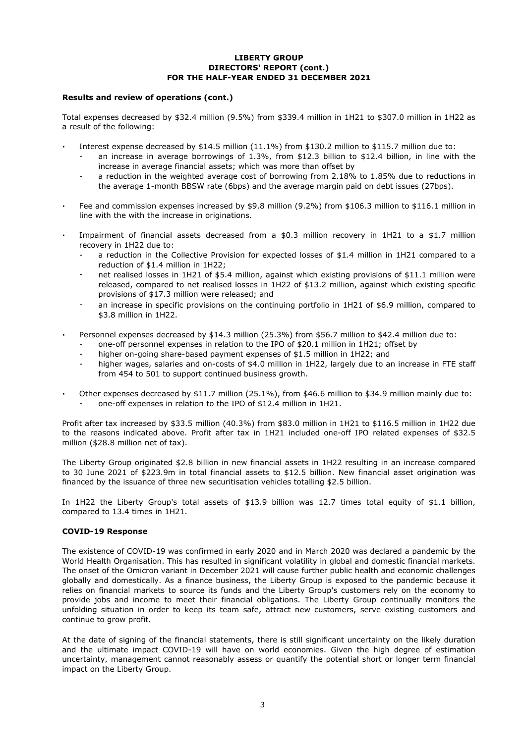**LIBERTY GROUP**
**DIRECTORS' REPORT (cont.)**
**FOR THE HALF-YEAR ENDED 31 DECEMBER 2021**

**Results and review of operations (cont.)**

Total expenses decreased by $32.4 million (9.5%) from $339.4 million in 1H21 to $307.0 million in 1H22 as a result of the following:

- Interest expense decreased by $14.5 million (11.1%) from $130.2 million to $115.7 million due to:
  - an increase in average borrowings of 1.3%, from $12.3 billion to $12.4 billion, in line with the increase in average financial assets; which was more than offset by
  - a reduction in the weighted average cost of borrowing from 2.18% to 1.85% due to reductions in the average 1-month BBSW rate (6bps) and the average margin paid on debt issues (27bps).
- Fee and commission expenses increased by $9.8 million (9.2%) from $106.3 million to $116.1 million in line with the with the increase in originations.
- Impairment of financial assets decreased from a $0.3 million recovery in 1H21 to a $1.7 million recovery in 1H22 due to:
  - a reduction in the Collective Provision for expected losses of $1.4 million in 1H21 compared to a reduction of $1.4 million in 1H22;
  - net realised losses in 1H21 of $5.4 million, against which existing provisions of $11.1 million were released, compared to net realised losses in 1H22 of $13.2 million, against which existing specific provisions of $17.3 million were released; and
  - an increase in specific provisions on the continuing portfolio in 1H21 of $6.9 million, compared to $3.8 million in 1H22.
- Personnel expenses decreased by $14.3 million (25.3%) from $56.7 million to $42.4 million due to:
  - one-off personnel expenses in relation to the IPO of $20.1 million in 1H21; offset by
  - higher on-going share-based payment expenses of $1.5 million in 1H22; and
  - higher wages, salaries and on-costs of $4.0 million in 1H22, largely due to an increase in FTE staff from 454 to 501 to support continued business growth.
- Other expenses decreased by $11.7 million (25.1%), from $46.6 million to $34.9 million mainly due to:
  - one-off expenses in relation to the IPO of $12.4 million in 1H21.

Profit after tax increased by $33.5 million (40.3%) from $83.0 million in 1H21 to $116.5 million in 1H22 due to the reasons indicated above. Profit after tax in 1H21 included one-off IPO related expenses of $32.5 million ($28.8 million net of tax).

The Liberty Group originated $2.8 billion in new financial assets in 1H22 resulting in an increase compared to 30 June 2021 of $223.9m in total financial assets to $12.5 billion. New financial asset origination was financed by the issuance of three new securitisation vehicles totalling $2.5 billion.

In 1H22 the Liberty Group's total assets of $13.9 billion was 12.7 times total equity of $1.1 billion, compared to 13.4 times in 1H21.

**COVID-19 Response**

The existence of COVID-19 was confirmed in early 2020 and in March 2020 was declared a pandemic by the World Health Organisation. This has resulted in significant volatility in global and domestic financial markets. The onset of the Omicron variant in December 2021 will cause further public health and economic challenges globally and domestically. As a finance business, the Liberty Group is exposed to the pandemic because it relies on financial markets to source its funds and the Liberty Group's customers rely on the economy to provide jobs and income to meet their financial obligations. The Liberty Group continually monitors the unfolding situation in order to keep its team safe, attract new customers, serve existing customers and continue to grow profit.

At the date of signing of the financial statements, there is still significant uncertainty on the likely duration and the ultimate impact COVID-19 will have on world economies. Given the high degree of estimation uncertainty, management cannot reasonably assess or quantify the potential short or longer term financial impact on the Liberty Group.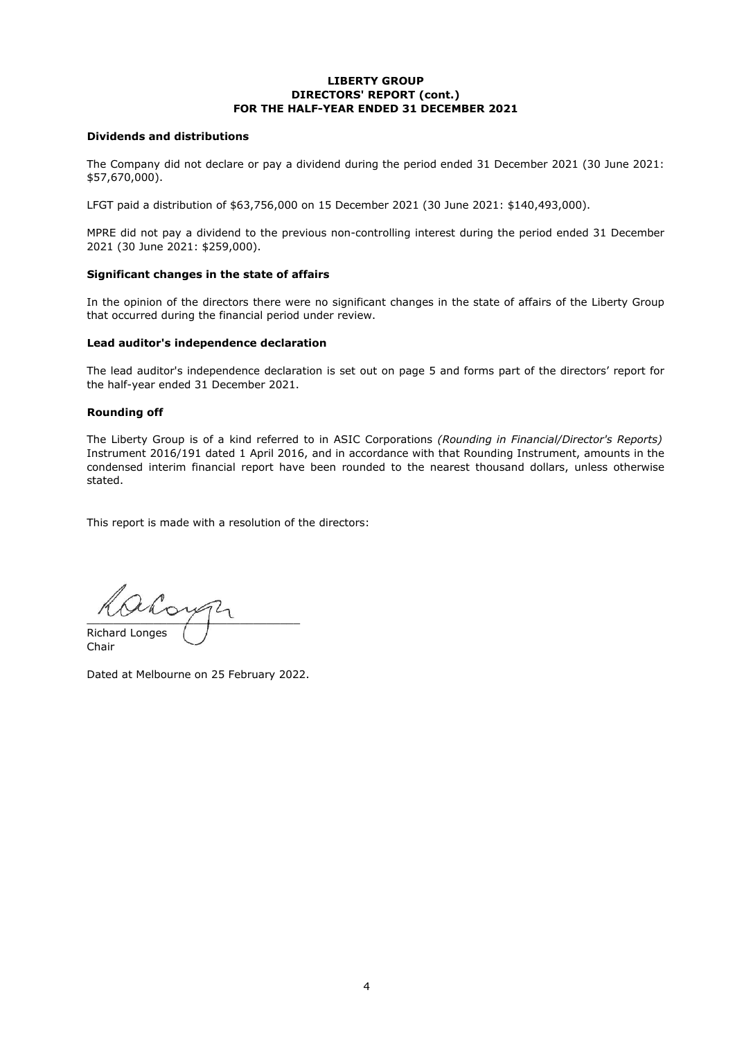**LIBERTY GROUP**
**DIRECTORS' REPORT (cont.)**
**FOR THE HALF-YEAR ENDED 31 DECEMBER 2021**

### Dividends and distributions

The Company did not declare or pay a dividend during the period ended 31 December 2021 (30 June 2021: $57,670,000).

LFGT paid a distribution of $63,756,000 on 15 December 2021 (30 June 2021: $140,493,000).

MPRE did not pay a dividend to the previous non-controlling interest during the period ended 31 December 2021 (30 June 2021: $259,000).

### Significant changes in the state of affairs

In the opinion of the directors there were no significant changes in the state of affairs of the Liberty Group that occurred during the financial period under review.

### Lead auditor's independence declaration

The lead auditor's independence declaration is set out on page 5 and forms part of the directors' report for the half-year ended 31 December 2021.

### Rounding off

The Liberty Group is of a kind referred to in ASIC Corporations *(Rounding in Financial/Director's Reports)* Instrument 2016/191 dated 1 April 2016, and in accordance with that Rounding Instrument, amounts in the condensed interim financial report have been rounded to the nearest thousand dollars, unless otherwise stated.

This report is made with a resolution of the directors:

Richard Longes
Chair

Dated at Melbourne on 25 February 2022.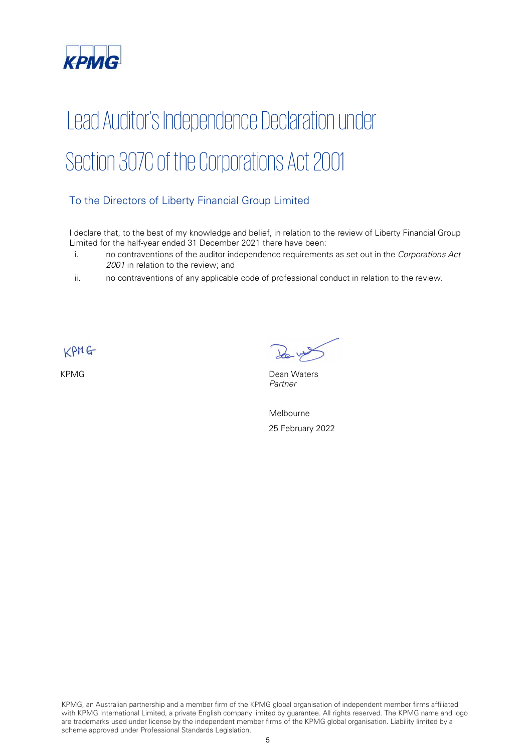# Lead Auditor's Independence Declaration under Section 307C of the Corporations Act 2001

## To the Directors of Liberty Financial Group Limited

I declare that, to the best of my knowledge and belief, in relation to the review of Liberty Financial Group Limited for the half-year ended 31 December 2021 there have been:

i. no contraventions of the auditor independence requirements as set out in the *Corporations Act 2001* in relation to the review; and

ii. no contraventions of any applicable code of professional conduct in relation to the review.

KPMG

Dean Waters
*Partner*

Melbourne

25 February 2022

KPMG, an Australian partnership and a member firm of the KPMG global organisation of independent member firms affiliated with KPMG International Limited, a private English company limited by guarantee. All rights reserved. The KPMG name and logo are trademarks used under license by the independent member firms of the KPMG global organisation. Liability limited by a scheme approved under Professional Standards Legislation.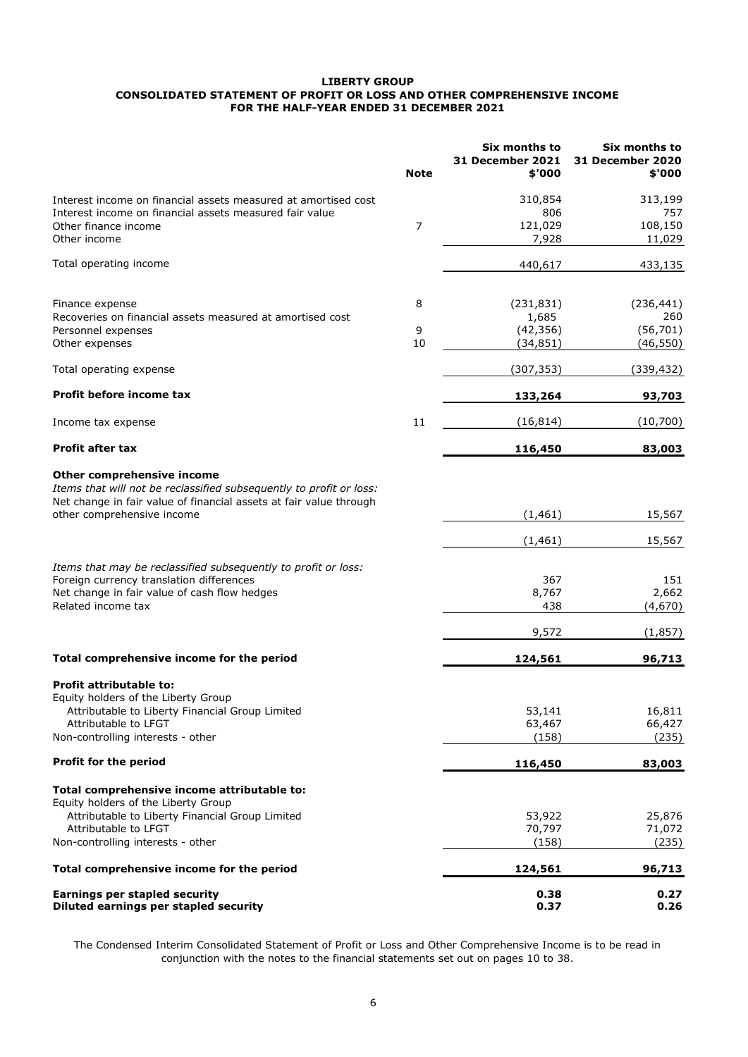**LIBERTY GROUP**
**CONSOLIDATED STATEMENT OF PROFIT OR LOSS AND OTHER COMPREHENSIVE INCOME**
**FOR THE HALF-YEAR ENDED 31 DECEMBER 2021**

| | Note | Six months to 31 December 2021 $'000 | Six months to 31 December 2020 $'000 |
|---|---|---|---|
| Interest income on financial assets measured at amortised cost | | 310,854 | 313,199 |
| Interest income on financial assets measured fair value | | 806 | 757 |
| Other finance income | 7 | 121,029 | 108,150 |
| Other income | | 7,928 | 11,029 |
| Total operating income | | 440,617 | 433,135 |
| Finance expense | 8 | (231,831) | (236,441) |
| Recoveries on financial assets measured at amortised cost | | 1,685 | 260 |
| Personnel expenses | 9 | (42,356) | (56,701) |
| Other expenses | 10 | (34,851) | (46,550) |
| Total operating expense | | (307,353) | (339,432) |
| **Profit before income tax** | | **133,264** | **93,703** |
| Income tax expense | 11 | (16,814) | (10,700) |
| **Profit after tax** | | **116,450** | **83,003** |
| **Other comprehensive income** | | | |
| *Items that will not be reclassified subsequently to profit or loss:* | | | |
| Net change in fair value of financial assets at fair value through other comprehensive income | | (1,461) | 15,567 |
| | | (1,461) | 15,567 |
| *Items that may be reclassified subsequently to profit or loss:* | | | |
| Foreign currency translation differences | | 367 | 151 |
| Net change in fair value of cash flow hedges | | 8,767 | 2,662 |
| Related income tax | | 438 | (4,670) |
| | | 9,572 | (1,857) |
| **Total comprehensive income for the period** | | **124,561** | **96,713** |
| **Profit attributable to:** | | | |
| Equity holders of the Liberty Group | | | |
| Attributable to Liberty Financial Group Limited | | 53,141 | 16,811 |
| Attributable to LFGT | | 63,467 | 66,427 |
| Non-controlling interests - other | | (158) | (235) |
| **Profit for the period** | | **116,450** | **83,003** |
| **Total comprehensive income attributable to:** | | | |
| Equity holders of the Liberty Group | | | |
| Attributable to Liberty Financial Group Limited | | 53,922 | 25,876 |
| Attributable to LFGT | | 70,797 | 71,072 |
| Non-controlling interests - other | | (158) | (235) |
| **Total comprehensive income for the period** | | **124,561** | **96,713** |
| **Earnings per stapled security** | | **0.38** | **0.27** |
| **Diluted earnings per stapled security** | | **0.37** | **0.26** |

The Condensed Interim Consolidated Statement of Profit or Loss and Other Comprehensive Income is to be read in conjunction with the notes to the financial statements set out on pages 10 to 38.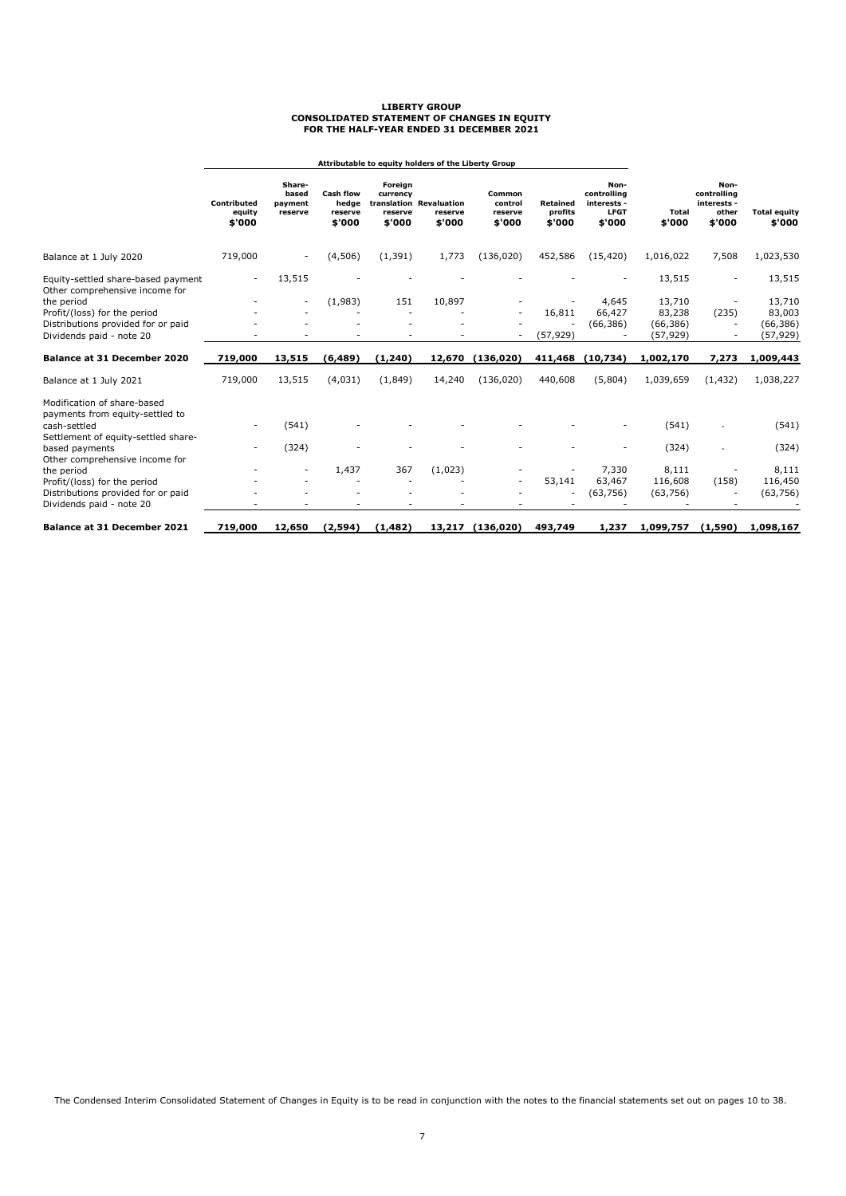# LIBERTY GROUP
## CONSOLIDATED STATEMENT OF CHANGES IN EQUITY
## FOR THE HALF-YEAR ENDED 31 DECEMBER 2021

| | Attributable to equity holders of the Liberty Group | | | | | | | | | | | |
|---|---|---|---|---|---|---|---|---|---|---|---|---|
| | Contributed equity $'000 | Share-based payment reserve | Cash flow hedge reserve $'000 | Foreign currency translation reserve $'000 | Revaluation reserve $'000 | Common control reserve $'000 | Retained profits $'000 | Non-controlling interests - LFGT $'000 | Total $'000 | Non-controlling interests - other $'000 | Total equity $'000 |
| Balance at 1 July 2020 | 719,000 | - | (4,506) | (1,391) | 1,773 | (136,020) | 452,586 | (15,420) | 1,016,022 | 7,508 | 1,023,530 |
| Equity-settled share-based payment | - | 13,515 | - | - | - | - | - | - | 13,515 | - | 13,515 |
| Other comprehensive income for the period | - | - | (1,983) | 151 | 10,897 | - | - | 4,645 | 13,710 | - | 13,710 |
| Profit/(loss) for the period | - | - | - | - | - | - | 16,811 | 66,427 | 83,238 | (235) | 83,003 |
| Distributions provided for or paid | - | - | - | - | - | - | - | (66,386) | (66,386) | - | (66,386) |
| Dividends paid - note 20 | - | - | - | - | - | - | (57,929) | - | (57,929) | - | (57,929) |
| **Balance at 31 December 2020** | **719,000** | **13,515** | **(6,489)** | **(1,240)** | **12,670** | **(136,020)** | **411,468** | **(10,734)** | **1,002,170** | **7,273** | **1,009,443** |
| Balance at 1 July 2021 | 719,000 | 13,515 | (4,031) | (1,849) | 14,240 | (136,020) | 440,608 | (5,804) | 1,039,659 | (1,432) | 1,038,227 |
| Modification of share-based payments from equity-settled to cash-settled | - | (541) | - | - | - | - | - | - | (541) | - | (541) |
| Settlement of equity-settled share-based payments | - | (324) | - | - | - | - | - | - | (324) | - | (324) |
| Other comprehensive income for the period | - | - | 1,437 | 367 | (1,023) | - | - | 7,330 | 8,111 | - | 8,111 |
| Profit/(loss) for the period | - | - | - | - | - | - | 53,141 | 63,467 | 116,608 | (158) | 116,450 |
| Distributions provided for or paid | - | - | - | - | - | - | - | (63,756) | (63,756) | - | (63,756) |
| Dividends paid - note 20 | - | - | - | - | - | - | - | - | - | - | - |
| **Balance at 31 December 2021** | **719,000** | **12,650** | **(2,594)** | **(1,482)** | **13,217** | **(136,020)** | **493,749** | **1,237** | **1,099,757** | **(1,590)** | **1,098,167** |

The Condensed Interim Consolidated Statement of Changes in Equity is to be read in conjunction with the notes to the financial statements set out on pages 10 to 38.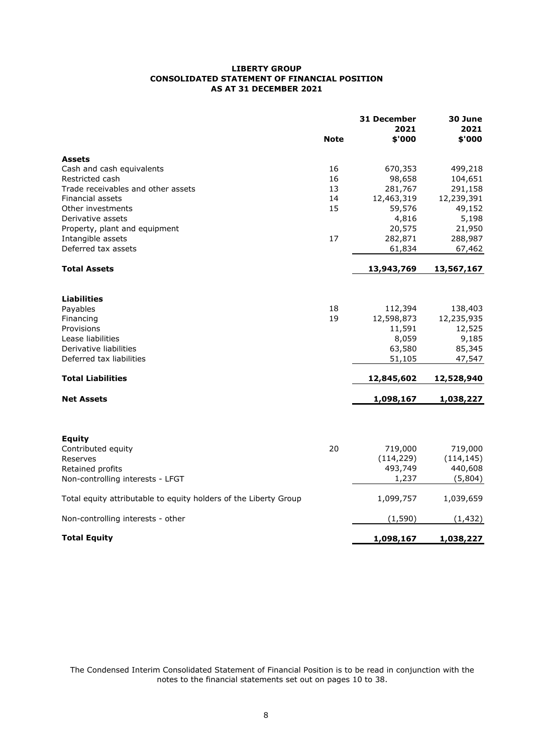**LIBERTY GROUP**
**CONSOLIDATED STATEMENT OF FINANCIAL POSITION**
**AS AT 31 DECEMBER 2021**

| | Note | 31 December 2021 \$'000 | 30 June 2021 \$'000 |
|---|---|---|---|
| **Assets** | | | |
| Cash and cash equivalents | 16 | 670,353 | 499,218 |
| Restricted cash | 16 | 98,658 | 104,651 |
| Trade receivables and other assets | 13 | 281,767 | 291,158 |
| Financial assets | 14 | 12,463,319 | 12,239,391 |
| Other investments | 15 | 59,576 | 49,152 |
| Derivative assets | | 4,816 | 5,198 |
| Property, plant and equipment | | 20,575 | 21,950 |
| Intangible assets | 17 | 282,871 | 288,987 |
| Deferred tax assets | | 61,834 | 67,462 |
| **Total Assets** | | **13,943,769** | **13,567,167** |
| **Liabilities** | | | |
| Payables | 18 | 112,394 | 138,403 |
| Financing | 19 | 12,598,873 | 12,235,935 |
| Provisions | | 11,591 | 12,525 |
| Lease liabilities | | 8,059 | 9,185 |
| Derivative liabilities | | 63,580 | 85,345 |
| Deferred tax liabilities | | 51,105 | 47,547 |
| **Total Liabilities** | | **12,845,602** | **12,528,940** |
| **Net Assets** | | **1,098,167** | **1,038,227** |
| **Equity** | | | |
| Contributed equity | 20 | 719,000 | 719,000 |
| Reserves | | (114,229) | (114,145) |
| Retained profits | | 493,749 | 440,608 |
| Non-controlling interests - LFGT | | 1,237 | (5,804) |
| Total equity attributable to equity holders of the Liberty Group | | 1,099,757 | 1,039,659 |
| Non-controlling interests - other | | (1,590) | (1,432) |
| **Total Equity** | | **1,098,167** | **1,038,227** |

The Condensed Interim Consolidated Statement of Financial Position is to be read in conjunction with the notes to the financial statements set out on pages 10 to 38.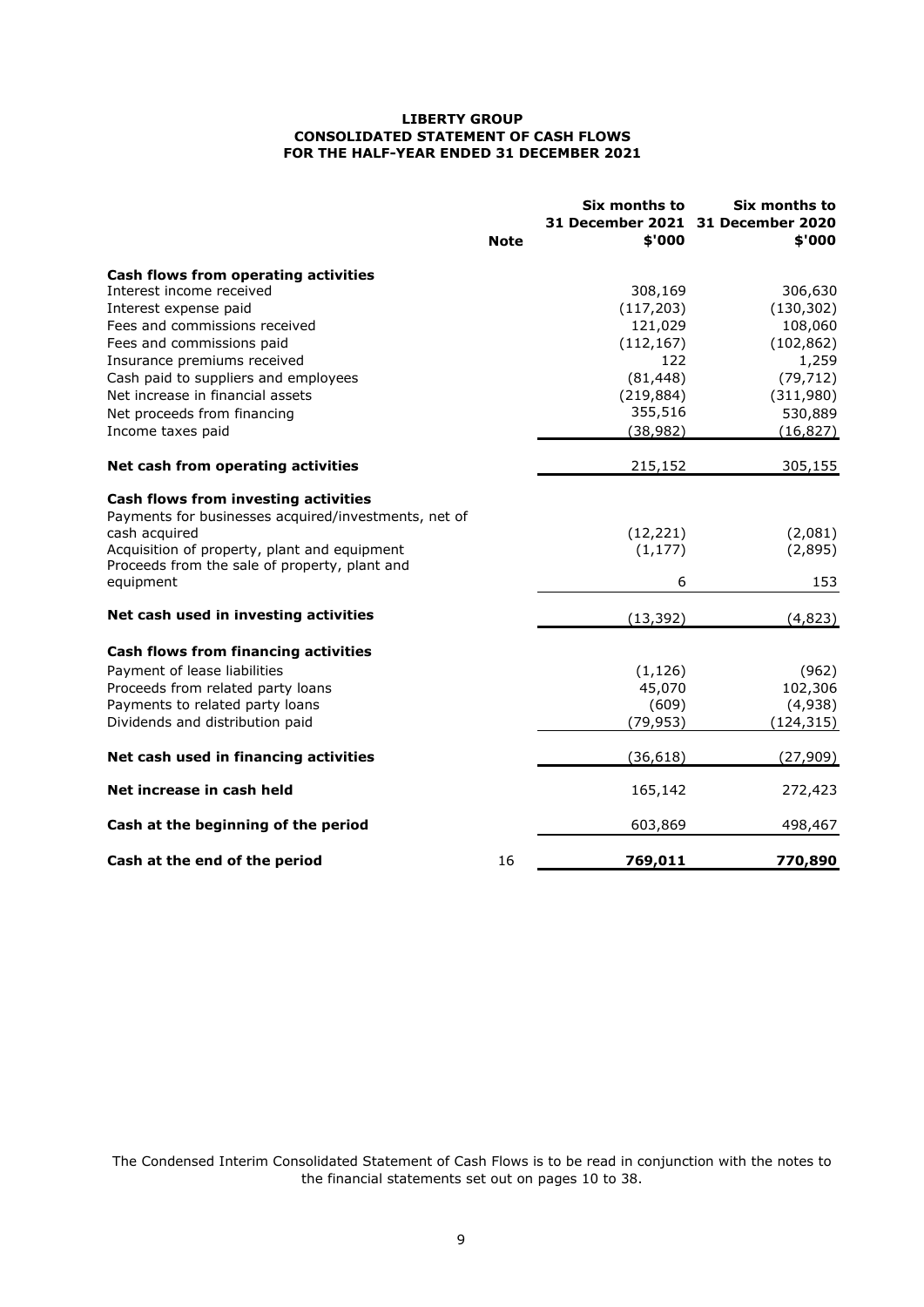# LIBERTY GROUP
## CONSOLIDATED STATEMENT OF CASH FLOWS
## FOR THE HALF-YEAR ENDED 31 DECEMBER 2021

| | Note | Six months to 31 December 2021 $'000 | Six months to 31 December 2020 $'000 |
|---|---|---|---|
| **Cash flows from operating activities** | | | |
| Interest income received | | 308,169 | 306,630 |
| Interest expense paid | | (117,203) | (130,302) |
| Fees and commissions received | | 121,029 | 108,060 |
| Fees and commissions paid | | (112,167) | (102,862) |
| Insurance premiums received | | 122 | 1,259 |
| Cash paid to suppliers and employees | | (81,448) | (79,712) |
| Net increase in financial assets | | (219,884) | (311,980) |
| Net proceeds from financing | | 355,516 | 530,889 |
| Income taxes paid | | (38,982) | (16,827) |
| **Net cash from operating activities** | | 215,152 | 305,155 |
| **Cash flows from investing activities** | | | |
| Payments for businesses acquired/investments, net of cash acquired | | (12,221) | (2,081) |
| Acquisition of property, plant and equipment | | (1,177) | (2,895) |
| Proceeds from the sale of property, plant and equipment | | 6 | 153 |
| **Net cash used in investing activities** | | (13,392) | (4,823) |
| **Cash flows from financing activities** | | | |
| Payment of lease liabilities | | (1,126) | (962) |
| Proceeds from related party loans | | 45,070 | 102,306 |
| Payments to related party loans | | (609) | (4,938) |
| Dividends and distribution paid | | (79,953) | (124,315) |
| **Net cash used in financing activities** | | (36,618) | (27,909) |
| **Net increase in cash held** | | 165,142 | 272,423 |
| **Cash at the beginning of the period** | | 603,869 | 498,467 |
| **Cash at the end of the period** | 16 | **769,011** | **770,890** |

The Condensed Interim Consolidated Statement of Cash Flows is to be read in conjunction with the notes to the financial statements set out on pages 10 to 38.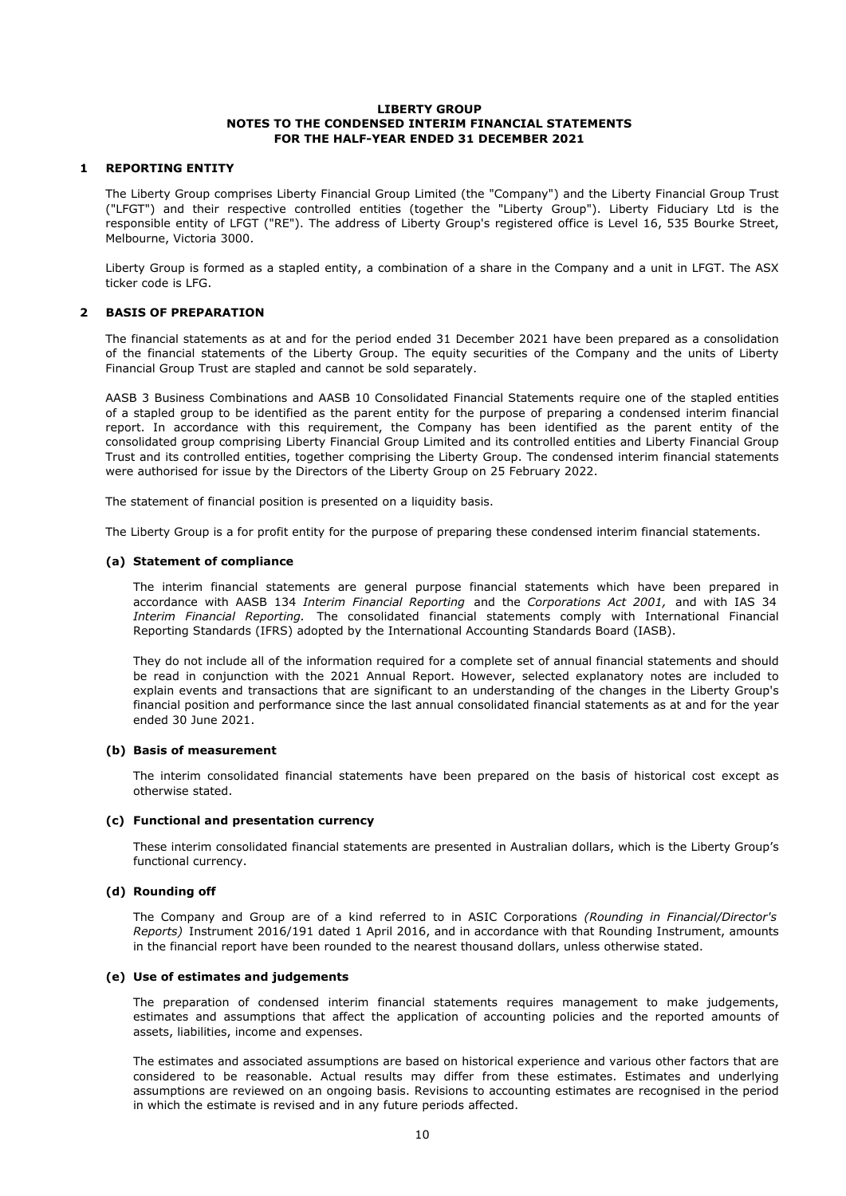# LIBERTY GROUP
## NOTES TO THE CONDENSED INTERIM FINANCIAL STATEMENTS
## FOR THE HALF-YEAR ENDED 31 DECEMBER 2021

### 1 REPORTING ENTITY

The Liberty Group comprises Liberty Financial Group Limited (the "Company") and the Liberty Financial Group Trust ("LFGT") and their respective controlled entities (together the "Liberty Group"). Liberty Fiduciary Ltd is the responsible entity of LFGT ("RE"). The address of Liberty Group's registered office is Level 16, 535 Bourke Street, Melbourne, Victoria 3000.

Liberty Group is formed as a stapled entity, a combination of a share in the Company and a unit in LFGT. The ASX ticker code is LFG.

### 2 BASIS OF PREPARATION

The financial statements as at and for the period ended 31 December 2021 have been prepared as a consolidation of the financial statements of the Liberty Group. The equity securities of the Company and the units of Liberty Financial Group Trust are stapled and cannot be sold separately.

AASB 3 Business Combinations and AASB 10 Consolidated Financial Statements require one of the stapled entities of a stapled group to be identified as the parent entity for the purpose of preparing a condensed interim financial report. In accordance with this requirement, the Company has been identified as the parent entity of the consolidated group comprising Liberty Financial Group Limited and its controlled entities and Liberty Financial Group Trust and its controlled entities, together comprising the Liberty Group. The condensed interim financial statements were authorised for issue by the Directors of the Liberty Group on 25 February 2022.

The statement of financial position is presented on a liquidity basis.

The Liberty Group is a for profit entity for the purpose of preparing these condensed interim financial statements.

#### (a) Statement of compliance

The interim financial statements are general purpose financial statements which have been prepared in accordance with AASB 134 *Interim Financial Reporting* and the *Corporations Act 2001,* and with IAS 34 *Interim Financial Reporting*. The consolidated financial statements comply with International Financial Reporting Standards (IFRS) adopted by the International Accounting Standards Board (IASB).

They do not include all of the information required for a complete set of annual financial statements and should be read in conjunction with the 2021 Annual Report. However, selected explanatory notes are included to explain events and transactions that are significant to an understanding of the changes in the Liberty Group's financial position and performance since the last annual consolidated financial statements as at and for the year ended 30 June 2021.

#### (b) Basis of measurement

The interim consolidated financial statements have been prepared on the basis of historical cost except as otherwise stated.

#### (c) Functional and presentation currency

These interim consolidated financial statements are presented in Australian dollars, which is the Liberty Group's functional currency.

#### (d) Rounding off

The Company and Group are of a kind referred to in ASIC Corporations *(Rounding in Financial/Director's Reports)* Instrument 2016/191 dated 1 April 2016, and in accordance with that Rounding Instrument, amounts in the financial report have been rounded to the nearest thousand dollars, unless otherwise stated.

#### (e) Use of estimates and judgements

The preparation of condensed interim financial statements requires management to make judgements, estimates and assumptions that affect the application of accounting policies and the reported amounts of assets, liabilities, income and expenses.

The estimates and associated assumptions are based on historical experience and various other factors that are considered to be reasonable. Actual results may differ from these estimates. Estimates and underlying assumptions are reviewed on an ongoing basis. Revisions to accounting estimates are recognised in the period in which the estimate is revised and in any future periods affected.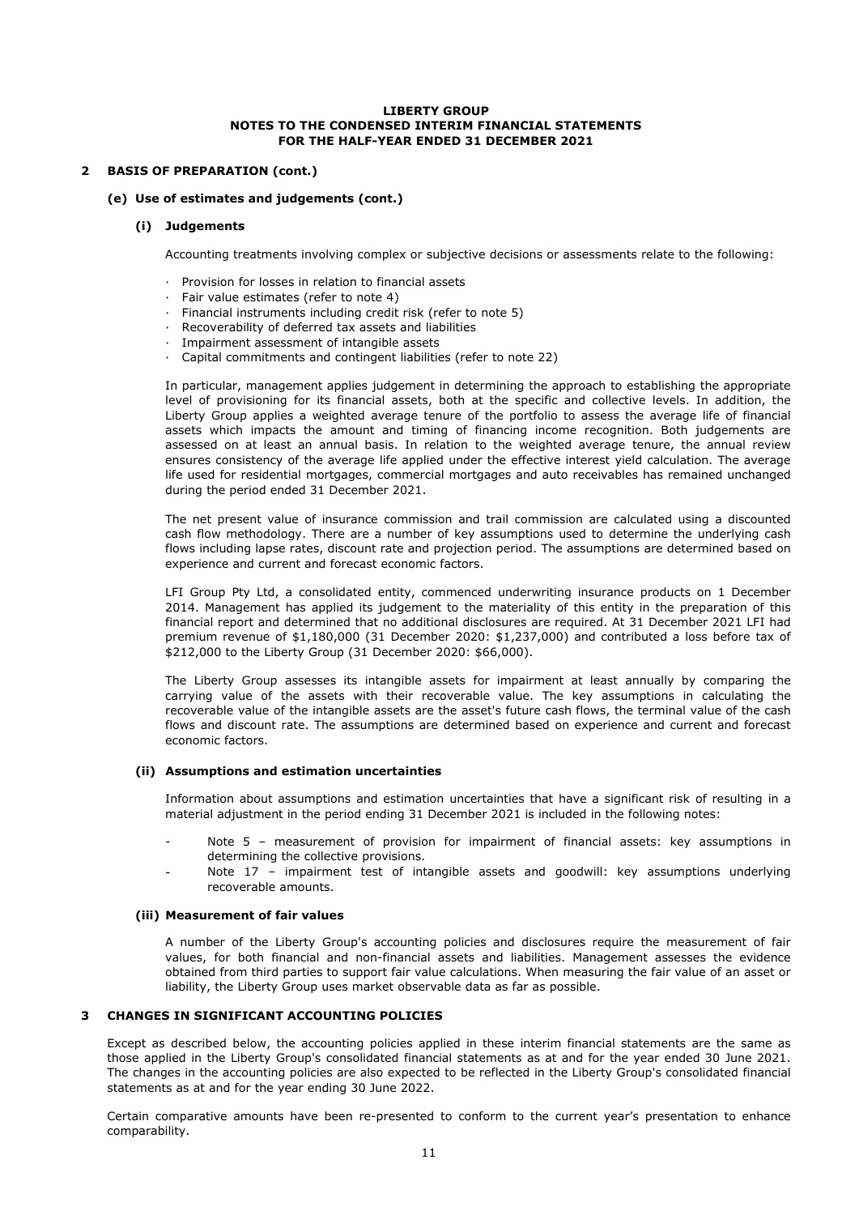## 2 BASIS OF PREPARATION (cont.)

### (e) Use of estimates and judgements (cont.)

#### (i) Judgements

Accounting treatments involving complex or subjective decisions or assessments relate to the following:

- Provision for losses in relation to financial assets
- Fair value estimates (refer to note 4)
- Financial instruments including credit risk (refer to note 5)
- Recoverability of deferred tax assets and liabilities
- Impairment assessment of intangible assets
- Capital commitments and contingent liabilities (refer to note 22)

In particular, management applies judgement in determining the approach to establishing the appropriate level of provisioning for its financial assets, both at the specific and collective levels. In addition, the Liberty Group applies a weighted average tenure of the portfolio to assess the average life of financial assets which impacts the amount and timing of financing income recognition. Both judgements are assessed on at least an annual basis. In relation to the weighted average tenure, the annual review ensures consistency of the average life applied under the effective interest yield calculation. The average life used for residential mortgages, commercial mortgages and auto receivables has remained unchanged during the period ended 31 December 2021.

The net present value of insurance commission and trail commission are calculated using a discounted cash flow methodology. There are a number of key assumptions used to determine the underlying cash flows including lapse rates, discount rate and projection period. The assumptions are determined based on experience and current and forecast economic factors.

LFI Group Pty Ltd, a consolidated entity, commenced underwriting insurance products on 1 December 2014. Management has applied its judgement to the materiality of this entity in the preparation of this financial report and determined that no additional disclosures are required. At 31 December 2021 LFI had premium revenue of $1,180,000 (31 December 2020: $1,237,000) and contributed a loss before tax of $212,000 to the Liberty Group (31 December 2020: $66,000).

The Liberty Group assesses its intangible assets for impairment at least annually by comparing the carrying value of the assets with their recoverable value. The key assumptions in calculating the recoverable value of the intangible assets are the asset's future cash flows, the terminal value of the cash flows and discount rate. The assumptions are determined based on experience and current and forecast economic factors.

#### (ii) Assumptions and estimation uncertainties

Information about assumptions and estimation uncertainties that have a significant risk of resulting in a material adjustment in the period ending 31 December 2021 is included in the following notes:

- Note 5 – measurement of provision for impairment of financial assets: key assumptions in determining the collective provisions.
- Note 17 – impairment test of intangible assets and goodwill: key assumptions underlying recoverable amounts.

#### (iii) Measurement of fair values

A number of the Liberty Group's accounting policies and disclosures require the measurement of fair values, for both financial and non-financial assets and liabilities. Management assesses the evidence obtained from third parties to support fair value calculations. When measuring the fair value of an asset or liability, the Liberty Group uses market observable data as far as possible.

## 3 CHANGES IN SIGNIFICANT ACCOUNTING POLICIES

Except as described below, the accounting policies applied in these interim financial statements are the same as those applied in the Liberty Group's consolidated financial statements as at and for the year ended 30 June 2021. The changes in the accounting policies are also expected to be reflected in the Liberty Group's consolidated financial statements as at and for the year ending 30 June 2022.

Certain comparative amounts have been re-presented to conform to the current year's presentation to enhance comparability.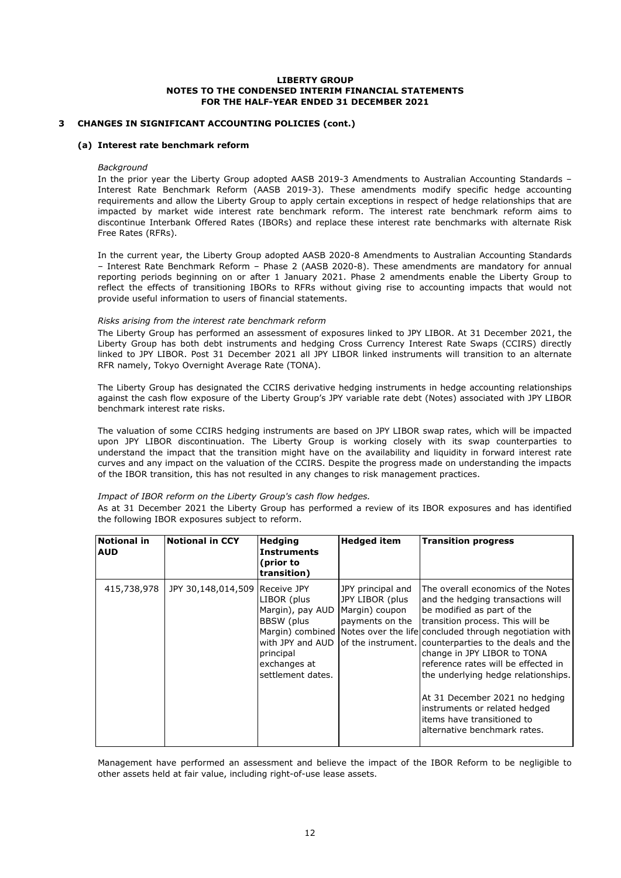## 3 CHANGES IN SIGNIFICANT ACCOUNTING POLICIES (cont.)

### (a) Interest rate benchmark reform

*Background*

In the prior year the Liberty Group adopted AASB 2019-3 Amendments to Australian Accounting Standards – Interest Rate Benchmark Reform (AASB 2019-3). These amendments modify specific hedge accounting requirements and allow the Liberty Group to apply certain exceptions in respect of hedge relationships that are impacted by market wide interest rate benchmark reform. The interest rate benchmark reform aims to discontinue Interbank Offered Rates (IBORs) and replace these interest rate benchmarks with alternate Risk Free Rates (RFRs).

In the current year, the Liberty Group adopted AASB 2020-8 Amendments to Australian Accounting Standards – Interest Rate Benchmark Reform – Phase 2 (AASB 2020-8). These amendments are mandatory for annual reporting periods beginning on or after 1 January 2021. Phase 2 amendments enable the Liberty Group to reflect the effects of transitioning IBORs to RFRs without giving rise to accounting impacts that would not provide useful information to users of financial statements.

*Risks arising from the interest rate benchmark reform*

The Liberty Group has performed an assessment of exposures linked to JPY LIBOR. At 31 December 2021, the Liberty Group has both debt instruments and hedging Cross Currency Interest Rate Swaps (CCIRS) directly linked to JPY LIBOR. Post 31 December 2021 all JPY LIBOR linked instruments will transition to an alternate RFR namely, Tokyo Overnight Average Rate (TONA).

The Liberty Group has designated the CCIRS derivative hedging instruments in hedge accounting relationships against the cash flow exposure of the Liberty Group's JPY variable rate debt (Notes) associated with JPY LIBOR benchmark interest rate risks.

The valuation of some CCIRS hedging instruments are based on JPY LIBOR swap rates, which will be impacted upon JPY LIBOR discontinuation. The Liberty Group is working closely with its swap counterparties to understand the impact that the transition might have on the availability and liquidity in forward interest rate curves and any impact on the valuation of the CCIRS. Despite the progress made on understanding the impacts of the IBOR transition, this has not resulted in any changes to risk management practices.

*Impact of IBOR reform on the Liberty Group's cash flow hedges.*

As at 31 December 2021 the Liberty Group has performed a review of its IBOR exposures and has identified the following IBOR exposures subject to reform.

| Notional in AUD | Notional in CCY | Hedging Instruments (prior to transition) | Hedged item | Transition progress |
|---|---|---|---|---|
| 415,738,978 | JPY 30,148,014,509 | Receive JPY LIBOR (plus Margin), pay AUD BBSW (plus Margin) combined with JPY and AUD principal exchanges at settlement dates. | JPY principal and JPY LIBOR (plus Margin) coupon payments on the Notes over the life of the instrument. | The overall economics of the Notes and the hedging transactions will be modified as part of the transition process. This will be concluded through negotiation with counterparties to the deals and the change in JPY LIBOR to TONA reference rates will be effected in the underlying hedge relationships.<br><br>At 31 December 2021 no hedging instruments or related hedged items have transitioned to alternative benchmark rates. |

Management have performed an assessment and believe the impact of the IBOR Reform to be negligible to other assets held at fair value, including right-of-use lease assets.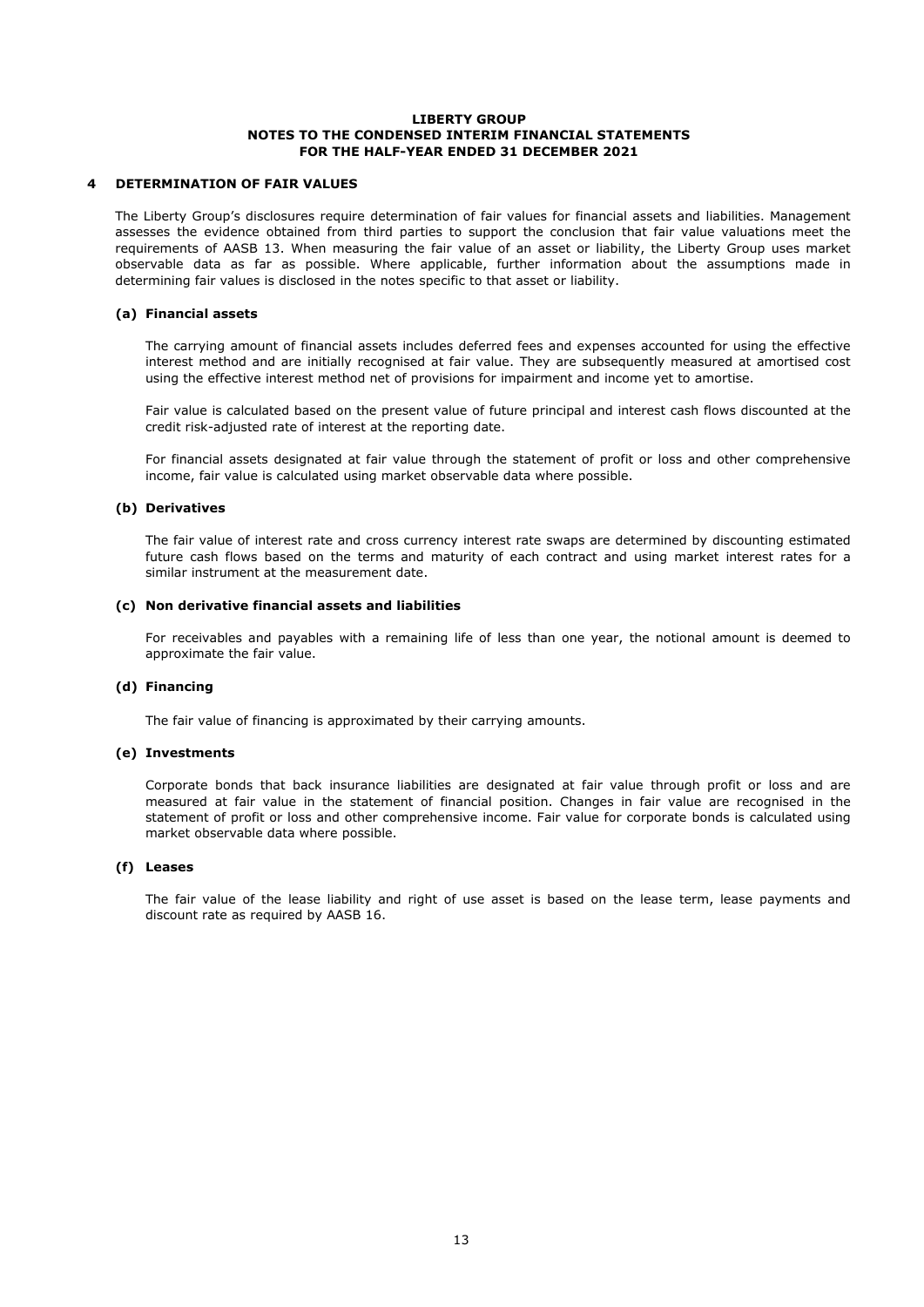## 4 DETERMINATION OF FAIR VALUES

The Liberty Group's disclosures require determination of fair values for financial assets and liabilities. Management assesses the evidence obtained from third parties to support the conclusion that fair value valuations meet the requirements of AASB 13. When measuring the fair value of an asset or liability, the Liberty Group uses market observable data as far as possible. Where applicable, further information about the assumptions made in determining fair values is disclosed in the notes specific to that asset or liability.

### (a) Financial assets

The carrying amount of financial assets includes deferred fees and expenses accounted for using the effective interest method and are initially recognised at fair value. They are subsequently measured at amortised cost using the effective interest method net of provisions for impairment and income yet to amortise.

Fair value is calculated based on the present value of future principal and interest cash flows discounted at the credit risk-adjusted rate of interest at the reporting date.

For financial assets designated at fair value through the statement of profit or loss and other comprehensive income, fair value is calculated using market observable data where possible.

### (b) Derivatives

The fair value of interest rate and cross currency interest rate swaps are determined by discounting estimated future cash flows based on the terms and maturity of each contract and using market interest rates for a similar instrument at the measurement date.

### (c) Non derivative financial assets and liabilities

For receivables and payables with a remaining life of less than one year, the notional amount is deemed to approximate the fair value.

### (d) Financing

The fair value of financing is approximated by their carrying amounts.

### (e) Investments

Corporate bonds that back insurance liabilities are designated at fair value through profit or loss and are measured at fair value in the statement of financial position. Changes in fair value are recognised in the statement of profit or loss and other comprehensive income. Fair value for corporate bonds is calculated using market observable data where possible.

### (f) Leases

The fair value of the lease liability and right of use asset is based on the lease term, lease payments and discount rate as required by AASB 16.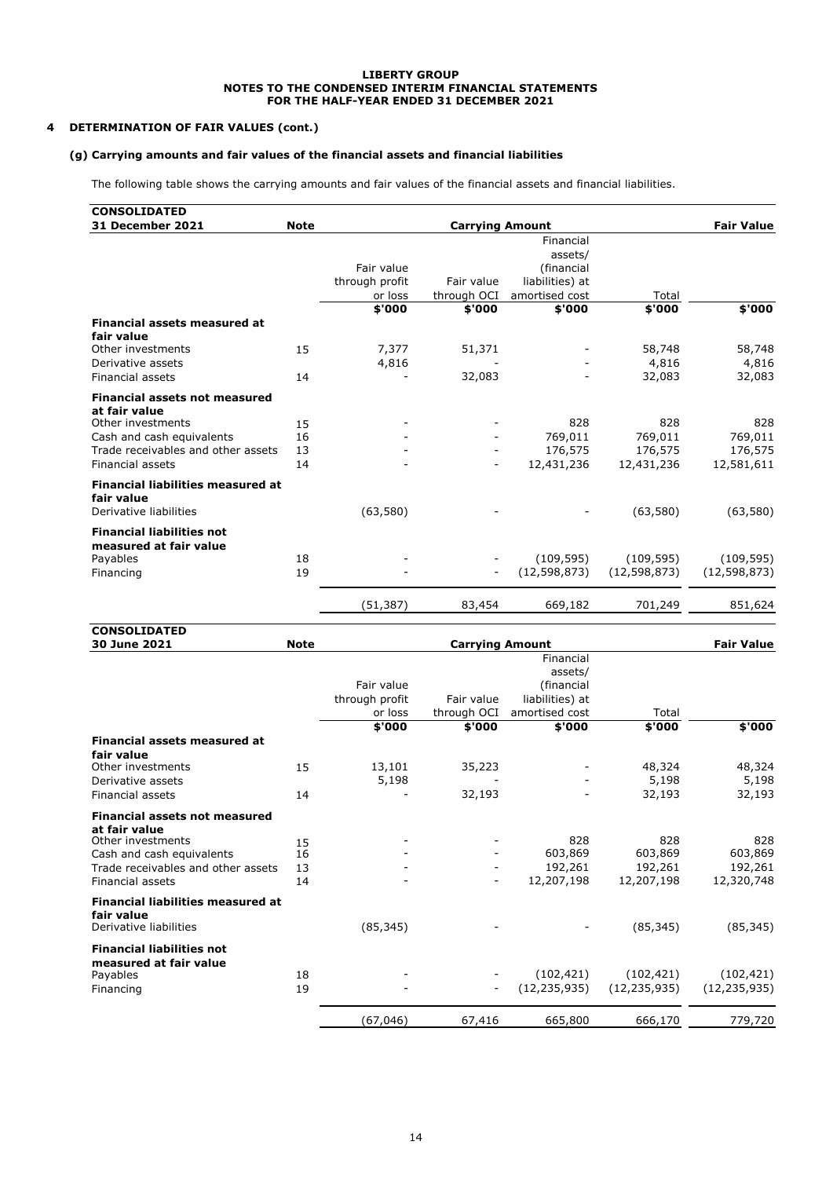**LIBERTY GROUP**
**NOTES TO THE CONDENSED INTERIM FINANCIAL STATEMENTS**
**FOR THE HALF-YEAR ENDED 31 DECEMBER 2021**

## 4 DETERMINATION OF FAIR VALUES (cont.)

### (g) Carrying amounts and fair values of the financial assets and financial liabilities

The following table shows the carrying amounts and fair values of the financial assets and financial liabilities.

| CONSOLIDATED 31 December 2021 | Note | Carrying Amount | | | | Fair Value |
|---|---|---|---|---|---|---|
| | | Fair value through profit or loss | Fair value through OCI | Financial assets/ (financial liabilities) at amortised cost | Total | |
| | | $'000 | $'000 | $'000 | $'000 | $'000 |
| **Financial assets measured at fair value** | | | | | | |
| Other investments | 15 | 7,377 | 51,371 | - | 58,748 | 58,748 |
| Derivative assets | | 4,816 | - | - | 4,816 | 4,816 |
| Financial assets | 14 | - | 32,083 | - | 32,083 | 32,083 |
| **Financial assets not measured at fair value** | | | | | | |
| Other investments | 15 | - | - | 828 | 828 | 828 |
| Cash and cash equivalents | 16 | - | - | 769,011 | 769,011 | 769,011 |
| Trade receivables and other assets | 13 | - | - | 176,575 | 176,575 | 176,575 |
| Financial assets | 14 | - | - | 12,431,236 | 12,431,236 | 12,581,611 |
| **Financial liabilities measured at fair value** | | | | | | |
| Derivative liabilities | | (63,580) | - | - | (63,580) | (63,580) |
| **Financial liabilities not measured at fair value** | | | | | | |
| Payables | 18 | - | - | (109,595) | (109,595) | (109,595) |
| Financing | 19 | - | - | (12,598,873) | (12,598,873) | (12,598,873) |
| | | (51,387) | 83,454 | 669,182 | 701,249 | 851,624 |

| CONSOLIDATED 30 June 2021 | Note | Carrying Amount | | | | Fair Value |
|---|---|---|---|---|---|---|
| | | Fair value through profit or loss | Fair value through OCI | Financial assets/ (financial liabilities) at amortised cost | Total | |
| | | $'000 | $'000 | $'000 | $'000 | $'000 |
| **Financial assets measured at fair value** | | | | | | |
| Other investments | 15 | 13,101 | 35,223 | - | 48,324 | 48,324 |
| Derivative assets | | 5,198 | - | - | 5,198 | 5,198 |
| Financial assets | 14 | - | 32,193 | - | 32,193 | 32,193 |
| **Financial assets not measured at fair value** | | | | | | |
| Other investments | 15 | - | - | 828 | 828 | 828 |
| Cash and cash equivalents | 16 | - | - | 603,869 | 603,869 | 603,869 |
| Trade receivables and other assets | 13 | - | - | 192,261 | 192,261 | 192,261 |
| Financial assets | 14 | - | - | 12,207,198 | 12,207,198 | 12,320,748 |
| **Financial liabilities measured at fair value** | | | | | | |
| Derivative liabilities | | (85,345) | - | - | (85,345) | (85,345) |
| **Financial liabilities not measured at fair value** | | | | | | |
| Payables | 18 | - | - | (102,421) | (102,421) | (102,421) |
| Financing | 19 | - | - | (12,235,935) | (12,235,935) | (12,235,935) |
| | | (67,046) | 67,416 | 665,800 | 666,170 | 779,720 |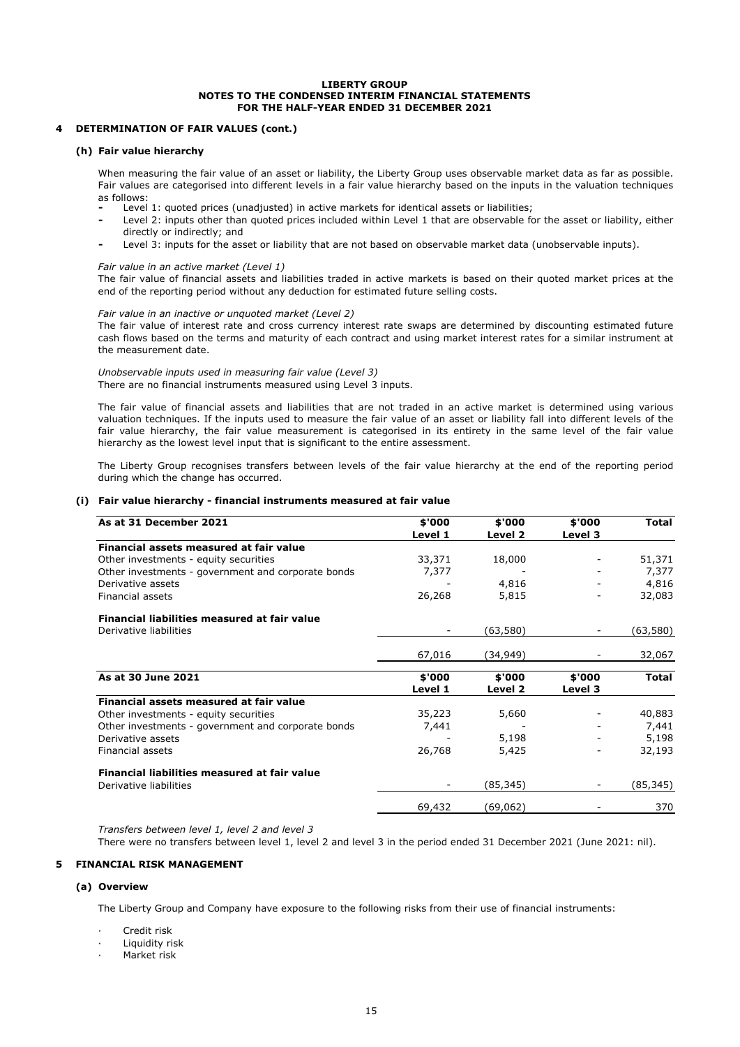## 4 DETERMINATION OF FAIR VALUES (cont.)

### (h) Fair value hierarchy

When measuring the fair value of an asset or liability, the Liberty Group uses observable market data as far as possible. Fair values are categorised into different levels in a fair value hierarchy based on the inputs in the valuation techniques as follows:

- Level 1: quoted prices (unadjusted) in active markets for identical assets or liabilities;
- Level 2: inputs other than quoted prices included within Level 1 that are observable for the asset or liability, either directly or indirectly; and
- Level 3: inputs for the asset or liability that are not based on observable market data (unobservable inputs).

*Fair value in an active market (Level 1)*
The fair value of financial assets and liabilities traded in active markets is based on their quoted market prices at the end of the reporting period without any deduction for estimated future selling costs.

*Fair value in an inactive or unquoted market (Level 2)*
The fair value of interest rate and cross currency interest rate swaps are determined by discounting estimated future cash flows based on the terms and maturity of each contract and using market interest rates for a similar instrument at the measurement date.

*Unobservable inputs used in measuring fair value (Level 3)*
There are no financial instruments measured using Level 3 inputs.

The fair value of financial assets and liabilities that are not traded in an active market is determined using various valuation techniques. If the inputs used to measure the fair value of an asset or liability fall into different levels of the fair value hierarchy, the fair value measurement is categorised in its entirety in the same level of the fair value hierarchy as the lowest level input that is significant to the entire assessment.

The Liberty Group recognises transfers between levels of the fair value hierarchy at the end of the reporting period during which the change has occurred.

### (i) Fair value hierarchy - financial instruments measured at fair value

| As at 31 December 2021 | $'000 Level 1 | $'000 Level 2 | $'000 Level 3 | Total |
|---|---|---|---|---|
| **Financial assets measured at fair value** | | | | |
| Other investments - equity securities | 33,371 | 18,000 | - | 51,371 |
| Other investments - government and corporate bonds | 7,377 | - | - | 7,377 |
| Derivative assets | - | 4,816 | - | 4,816 |
| Financial assets | 26,268 | 5,815 | - | 32,083 |
| **Financial liabilities measured at fair value** | | | | |
| Derivative liabilities | - | (63,580) | - | (63,580) |
| | 67,016 | (34,949) | - | 32,067 |

| As at 30 June 2021 | $'000 Level 1 | $'000 Level 2 | $'000 Level 3 | Total |
|---|---|---|---|---|
| **Financial assets measured at fair value** | | | | |
| Other investments - equity securities | 35,223 | 5,660 | - | 40,883 |
| Other investments - government and corporate bonds | 7,441 | - | - | 7,441 |
| Derivative assets | - | 5,198 | - | 5,198 |
| Financial assets | 26,768 | 5,425 | - | 32,193 |
| **Financial liabilities measured at fair value** | | | | |
| Derivative liabilities | - | (85,345) | - | (85,345) |
| | 69,432 | (69,062) | - | 370 |

*Transfers between level 1, level 2 and level 3*
There were no transfers between level 1, level 2 and level 3 in the period ended 31 December 2021 (June 2021: nil).

## 5 FINANCIAL RISK MANAGEMENT

### (a) Overview

The Liberty Group and Company have exposure to the following risks from their use of financial instruments:

- Credit risk
- Liquidity risk
- Market risk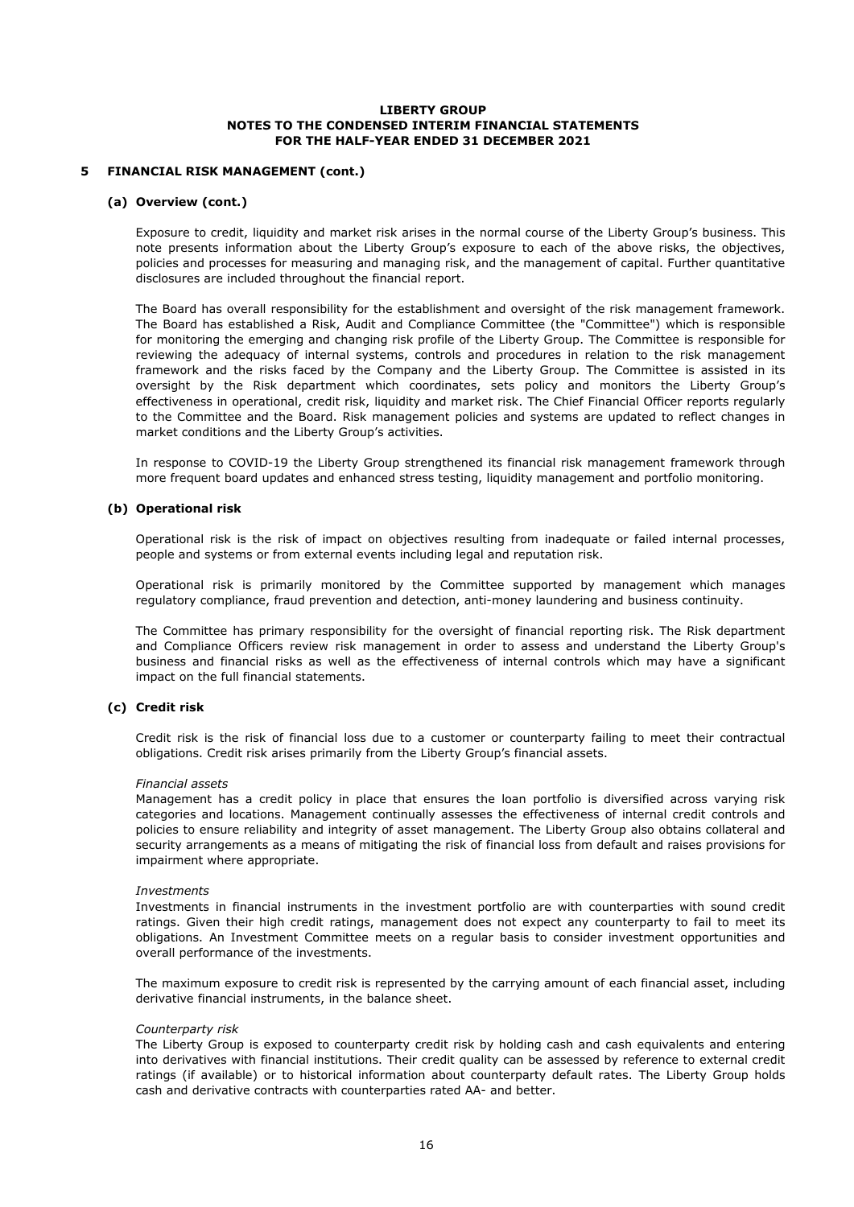## 5 FINANCIAL RISK MANAGEMENT (cont.)

### (a) Overview (cont.)

Exposure to credit, liquidity and market risk arises in the normal course of the Liberty Group's business. This note presents information about the Liberty Group's exposure to each of the above risks, the objectives, policies and processes for measuring and managing risk, and the management of capital. Further quantitative disclosures are included throughout the financial report.

The Board has overall responsibility for the establishment and oversight of the risk management framework. The Board has established a Risk, Audit and Compliance Committee (the "Committee") which is responsible for monitoring the emerging and changing risk profile of the Liberty Group. The Committee is responsible for reviewing the adequacy of internal systems, controls and procedures in relation to the risk management framework and the risks faced by the Company and the Liberty Group. The Committee is assisted in its oversight by the Risk department which coordinates, sets policy and monitors the Liberty Group's effectiveness in operational, credit risk, liquidity and market risk. The Chief Financial Officer reports regularly to the Committee and the Board. Risk management policies and systems are updated to reflect changes in market conditions and the Liberty Group's activities.

In response to COVID-19 the Liberty Group strengthened its financial risk management framework through more frequent board updates and enhanced stress testing, liquidity management and portfolio monitoring.

### (b) Operational risk

Operational risk is the risk of impact on objectives resulting from inadequate or failed internal processes, people and systems or from external events including legal and reputation risk.

Operational risk is primarily monitored by the Committee supported by management which manages regulatory compliance, fraud prevention and detection, anti-money laundering and business continuity.

The Committee has primary responsibility for the oversight of financial reporting risk. The Risk department and Compliance Officers review risk management in order to assess and understand the Liberty Group's business and financial risks as well as the effectiveness of internal controls which may have a significant impact on the full financial statements.

### (c) Credit risk

Credit risk is the risk of financial loss due to a customer or counterparty failing to meet their contractual obligations. Credit risk arises primarily from the Liberty Group's financial assets.

*Financial assets*
Management has a credit policy in place that ensures the loan portfolio is diversified across varying risk categories and locations. Management continually assesses the effectiveness of internal credit controls and policies to ensure reliability and integrity of asset management. The Liberty Group also obtains collateral and security arrangements as a means of mitigating the risk of financial loss from default and raises provisions for impairment where appropriate.

*Investments*
Investments in financial instruments in the investment portfolio are with counterparties with sound credit ratings. Given their high credit ratings, management does not expect any counterparty to fail to meet its obligations. An Investment Committee meets on a regular basis to consider investment opportunities and overall performance of the investments.

The maximum exposure to credit risk is represented by the carrying amount of each financial asset, including derivative financial instruments, in the balance sheet.

*Counterparty risk*
The Liberty Group is exposed to counterparty credit risk by holding cash and cash equivalents and entering into derivatives with financial institutions. Their credit quality can be assessed by reference to external credit ratings (if available) or to historical information about counterparty default rates. The Liberty Group holds cash and derivative contracts with counterparties rated AA- and better.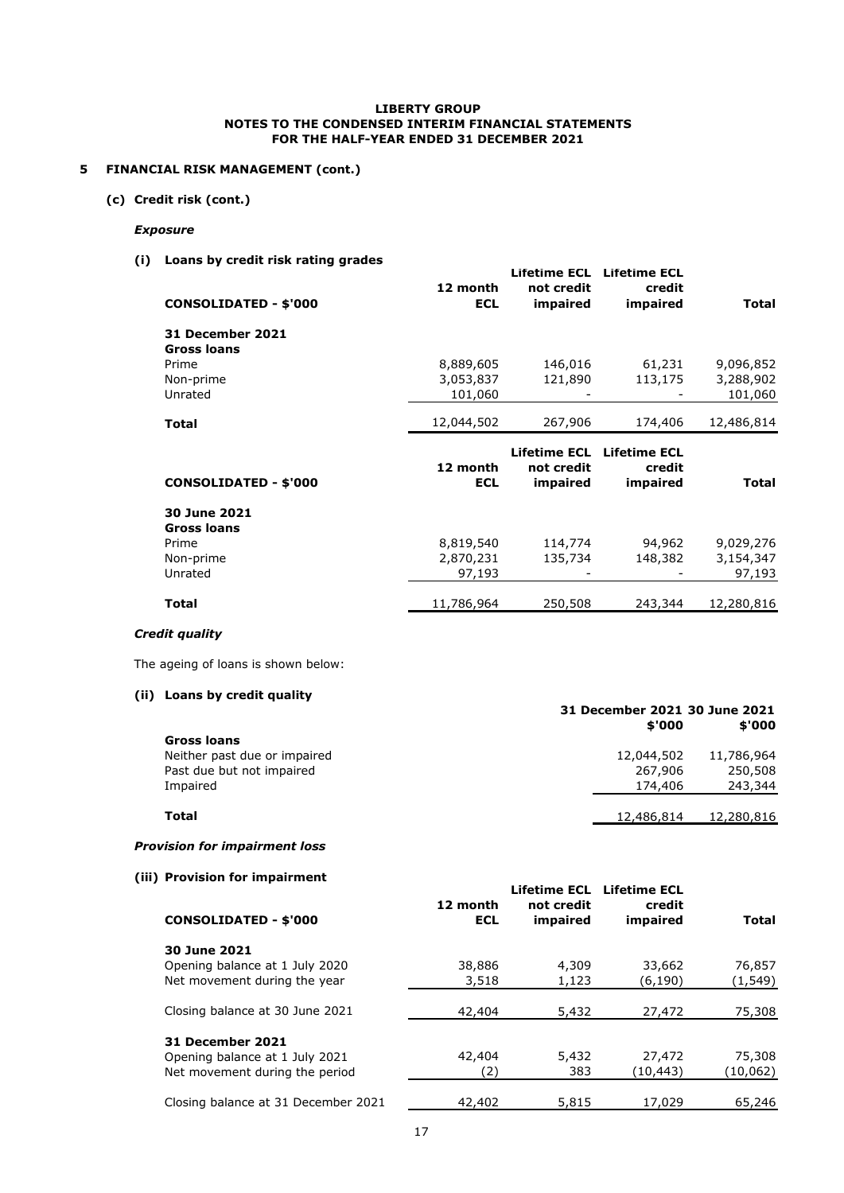## 5 FINANCIAL RISK MANAGEMENT (cont.)

### (c) Credit risk (cont.)

***Exposure***

**(i) Loans by credit risk rating grades**

| CONSOLIDATED - $'000 | 12 month ECL | Lifetime ECL not credit impaired | Lifetime ECL credit impaired | Total |
|---|---|---|---|---|
| **31 December 2021** | | | | |
| **Gross loans** | | | | |
| Prime | 8,889,605 | 146,016 | 61,231 | 9,096,852 |
| Non-prime | 3,053,837 | 121,890 | 113,175 | 3,288,902 |
| Unrated | 101,060 | - | - | 101,060 |
| **Total** | 12,044,502 | 267,906 | 174,406 | 12,486,814 |

| CONSOLIDATED - $'000 | 12 month ECL | Lifetime ECL not credit impaired | Lifetime ECL credit impaired | Total |
|---|---|---|---|---|
| **30 June 2021** | | | | |
| **Gross loans** | | | | |
| Prime | 8,819,540 | 114,774 | 94,962 | 9,029,276 |
| Non-prime | 2,870,231 | 135,734 | 148,382 | 3,154,347 |
| Unrated | 97,193 | - | - | 97,193 |
| **Total** | 11,786,964 | 250,508 | 243,344 | 12,280,816 |

***Credit quality***

The ageing of loans is shown below:

**(ii) Loans by credit quality**

| | 31 December 2021 $'000 | 30 June 2021 $'000 |
|---|---|---|
| **Gross loans** | | |
| Neither past due or impaired | 12,044,502 | 11,786,964 |
| Past due but not impaired | 267,906 | 250,508 |
| Impaired | 174,406 | 243,344 |
| **Total** | 12,486,814 | 12,280,816 |

***Provision for impairment loss***

**(iii) Provision for impairment**

| CONSOLIDATED - $'000 | 12 month ECL | Lifetime ECL not credit impaired | Lifetime ECL credit impaired | Total |
|---|---|---|---|---|
| **30 June 2021** | | | | |
| Opening balance at 1 July 2020 | 38,886 | 4,309 | 33,662 | 76,857 |
| Net movement during the year | 3,518 | 1,123 | (6,190) | (1,549) |
| Closing balance at 30 June 2021 | 42,404 | 5,432 | 27,472 | 75,308 |
| **31 December 2021** | | | | |
| Opening balance at 1 July 2021 | 42,404 | 5,432 | 27,472 | 75,308 |
| Net movement during the period | (2) | 383 | (10,443) | (10,062) |
| Closing balance at 31 December 2021 | 42,402 | 5,815 | 17,029 | 65,246 |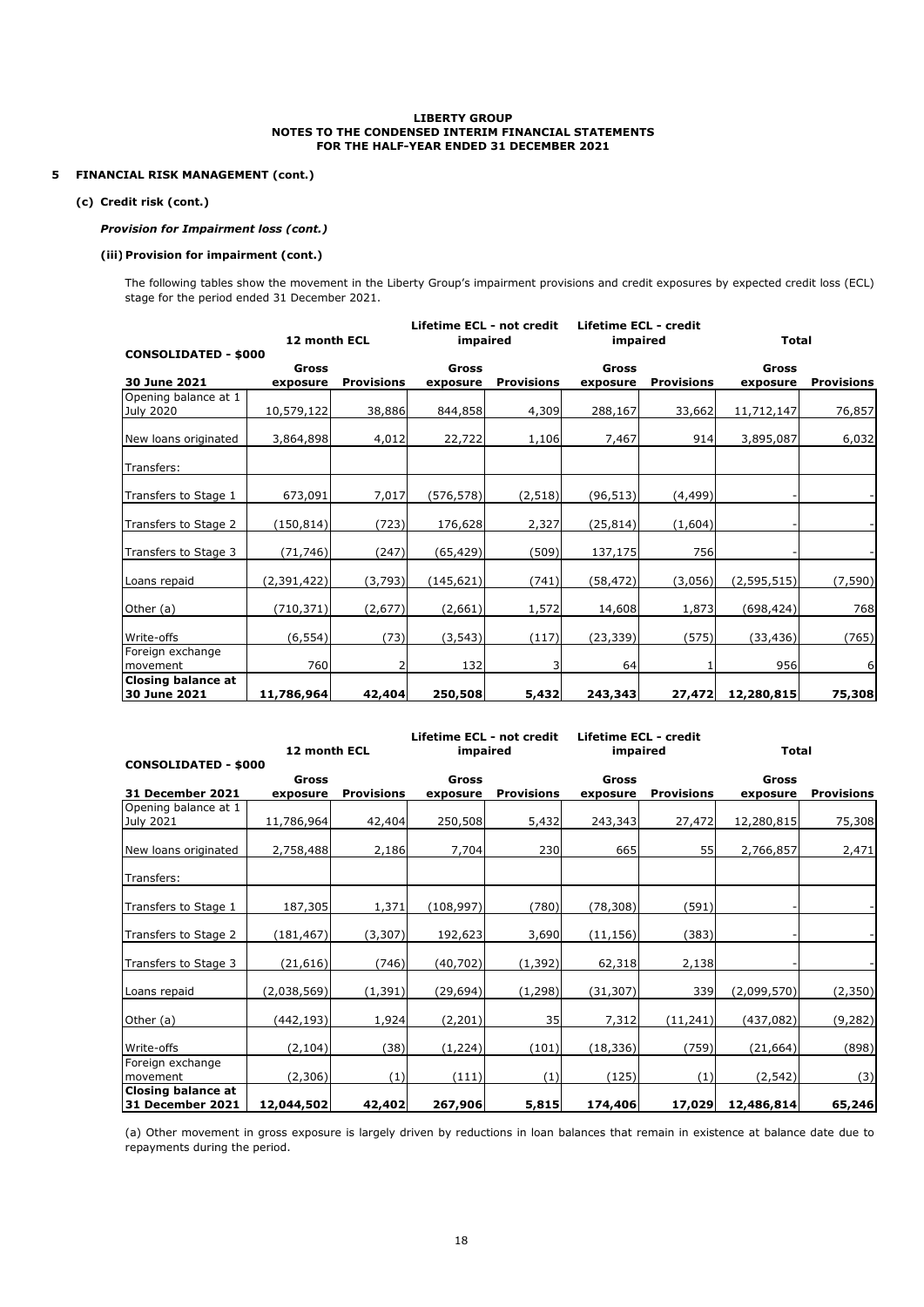**LIBERTY GROUP**
**NOTES TO THE CONDENSED INTERIM FINANCIAL STATEMENTS**
**FOR THE HALF-YEAR ENDED 31 DECEMBER 2021**

## 5 FINANCIAL RISK MANAGEMENT (cont.)

### (c) Credit risk (cont.)

***Provision for Impairment loss (cont.)***

#### (iii) Provision for impairment (cont.)

The following tables show the movement in the Liberty Group's impairment provisions and credit exposures by expected credit loss (ECL) stage for the period ended 31 December 2021.

| CONSOLIDATED - $000 | 12 month ECL | | Lifetime ECL - not credit impaired | | Lifetime ECL - credit impaired | | Total | |
|---|---|---|---|---|---|---|---|---|
| **30 June 2021** | **Gross exposure** | **Provisions** | **Gross exposure** | **Provisions** | **Gross exposure** | **Provisions** | **Gross exposure** | **Provisions** |
| Opening balance at 1 July 2020 | 10,579,122 | 38,886 | 844,858 | 4,309 | 288,167 | 33,662 | 11,712,147 | 76,857 |
| New loans originated | 3,864,898 | 4,012 | 22,722 | 1,106 | 7,467 | 914 | 3,895,087 | 6,032 |
| Transfers: | | | | | | | | |
| Transfers to Stage 1 | 673,091 | 7,017 | (576,578) | (2,518) | (96,513) | (4,499) | - | - |
| Transfers to Stage 2 | (150,814) | (723) | 176,628 | 2,327 | (25,814) | (1,604) | - | - |
| Transfers to Stage 3 | (71,746) | (247) | (65,429) | (509) | 137,175 | 756 | - | - |
| Loans repaid | (2,391,422) | (3,793) | (145,621) | (741) | (58,472) | (3,056) | (2,595,515) | (7,590) |
| Other (a) | (710,371) | (2,677) | (2,661) | 1,572 | 14,608 | 1,873 | (698,424) | 768 |
| Write-offs | (6,554) | (73) | (3,543) | (117) | (23,339) | (575) | (33,436) | (765) |
| Foreign exchange movement | 760 | 2 | 132 | 3 | 64 | 1 | 956 | 6 |
| **Closing balance at 30 June 2021** | **11,786,964** | **42,404** | **250,508** | **5,432** | **243,343** | **27,472** | **12,280,815** | **75,308** |

| CONSOLIDATED - $000 | 12 month ECL | | Lifetime ECL - not credit impaired | | Lifetime ECL - credit impaired | | Total | |
|---|---|---|---|---|---|---|---|---|
| **31 December 2021** | **Gross exposure** | **Provisions** | **Gross exposure** | **Provisions** | **Gross exposure** | **Provisions** | **Gross exposure** | **Provisions** |
| Opening balance at 1 July 2021 | 11,786,964 | 42,404 | 250,508 | 5,432 | 243,343 | 27,472 | 12,280,815 | 75,308 |
| New loans originated | 2,758,488 | 2,186 | 7,704 | 230 | 665 | 55 | 2,766,857 | 2,471 |
| Transfers: | | | | | | | | |
| Transfers to Stage 1 | 187,305 | 1,371 | (108,997) | (780) | (78,308) | (591) | - | - |
| Transfers to Stage 2 | (181,467) | (3,307) | 192,623 | 3,690 | (11,156) | (383) | - | - |
| Transfers to Stage 3 | (21,616) | (746) | (40,702) | (1,392) | 62,318 | 2,138 | - | - |
| Loans repaid | (2,038,569) | (1,391) | (29,694) | (1,298) | (31,307) | 339 | (2,099,570) | (2,350) |
| Other (a) | (442,193) | 1,924 | (2,201) | 35 | 7,312 | (11,241) | (437,082) | (9,282) |
| Write-offs | (2,104) | (38) | (1,224) | (101) | (18,336) | (759) | (21,664) | (898) |
| Foreign exchange movement | (2,306) | (1) | (111) | (1) | (125) | (1) | (2,542) | (3) |
| **Closing balance at 31 December 2021** | **12,044,502** | **42,402** | **267,906** | **5,815** | **174,406** | **17,029** | **12,486,814** | **65,246** |

(a) Other movement in gross exposure is largely driven by reductions in loan balances that remain in existence at balance date due to repayments during the period.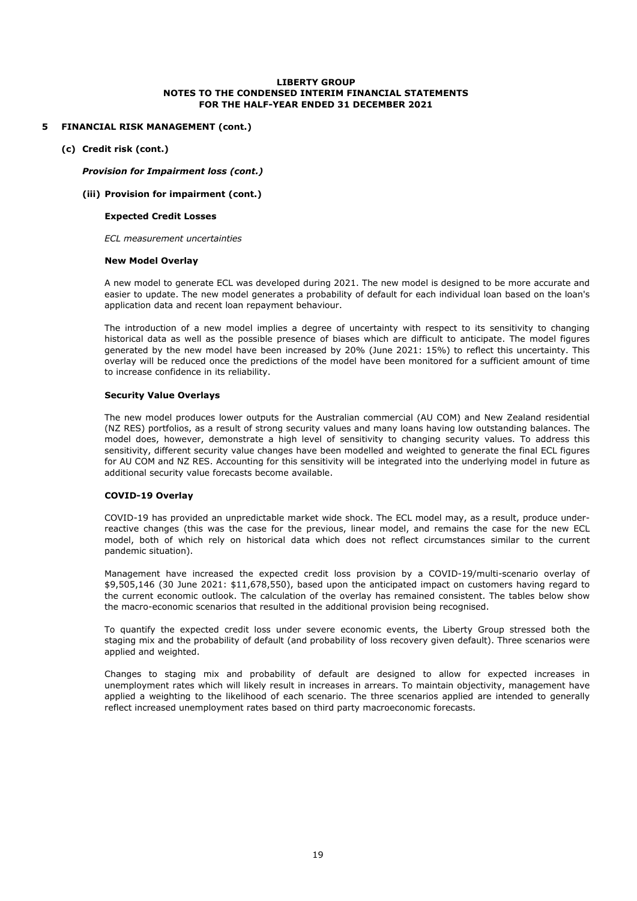## 5 FINANCIAL RISK MANAGEMENT (cont.)

### (c) Credit risk (cont.)

***Provision for Impairment loss (cont.)***

#### (iii) Provision for impairment (cont.)

**Expected Credit Losses**

*ECL measurement uncertainties*

**New Model Overlay**

A new model to generate ECL was developed during 2021. The new model is designed to be more accurate and easier to update. The new model generates a probability of default for each individual loan based on the loan's application data and recent loan repayment behaviour.

The introduction of a new model implies a degree of uncertainty with respect to its sensitivity to changing historical data as well as the possible presence of biases which are difficult to anticipate. The model figures generated by the new model have been increased by 20% (June 2021: 15%) to reflect this uncertainty. This overlay will be reduced once the predictions of the model have been monitored for a sufficient amount of time to increase confidence in its reliability.

**Security Value Overlays**

The new model produces lower outputs for the Australian commercial (AU COM) and New Zealand residential (NZ RES) portfolios, as a result of strong security values and many loans having low outstanding balances. The model does, however, demonstrate a high level of sensitivity to changing security values. To address this sensitivity, different security value changes have been modelled and weighted to generate the final ECL figures for AU COM and NZ RES. Accounting for this sensitivity will be integrated into the underlying model in future as additional security value forecasts become available.

**COVID-19 Overlay**

COVID-19 has provided an unpredictable market wide shock. The ECL model may, as a result, produce under-reactive changes (this was the case for the previous, linear model, and remains the case for the new ECL model, both of which rely on historical data which does not reflect circumstances similar to the current pandemic situation).

Management have increased the expected credit loss provision by a COVID-19/multi-scenario overlay of $9,505,146 (30 June 2021: $11,678,550), based upon the anticipated impact on customers having regard to the current economic outlook. The calculation of the overlay has remained consistent. The tables below show the macro-economic scenarios that resulted in the additional provision being recognised.

To quantify the expected credit loss under severe economic events, the Liberty Group stressed both the staging mix and the probability of default (and probability of loss recovery given default). Three scenarios were applied and weighted.

Changes to staging mix and probability of default are designed to allow for expected increases in unemployment rates which will likely result in increases in arrears. To maintain objectivity, management have applied a weighting to the likelihood of each scenario. The three scenarios applied are intended to generally reflect increased unemployment rates based on third party macroeconomic forecasts.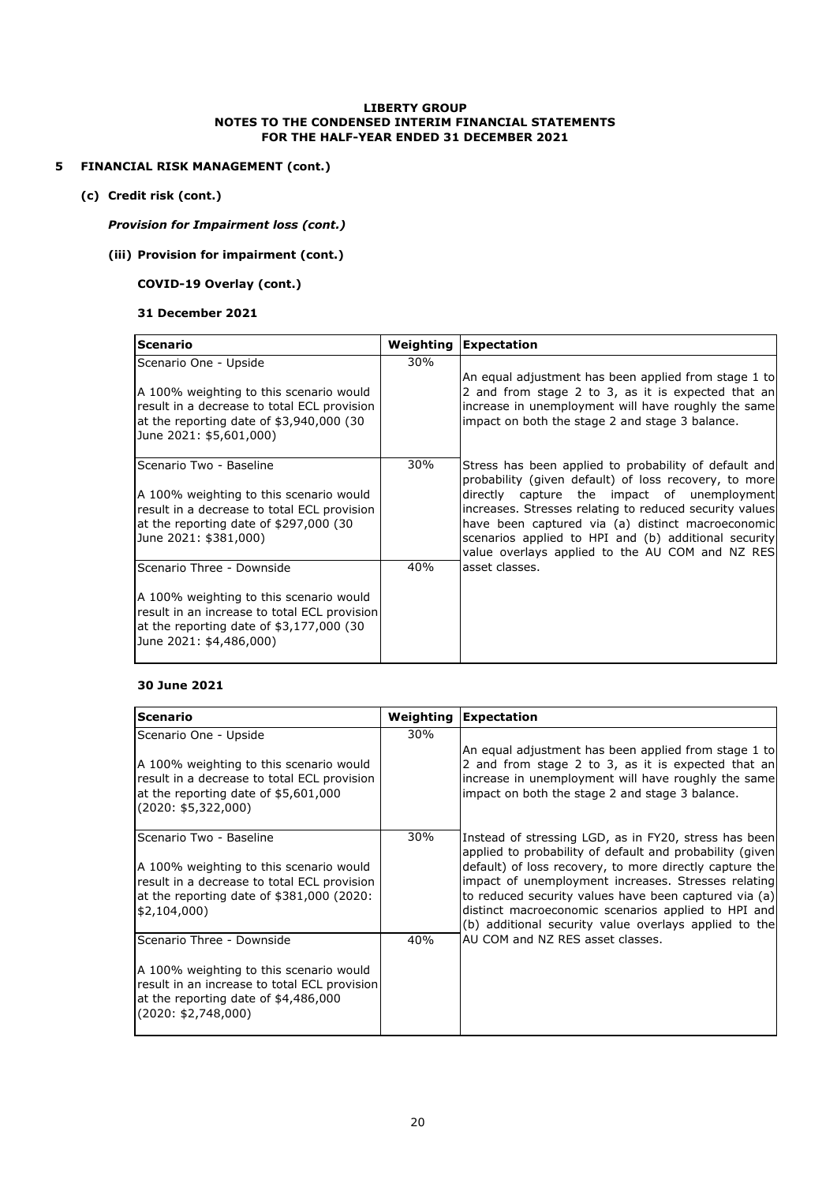**LIBERTY GROUP**
**NOTES TO THE CONDENSED INTERIM FINANCIAL STATEMENTS**
**FOR THE HALF-YEAR ENDED 31 DECEMBER 2021**

## 5 FINANCIAL RISK MANAGEMENT (cont.)

### (c) Credit risk (cont.)

***Provision for Impairment loss (cont.)***

#### (iii) Provision for impairment (cont.)

**COVID-19 Overlay (cont.)**

**31 December 2021**

| Scenario | Weighting | Expectation |
|---|---|---|
| Scenario One - Upside<br><br>A 100% weighting to this scenario would result in a decrease to total ECL provision at the reporting date of $3,940,000 (30 June 2021: $5,601,000) | 30% | An equal adjustment has been applied from stage 1 to 2 and from stage 2 to 3, as it is expected that an increase in unemployment will have roughly the same impact on both the stage 2 and stage 3 balance. |
| Scenario Two - Baseline<br><br>A 100% weighting to this scenario would result in a decrease to total ECL provision at the reporting date of $297,000 (30 June 2021: $381,000) | 30% | Stress has been applied to probability of default and probability (given default) of loss recovery, to more directly capture the impact of unemployment increases. Stresses relating to reduced security values have been captured via (a) distinct macroeconomic scenarios applied to HPI and (b) additional security value overlays applied to the AU COM and NZ RES asset classes. |
| Scenario Three - Downside<br><br>A 100% weighting to this scenario would result in an increase to total ECL provision at the reporting date of $3,177,000 (30 June 2021: $4,486,000) | 40% | |

**30 June 2021**

| Scenario | Weighting | Expectation |
|---|---|---|
| Scenario One - Upside<br><br>A 100% weighting to this scenario would result in a decrease to total ECL provision at the reporting date of $5,601,000 (2020: $5,322,000) | 30% | An equal adjustment has been applied from stage 1 to 2 and from stage 2 to 3, as it is expected that an increase in unemployment will have roughly the same impact on both the stage 2 and stage 3 balance. |
| Scenario Two - Baseline<br><br>A 100% weighting to this scenario would result in a decrease to total ECL provision at the reporting date of $381,000 (2020: $2,104,000) | 30% | Instead of stressing LGD, as in FY20, stress has been applied to probability of default and probability (given default) of loss recovery, to more directly capture the impact of unemployment increases. Stresses relating to reduced security values have been captured via (a) distinct macroeconomic scenarios applied to HPI and (b) additional security value overlays applied to the AU COM and NZ RES asset classes. |
| Scenario Three - Downside<br><br>A 100% weighting to this scenario would result in an increase to total ECL provision at the reporting date of $4,486,000 (2020: $2,748,000) | 40% | |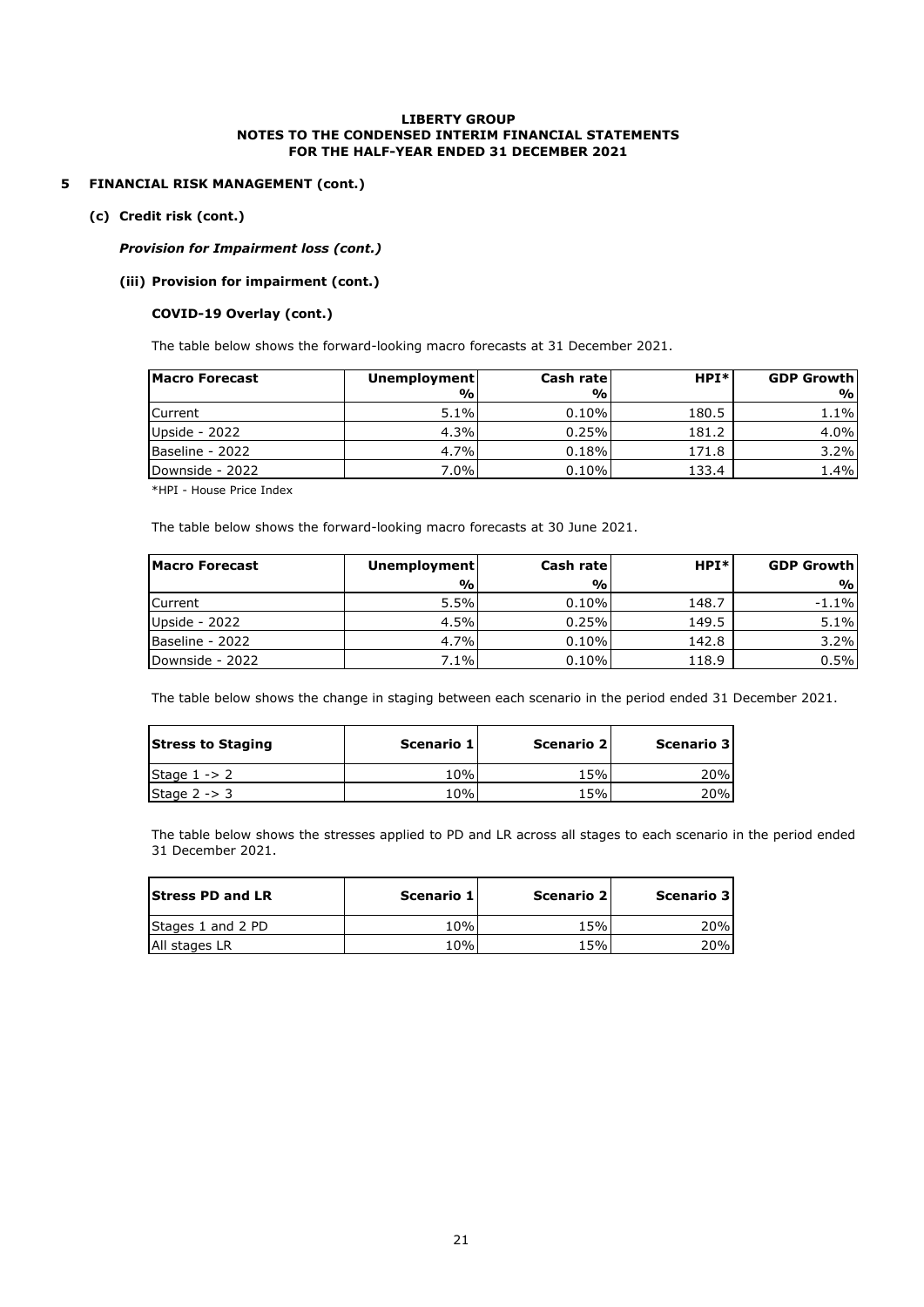**LIBERTY GROUP**
**NOTES TO THE CONDENSED INTERIM FINANCIAL STATEMENTS**
**FOR THE HALF-YEAR ENDED 31 DECEMBER 2021**

## 5 FINANCIAL RISK MANAGEMENT (cont.)

### (c) Credit risk (cont.)

***Provision for Impairment loss (cont.)***

#### (iii) Provision for impairment (cont.)

**COVID-19 Overlay (cont.)**

The table below shows the forward-looking macro forecasts at 31 December 2021.

| Macro Forecast | Unemployment % | Cash rate % | HPI* | GDP Growth % |
|---|---|---|---|---|
| Current | 5.1% | 0.10% | 180.5 | 1.1% |
| Upside - 2022 | 4.3% | 0.25% | 181.2 | 4.0% |
| Baseline - 2022 | 4.7% | 0.18% | 171.8 | 3.2% |
| Downside - 2022 | 7.0% | 0.10% | 133.4 | 1.4% |

*HPI - House Price Index

The table below shows the forward-looking macro forecasts at 30 June 2021.

| Macro Forecast | Unemployment % | Cash rate % | HPI* | GDP Growth % |
|---|---|---|---|---|
| Current | 5.5% | 0.10% | 148.7 | -1.1% |
| Upside - 2022 | 4.5% | 0.25% | 149.5 | 5.1% |
| Baseline - 2022 | 4.7% | 0.10% | 142.8 | 3.2% |
| Downside - 2022 | 7.1% | 0.10% | 118.9 | 0.5% |

The table below shows the change in staging between each scenario in the period ended 31 December 2021.

| Stress to Staging | Scenario 1 | Scenario 2 | Scenario 3 |
|---|---|---|---|
| Stage 1 -> 2 | 10% | 15% | 20% |
| Stage 2 -> 3 | 10% | 15% | 20% |

The table below shows the stresses applied to PD and LR across all stages to each scenario in the period ended 31 December 2021.

| Stress PD and LR | Scenario 1 | Scenario 2 | Scenario 3 |
|---|---|---|---|
| Stages 1 and 2 PD | 10% | 15% | 20% |
| All stages LR | 10% | 15% | 20% |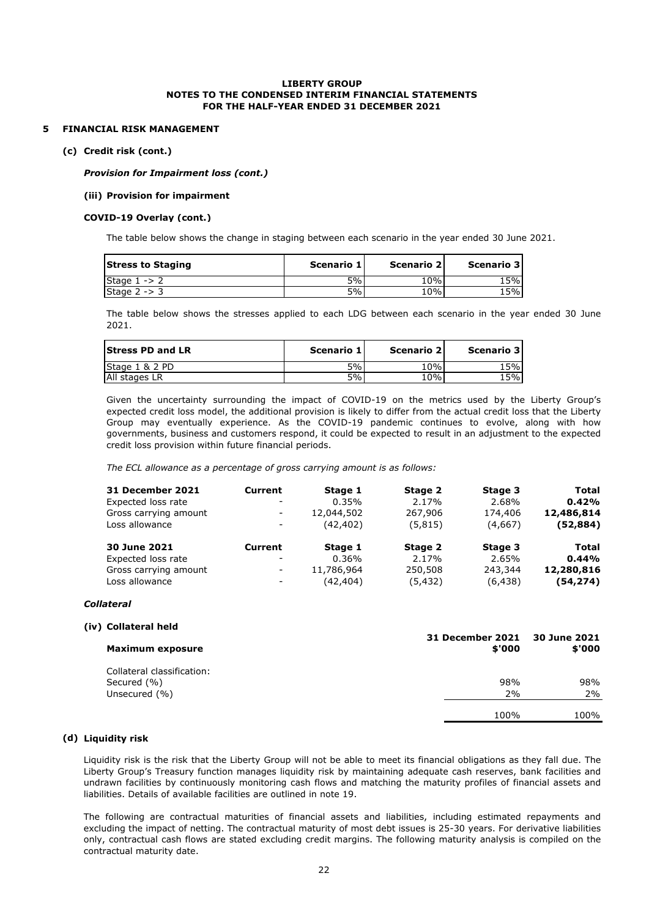## 5 FINANCIAL RISK MANAGEMENT

### (c) Credit risk (cont.)

***Provision for Impairment loss (cont.)***

#### (iii) Provision for impairment

**COVID-19 Overlay (cont.)**

The table below shows the change in staging between each scenario in the year ended 30 June 2021.

| Stress to Staging | Scenario 1 | Scenario 2 | Scenario 3 |
|---|---|---|---|
| Stage 1 -> 2 | 5% | 10% | 15% |
| Stage 2 -> 3 | 5% | 10% | 15% |

The table below shows the stresses applied to each LDG between each scenario in the year ended 30 June 2021.

| Stress PD and LR | Scenario 1 | Scenario 2 | Scenario 3 |
|---|---|---|---|
| Stage 1 & 2 PD | 5% | 10% | 15% |
| All stages LR | 5% | 10% | 15% |

Given the uncertainty surrounding the impact of COVID-19 on the metrics used by the Liberty Group's expected credit loss model, the additional provision is likely to differ from the actual credit loss that the Liberty Group may eventually experience. As the COVID-19 pandemic continues to evolve, along with how governments, business and customers respond, it could be expected to result in an adjustment to the expected credit loss provision within future financial periods.

*The ECL allowance as a percentage of gross carrying amount is as follows:*

| **31 December 2021** | **Current** | **Stage 1** | **Stage 2** | **Stage 3** | **Total** |
|---|---|---|---|---|---|
| Expected loss rate | - | 0.35% | 2.17% | 2.68% | **0.42%** |
| Gross carrying amount | - | 12,044,502 | 267,906 | 174,406 | **12,486,814** |
| Loss allowance | - | (42,402) | (5,815) | (4,667) | **(52,884)** |
| **30 June 2021** | **Current** | **Stage 1** | **Stage 2** | **Stage 3** | **Total** |
| Expected loss rate | - | 0.36% | 2.17% | 2.65% | **0.44%** |
| Gross carrying amount | - | 11,786,964 | 250,508 | 243,344 | **12,280,816** |
| Loss allowance | - | (42,404) | (5,432) | (6,438) | **(54,274)** |

***Collateral***

#### (iv) Collateral held

| **Maximum exposure** | **31 December 2021 \$'000** | **30 June 2021 \$'000** |
|---|---|---|
| Collateral classification: | | |
| Secured (%) | 98% | 98% |
| Unsecured (%) | 2% | 2% |
| | 100% | 100% |

### (d) Liquidity risk

Liquidity risk is the risk that the Liberty Group will not be able to meet its financial obligations as they fall due. The Liberty Group's Treasury function manages liquidity risk by maintaining adequate cash reserves, bank facilities and undrawn facilities by continuously monitoring cash flows and matching the maturity profiles of financial assets and liabilities. Details of available facilities are outlined in note 19.

The following are contractual maturities of financial assets and liabilities, including estimated repayments and excluding the impact of netting. The contractual maturity of most debt issues is 25-30 years. For derivative liabilities only, contractual cash flows are stated excluding credit margins. The following maturity analysis is compiled on the contractual maturity date.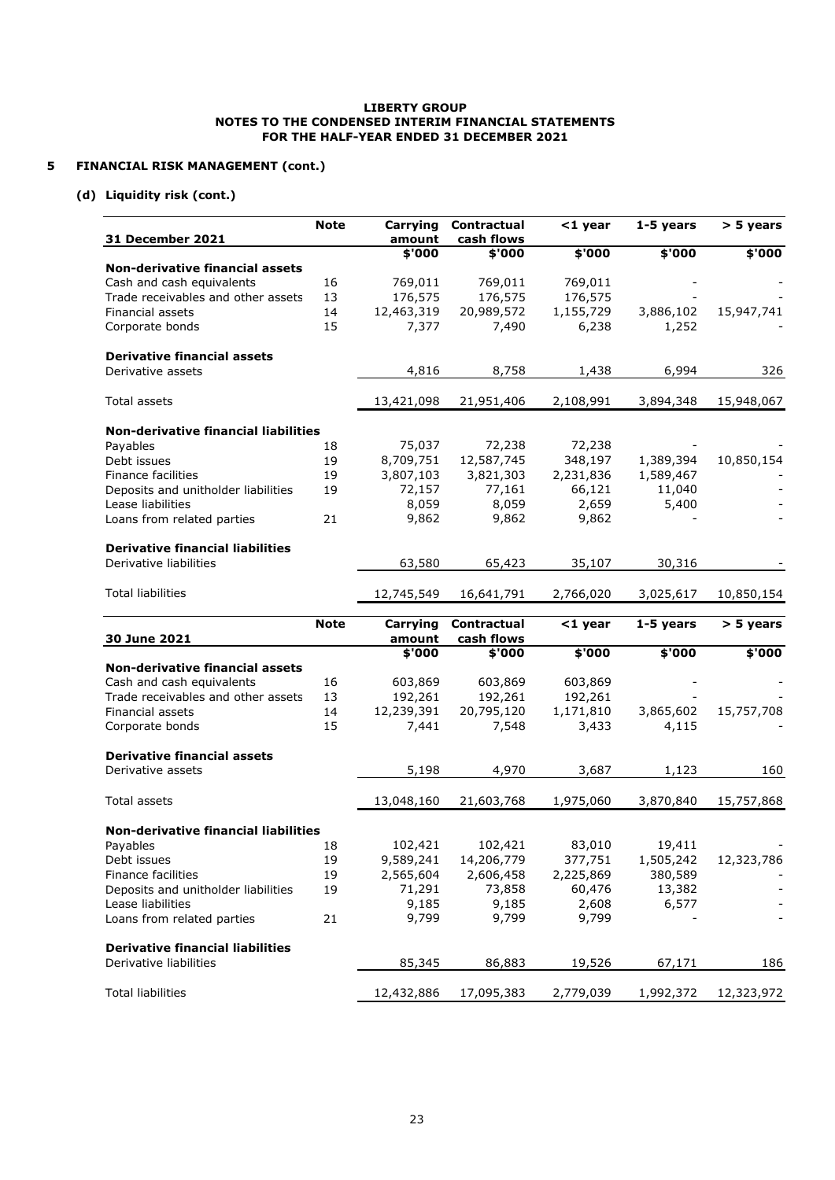# LIBERTY GROUP
## NOTES TO THE CONDENSED INTERIM FINANCIAL STATEMENTS
## FOR THE HALF-YEAR ENDED 31 DECEMBER 2021

### 5 FINANCIAL RISK MANAGEMENT (cont.)

#### (d) Liquidity risk (cont.)

| 31 December 2021 | Note | Carrying amount | Contractual cash flows | <1 year | 1-5 years | > 5 years |
|---|---|---|---|---|---|---|
| | | $'000 | $'000 | $'000 | $'000 | $'000 |
| **Non-derivative financial assets** | | | | | | |
| Cash and cash equivalents | 16 | 769,011 | 769,011 | 769,011 | - | - |
| Trade receivables and other assets | 13 | 176,575 | 176,575 | 176,575 | - | - |
| Financial assets | 14 | 12,463,319 | 20,989,572 | 1,155,729 | 3,886,102 | 15,947,741 |
| Corporate bonds | 15 | 7,377 | 7,490 | 6,238 | 1,252 | - |
| **Derivative financial assets** | | | | | | |
| Derivative assets | | 4,816 | 8,758 | 1,438 | 6,994 | 326 |
| Total assets | | 13,421,098 | 21,951,406 | 2,108,991 | 3,894,348 | 15,948,067 |
| **Non-derivative financial liabilities** | | | | | | |
| Payables | 18 | 75,037 | 72,238 | 72,238 | - | - |
| Debt issues | 19 | 8,709,751 | 12,587,745 | 348,197 | 1,389,394 | 10,850,154 |
| Finance facilities | 19 | 3,807,103 | 3,821,303 | 2,231,836 | 1,589,467 | - |
| Deposits and unitholder liabilities | 19 | 72,157 | 77,161 | 66,121 | 11,040 | - |
| Lease liabilities | | 8,059 | 8,059 | 2,659 | 5,400 | - |
| Loans from related parties | 21 | 9,862 | 9,862 | 9,862 | - | - |
| **Derivative financial liabilities** | | | | | | |
| Derivative liabilities | | 63,580 | 65,423 | 35,107 | 30,316 | - |
| Total liabilities | | 12,745,549 | 16,641,791 | 2,766,020 | 3,025,617 | 10,850,154 |

| 30 June 2021 | Note | Carrying amount | Contractual cash flows | <1 year | 1-5 years | > 5 years |
|---|---|---|---|---|---|---|
| | | $'000 | $'000 | $'000 | $'000 | $'000 |
| **Non-derivative financial assets** | | | | | | |
| Cash and cash equivalents | 16 | 603,869 | 603,869 | 603,869 | - | - |
| Trade receivables and other assets | 13 | 192,261 | 192,261 | 192,261 | - | - |
| Financial assets | 14 | 12,239,391 | 20,795,120 | 1,171,810 | 3,865,602 | 15,757,708 |
| Corporate bonds | 15 | 7,441 | 7,548 | 3,433 | 4,115 | - |
| **Derivative financial assets** | | | | | | |
| Derivative assets | | 5,198 | 4,970 | 3,687 | 1,123 | 160 |
| Total assets | | 13,048,160 | 21,603,768 | 1,975,060 | 3,870,840 | 15,757,868 |
| **Non-derivative financial liabilities** | | | | | | |
| Payables | 18 | 102,421 | 102,421 | 83,010 | 19,411 | - |
| Debt issues | 19 | 9,589,241 | 14,206,779 | 377,751 | 1,505,242 | 12,323,786 |
| Finance facilities | 19 | 2,565,604 | 2,606,458 | 2,225,869 | 380,589 | - |
| Deposits and unitholder liabilities | 19 | 71,291 | 73,858 | 60,476 | 13,382 | - |
| Lease liabilities | | 9,185 | 9,185 | 2,608 | 6,577 | - |
| Loans from related parties | 21 | 9,799 | 9,799 | 9,799 | - | - |
| **Derivative financial liabilities** | | | | | | |
| Derivative liabilities | | 85,345 | 86,883 | 19,526 | 67,171 | 186 |
| Total liabilities | | 12,432,886 | 17,095,383 | 2,779,039 | 1,992,372 | 12,323,972 |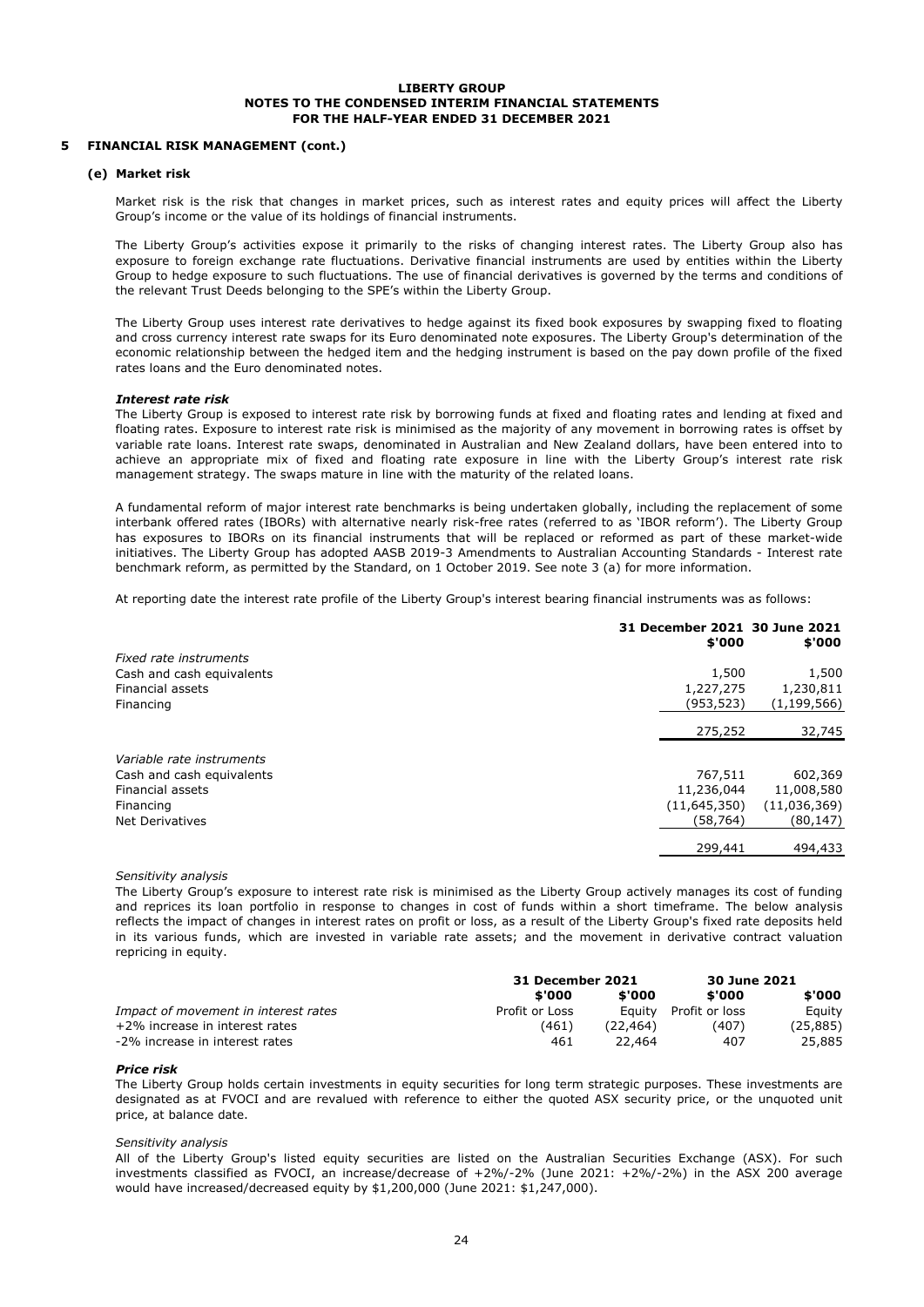## 5 FINANCIAL RISK MANAGEMENT (cont.)

### (e) Market risk

Market risk is the risk that changes in market prices, such as interest rates and equity prices will affect the Liberty Group's income or the value of its holdings of financial instruments.

The Liberty Group's activities expose it primarily to the risks of changing interest rates. The Liberty Group also has exposure to foreign exchange rate fluctuations. Derivative financial instruments are used by entities within the Liberty Group to hedge exposure to such fluctuations. The use of financial derivatives is governed by the terms and conditions of the relevant Trust Deeds belonging to the SPE's within the Liberty Group.

The Liberty Group uses interest rate derivatives to hedge against its fixed book exposures by swapping fixed to floating and cross currency interest rate swaps for its Euro denominated note exposures. The Liberty Group's determination of the economic relationship between the hedged item and the hedging instrument is based on the pay down profile of the fixed rates loans and the Euro denominated notes.

***Interest rate risk***

The Liberty Group is exposed to interest rate risk by borrowing funds at fixed and floating rates and lending at fixed and floating rates. Exposure to interest rate risk is minimised as the majority of any movement in borrowing rates is offset by variable rate loans. Interest rate swaps, denominated in Australian and New Zealand dollars, have been entered into to achieve an appropriate mix of fixed and floating rate exposure in line with the Liberty Group's interest rate risk management strategy. The swaps mature in line with the maturity of the related loans.

A fundamental reform of major interest rate benchmarks is being undertaken globally, including the replacement of some interbank offered rates (IBORs) with alternative nearly risk-free rates (referred to as 'IBOR reform'). The Liberty Group has exposures to IBORs on its financial instruments that will be replaced or reformed as part of these market-wide initiatives. The Liberty Group has adopted AASB 2019-3 Amendments to Australian Accounting Standards - Interest rate benchmark reform, as permitted by the Standard, on 1 October 2019. See note 3 (a) for more information.

At reporting date the interest rate profile of the Liberty Group's interest bearing financial instruments was as follows:

| | 31 December 2021 $'000 | 30 June 2021 $'000 |
|---|---|---|
| *Fixed rate instruments* | | |
| Cash and cash equivalents | 1,500 | 1,500 |
| Financial assets | 1,227,275 | 1,230,811 |
| Financing | (953,523) | (1,199,566) |
| | 275,252 | 32,745 |
| *Variable rate instruments* | | |
| Cash and cash equivalents | 767,511 | 602,369 |
| Financial assets | 11,236,044 | 11,008,580 |
| Financing | (11,645,350) | (11,036,369) |
| Net Derivatives | (58,764) | (80,147) |
| | 299,441 | 494,433 |

*Sensitivity analysis*

The Liberty Group's exposure to interest rate risk is minimised as the Liberty Group actively manages its cost of funding and reprices its loan portfolio in response to changes in cost of funds within a short timeframe. The below analysis reflects the impact of changes in interest rates on profit or loss, as a result of the Liberty Group's fixed rate deposits held in its various funds, which are invested in variable rate assets; and the movement in derivative contract valuation repricing in equity.

| | 31 December 2021 | | 30 June 2021 | |
|---|---|---|---|---|
| | $'000 | $'000 | $'000 | $'000 |
| *Impact of movement in interest rates* | Profit or Loss | Equity | Profit or loss | Equity |
| +2% increase in interest rates | (461) | (22,464) | (407) | (25,885) |
| -2% increase in interest rates | 461 | 22,464 | 407 | 25,885 |

***Price risk***

The Liberty Group holds certain investments in equity securities for long term strategic purposes. These investments are designated as at FVOCI and are revalued with reference to either the quoted ASX security price, or the unquoted unit price, at balance date.

*Sensitivity analysis*

All of the Liberty Group's listed equity securities are listed on the Australian Securities Exchange (ASX). For such investments classified as FVOCI, an increase/decrease of +2%/-2% (June 2021: +2%/-2%) in the ASX 200 average would have increased/decreased equity by $1,200,000 (June 2021: $1,247,000).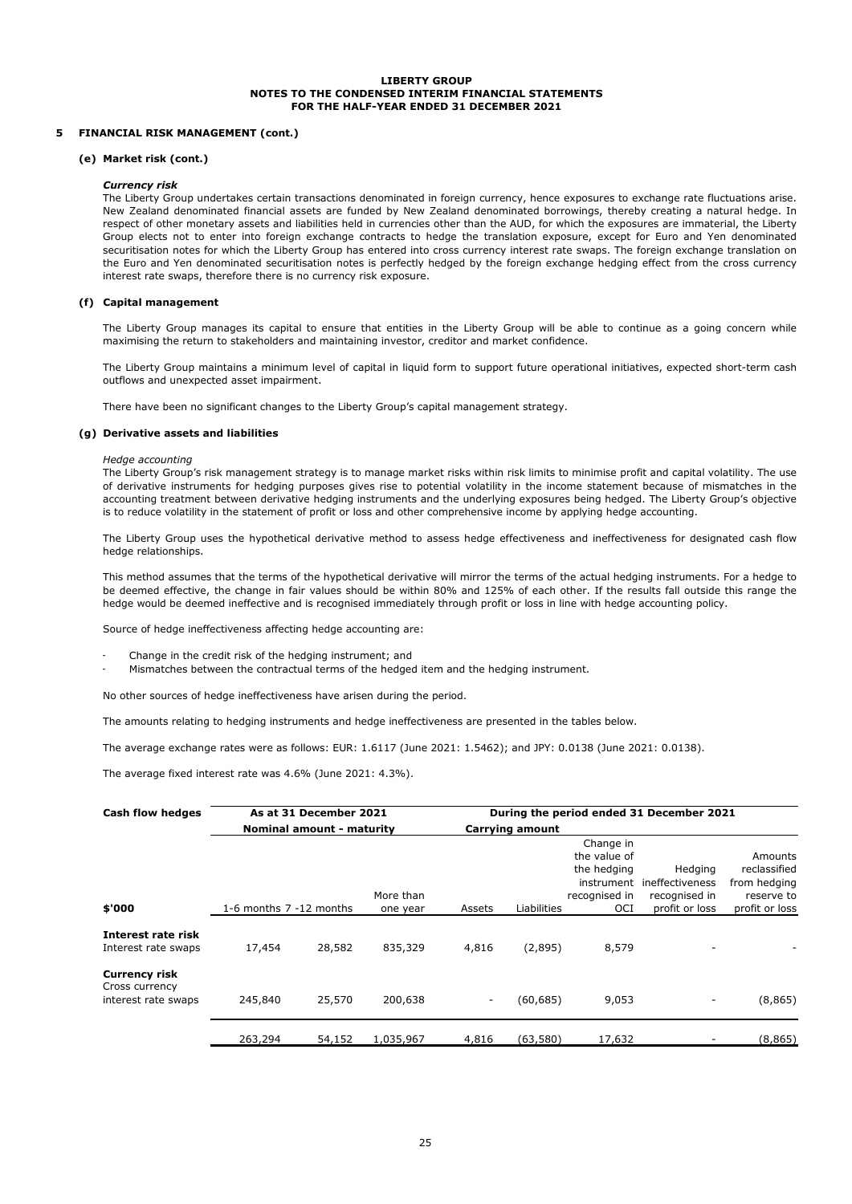## 5 FINANCIAL RISK MANAGEMENT (cont.)

### (e) Market risk (cont.)

***Currency risk***

The Liberty Group undertakes certain transactions denominated in foreign currency, hence exposures to exchange rate fluctuations arise. New Zealand denominated financial assets are funded by New Zealand denominated borrowings, thereby creating a natural hedge. In respect of other monetary assets and liabilities held in currencies other than the AUD, for which the exposures are immaterial, the Liberty Group elects not to enter into foreign exchange contracts to hedge the translation exposure, except for Euro and Yen denominated securitisation notes for which the Liberty Group has entered into cross currency interest rate swaps. The foreign exchange translation on the Euro and Yen denominated securitisation notes is perfectly hedged by the foreign exchange hedging effect from the cross currency interest rate swaps, therefore there is no currency risk exposure.

### (f) Capital management

The Liberty Group manages its capital to ensure that entities in the Liberty Group will be able to continue as a going concern while maximising the return to stakeholders and maintaining investor, creditor and market confidence.

The Liberty Group maintains a minimum level of capital in liquid form to support future operational initiatives, expected short-term cash outflows and unexpected asset impairment.

There have been no significant changes to the Liberty Group's capital management strategy.

### (g) Derivative assets and liabilities

*Hedge accounting*

The Liberty Group's risk management strategy is to manage market risks within risk limits to minimise profit and capital volatility. The use of derivative instruments for hedging purposes gives rise to potential volatility in the income statement because of mismatches in the accounting treatment between derivative hedging instruments and the underlying exposures being hedged. The Liberty Group's objective is to reduce volatility in the statement of profit or loss and other comprehensive income by applying hedge accounting.

The Liberty Group uses the hypothetical derivative method to assess hedge effectiveness and ineffectiveness for designated cash flow hedge relationships.

This method assumes that the terms of the hypothetical derivative will mirror the terms of the actual hedging instruments. For a hedge to be deemed effective, the change in fair values should be within 80% and 125% of each other. If the results fall outside this range the hedge would be deemed ineffective and is recognised immediately through profit or loss in line with hedge accounting policy.

Source of hedge ineffectiveness affecting hedge accounting are:

- Change in the credit risk of the hedging instrument; and
- Mismatches between the contractual terms of the hedged item and the hedging instrument.

No other sources of hedge ineffectiveness have arisen during the period.

The amounts relating to hedging instruments and hedge ineffectiveness are presented in the tables below.

The average exchange rates were as follows: EUR: 1.6117 (June 2021: 1.5462); and JPY: 0.0138 (June 2021: 0.0138).

The average fixed interest rate was 4.6% (June 2021: 4.3%).

| Cash flow hedges | As at 31 December 2021 | | | During the period ended 31 December 2021 | | | | |
|---|---|---|---|---|---|---|---|---|
| | Nominal amount - maturity | | | Carrying amount | | | | |
| $'000 | 1-6 months | 7 -12 months | More than one year | Assets | Liabilities | Change in the value of the hedging instrument recognised in OCI | Hedging ineffectiveness recognised in profit or loss | Amounts reclassified from hedging reserve to profit or loss |
| **Interest rate risk** | | | | | | | | |
| Interest rate swaps | 17,454 | 28,582 | 835,329 | 4,816 | (2,895) | 8,579 | - | - |
| **Currency risk** | | | | | | | | |
| Cross currency interest rate swaps | 245,840 | 25,570 | 200,638 | - | (60,685) | 9,053 | - | (8,865) |
| | 263,294 | 54,152 | 1,035,967 | 4,816 | (63,580) | 17,632 | - | (8,865) |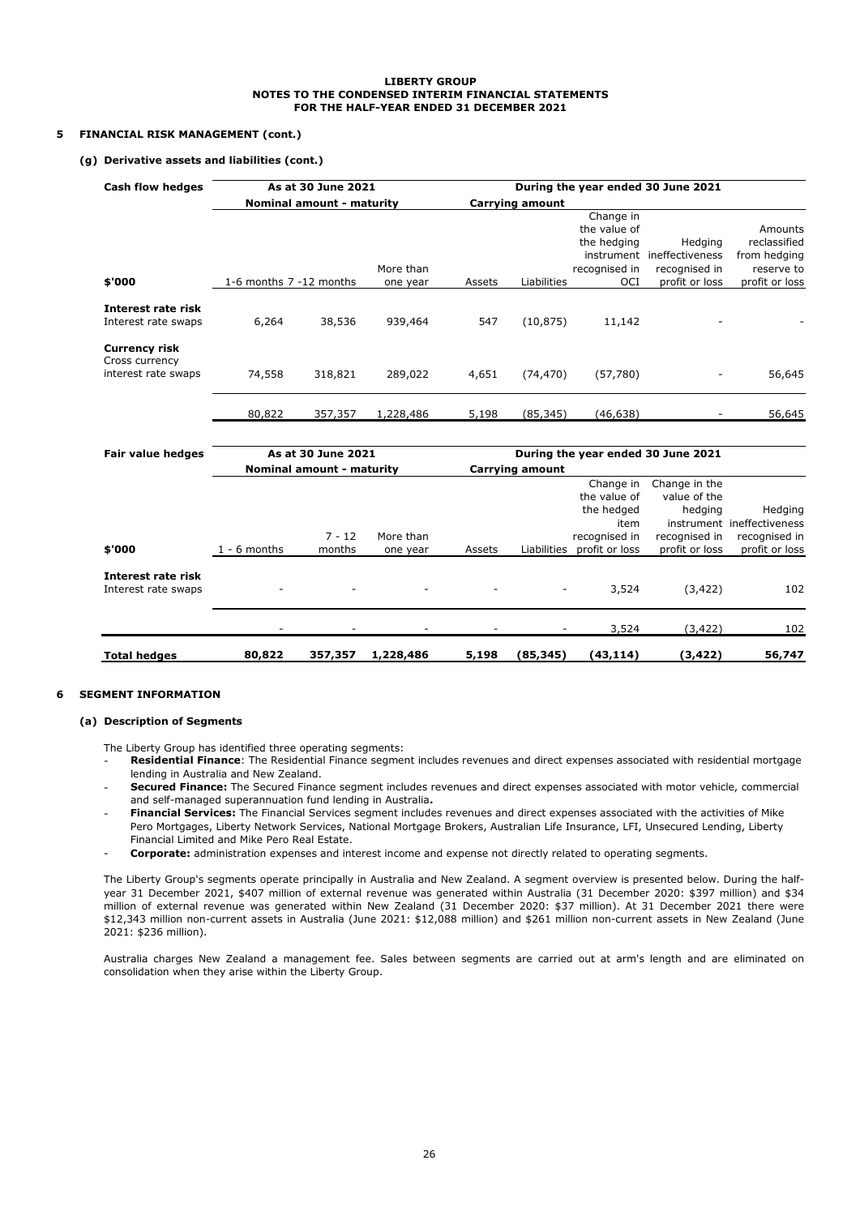### 5 FINANCIAL RISK MANAGEMENT (cont.)

#### (g) Derivative assets and liabilities (cont.)

| Cash flow hedges | As at 30 June 2021 | | | During the year ended 30 June 2021 | | | | |
|---|---|---|---|---|---|---|---|---|
| | Nominal amount - maturity | | | Carrying amount | | | | |
| $'000 | 1-6 months | 7 -12 months | More than one year | Assets | Liabilities | Change in the value of the hedging instrument recognised in OCI | Hedging ineffectiveness recognised in profit or loss | Amounts reclassified from hedging reserve to profit or loss |
| **Interest rate risk** | | | | | | | | |
| Interest rate swaps | 6,264 | 38,536 | 939,464 | 547 | (10,875) | 11,142 | - | - |
| **Currency risk** | | | | | | | | |
| Cross currency interest rate swaps | 74,558 | 318,821 | 289,022 | 4,651 | (74,470) | (57,780) | - | 56,645 |
| | 80,822 | 357,357 | 1,228,486 | 5,198 | (85,345) | (46,638) | - | 56,645 |

| Fair value hedges | As at 30 June 2021 | | | During the year ended 30 June 2021 | | | | |
|---|---|---|---|---|---|---|---|---|
| | Nominal amount - maturity | | | Carrying amount | | | | |
| $'000 | 1 - 6 months | 7 - 12 months | More than one year | Assets | Liabilities | Change in the value of the hedged item recognised in profit or loss | Change in the value of the hedging instrument recognised in profit or loss | Hedging ineffectiveness recognised in profit or loss |
| **Interest rate risk** | | | | | | | | |
| Interest rate swaps | - | - | - | - | - | 3,524 | (3,422) | 102 |
| | - | - | - | - | - | 3,524 | (3,422) | 102 |
| **Total hedges** | **80,822** | **357,357** | **1,228,486** | **5,198** | **(85,345)** | **(43,114)** | **(3,422)** | **56,747** |

### 6 SEGMENT INFORMATION

#### (a) Description of Segments

The Liberty Group has identified three operating segments:

- **Residential Finance**: The Residential Finance segment includes revenues and direct expenses associated with residential mortgage lending in Australia and New Zealand.
- **Secured Finance:** The Secured Finance segment includes revenues and direct expenses associated with motor vehicle, commercial and self-managed superannuation fund lending in Australia**.**
- **Financial Services:** The Financial Services segment includes revenues and direct expenses associated with the activities of Mike Pero Mortgages, Liberty Network Services, National Mortgage Brokers, Australian Life Insurance, LFI, Unsecured Lending, Liberty Financial Limited and Mike Pero Real Estate.
- **Corporate:** administration expenses and interest income and expense not directly related to operating segments.

The Liberty Group's segments operate principally in Australia and New Zealand. A segment overview is presented below. During the half-year 31 December 2021, $407 million of external revenue was generated within Australia (31 December 2020: $397 million) and $34 million of external revenue was generated within New Zealand (31 December 2020: $37 million). At 31 December 2021 there were $12,343 million non-current assets in Australia (June 2021: $12,088 million) and $261 million non-current assets in New Zealand (June 2021: $236 million).

Australia charges New Zealand a management fee. Sales between segments are carried out at arm's length and are eliminated on consolidation when they arise within the Liberty Group.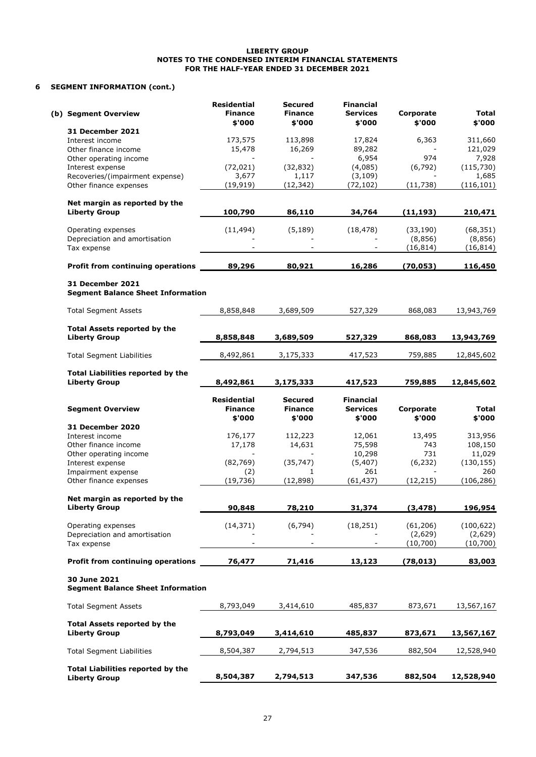## 6 SEGMENT INFORMATION (cont.)

### (b) Segment Overview

| Segment Overview | Residential Finance $'000 | Secured Finance $'000 | Financial Services $'000 | Corporate $'000 | Total $'000 |
|---|---|---|---|---|---|
| **31 December 2021** | | | | | |
| Interest income | 173,575 | 113,898 | 17,824 | 6,363 | 311,660 |
| Other finance income | 15,478 | 16,269 | 89,282 | - | 121,029 |
| Other operating income | - | - | 6,954 | 974 | 7,928 |
| Interest expense | (72,021) | (32,832) | (4,085) | (6,792) | (115,730) |
| Recoveries/(impairment expense) | 3,677 | 1,117 | (3,109) | - | 1,685 |
| Other finance expenses | (19,919) | (12,342) | (72,102) | (11,738) | (116,101) |
| **Net margin as reported by the Liberty Group** | **100,790** | **86,110** | **34,764** | **(11,193)** | **210,471** |
| Operating expenses | (11,494) | (5,189) | (18,478) | (33,190) | (68,351) |
| Depreciation and amortisation | - | - | - | (8,856) | (8,856) |
| Tax expense | - | - | - | (16,814) | (16,814) |
| **Profit from continuing operations** | **89,296** | **80,921** | **16,286** | **(70,053)** | **116,450** |
| **31 December 2021** | | | | | |
| **Segment Balance Sheet Information** | | | | | |
| Total Segment Assets | 8,858,848 | 3,689,509 | 527,329 | 868,083 | 13,943,769 |
| **Total Assets reported by the Liberty Group** | **8,858,848** | **3,689,509** | **527,329** | **868,083** | **13,943,769** |
| Total Segment Liabilities | 8,492,861 | 3,175,333 | 417,523 | 759,885 | 12,845,602 |
| **Total Liabilities reported by the Liberty Group** | **8,492,861** | **3,175,333** | **417,523** | **759,885** | **12,845,602** |

| Segment Overview | Residential Finance $'000 | Secured Finance $'000 | Financial Services $'000 | Corporate $'000 | Total $'000 |
|---|---|---|---|---|---|
| **31 December 2020** | | | | | |
| Interest income | 176,177 | 112,223 | 12,061 | 13,495 | 313,956 |
| Other finance income | 17,178 | 14,631 | 75,598 | 743 | 108,150 |
| Other operating income | - | - | 10,298 | 731 | 11,029 |
| Interest expense | (82,769) | (35,747) | (5,407) | (6,232) | (130,155) |
| Impairment expense | (2) | 1 | 261 | - | 260 |
| Other finance expenses | (19,736) | (12,898) | (61,437) | (12,215) | (106,286) |
| **Net margin as reported by the Liberty Group** | **90,848** | **78,210** | **31,374** | **(3,478)** | **196,954** |
| Operating expenses | (14,371) | (6,794) | (18,251) | (61,206) | (100,622) |
| Depreciation and amortisation | - | - | - | (2,629) | (2,629) |
| Tax expense | - | - | - | (10,700) | (10,700) |
| **Profit from continuing operations** | **76,477** | **71,416** | **13,123** | **(78,013)** | **83,003** |
| **30 June 2021** | | | | | |
| **Segment Balance Sheet Information** | | | | | |
| Total Segment Assets | 8,793,049 | 3,414,610 | 485,837 | 873,671 | 13,567,167 |
| **Total Assets reported by the Liberty Group** | **8,793,049** | **3,414,610** | **485,837** | **873,671** | **13,567,167** |
| Total Segment Liabilities | 8,504,387 | 2,794,513 | 347,536 | 882,504 | 12,528,940 |
| **Total Liabilities reported by the Liberty Group** | **8,504,387** | **2,794,513** | **347,536** | **882,504** | **12,528,940** |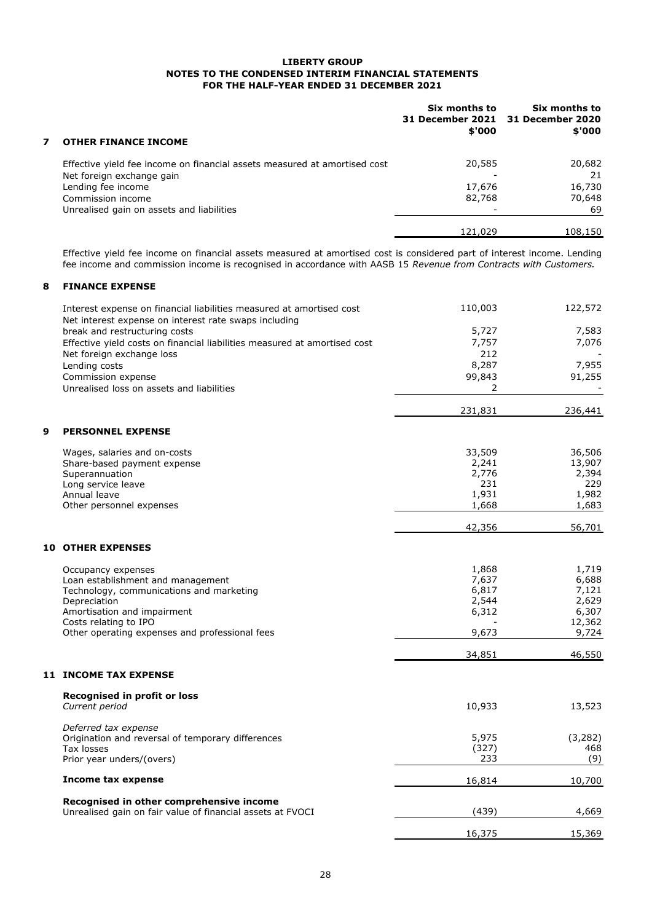**LIBERTY GROUP**
**NOTES TO THE CONDENSED INTERIM FINANCIAL STATEMENTS**
**FOR THE HALF-YEAR ENDED 31 DECEMBER 2021**

## 7 OTHER FINANCE INCOME

| | Six months to 31 December 2021 $'000 | Six months to 31 December 2020 $'000 |
|---|---|---|
| Effective yield fee income on financial assets measured at amortised cost | 20,585 | 20,682 |
| Net foreign exchange gain | - | 21 |
| Lending fee income | 17,676 | 16,730 |
| Commission income | 82,768 | 70,648 |
| Unrealised gain on assets and liabilities | - | 69 |
| | 121,029 | 108,150 |

Effective yield fee income on financial assets measured at amortised cost is considered part of interest income. Lending fee income and commission income is recognised in accordance with AASB 15 *Revenue from Contracts with Customers.*

## 8 FINANCE EXPENSE

| | Six months to 31 December 2021 $'000 | Six months to 31 December 2020 $'000 |
|---|---|---|
| Interest expense on financial liabilities measured at amortised cost | 110,003 | 122,572 |
| Net interest expense on interest rate swaps including break and restructuring costs | 5,727 | 7,583 |
| Effective yield costs on financial liabilities measured at amortised cost | 7,757 | 7,076 |
| Net foreign exchange loss | 212 | - |
| Lending costs | 8,287 | 7,955 |
| Commission expense | 99,843 | 91,255 |
| Unrealised loss on assets and liabilities | 2 | - |
| | 231,831 | 236,441 |

## 9 PERSONNEL EXPENSE

| | Six months to 31 December 2021 $'000 | Six months to 31 December 2020 $'000 |
|---|---|---|
| Wages, salaries and on-costs | 33,509 | 36,506 |
| Share-based payment expense | 2,241 | 13,907 |
| Superannuation | 2,776 | 2,394 |
| Long service leave | 231 | 229 |
| Annual leave | 1,931 | 1,982 |
| Other personnel expenses | 1,668 | 1,683 |
| | 42,356 | 56,701 |

## 10 OTHER EXPENSES

| | Six months to 31 December 2021 $'000 | Six months to 31 December 2020 $'000 |
|---|---|---|
| Occupancy expenses | 1,868 | 1,719 |
| Loan establishment and management | 7,637 | 6,688 |
| Technology, communications and marketing | 6,817 | 7,121 |
| Depreciation | 2,544 | 2,629 |
| Amortisation and impairment | 6,312 | 6,307 |
| Costs relating to IPO | - | 12,362 |
| Other operating expenses and professional fees | 9,673 | 9,724 |
| | 34,851 | 46,550 |

## 11 INCOME TAX EXPENSE

| | Six months to 31 December 2021 $'000 | Six months to 31 December 2020 $'000 |
|---|---|---|
| **Recognised in profit or loss** | | |
| *Current period* | 10,933 | 13,523 |
| *Deferred tax expense* | | |
| Origination and reversal of temporary differences | 5,975 | (3,282) |
| Tax losses | (327) | 468 |
| Prior year unders/(overs) | 233 | (9) |
| **Income tax expense** | 16,814 | 10,700 |
| **Recognised in other comprehensive income** | | |
| Unrealised gain on fair value of financial assets at FVOCI | (439) | 4,669 |
| | 16,375 | 15,369 |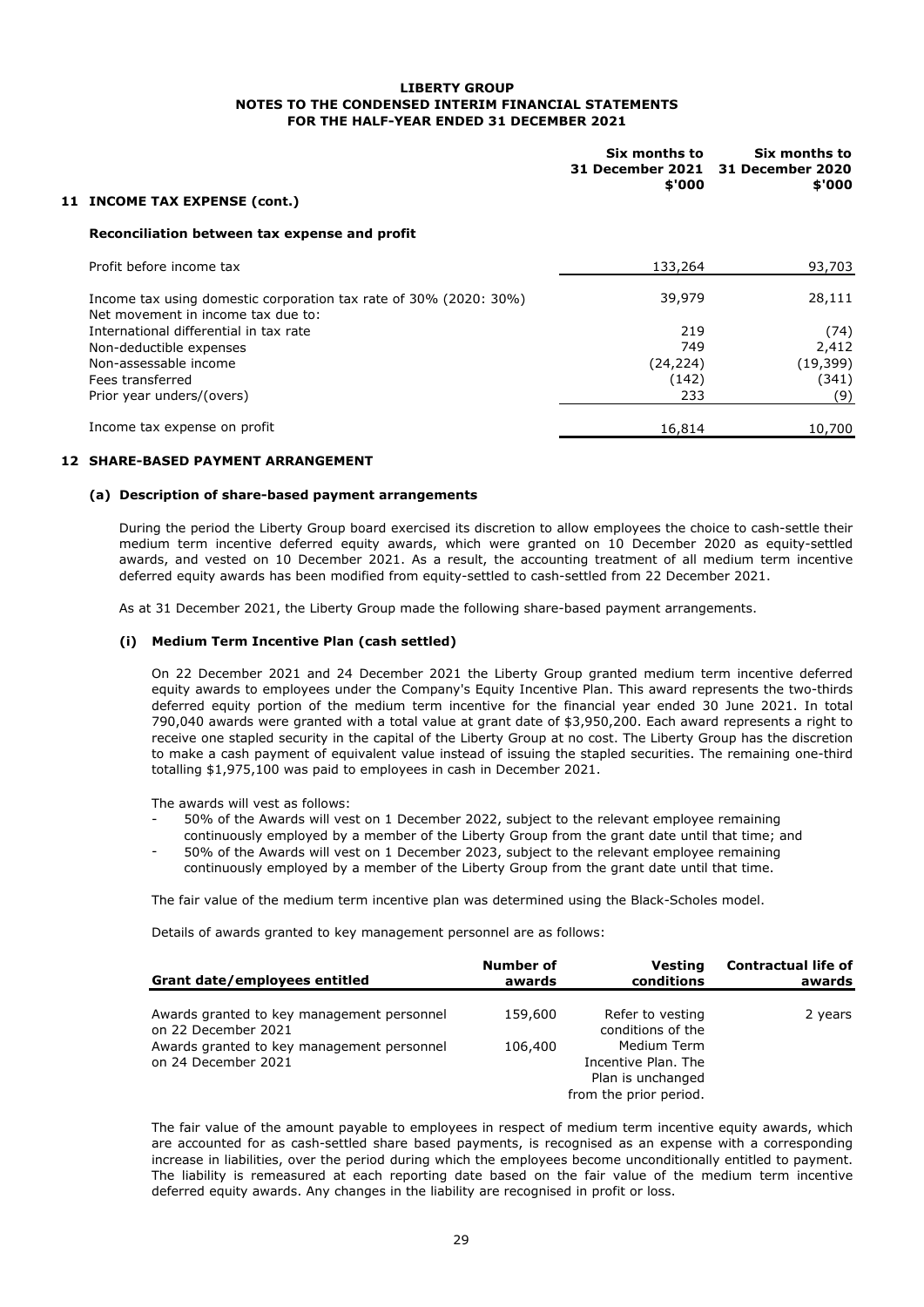## 11 INCOME TAX EXPENSE (cont.)

### Reconciliation between tax expense and profit

| | Six months to 31 December 2021 $'000 | Six months to 31 December 2020 $'000 |
|---|---|---|
| Profit before income tax | 133,264 | 93,703 |
| Income tax using domestic corporation tax rate of 30% (2020: 30%) | 39,979 | 28,111 |
| Net movement in income tax due to: | | |
| International differential in tax rate | 219 | (74) |
| Non-deductible expenses | 749 | 2,412 |
| Non-assessable income | (24,224) | (19,399) |
| Fees transferred | (142) | (341) |
| Prior year unders/(overs) | 233 | (9) |
| Income tax expense on profit | 16,814 | 10,700 |

## 12 SHARE-BASED PAYMENT ARRANGEMENT

### (a) Description of share-based payment arrangements

During the period the Liberty Group board exercised its discretion to allow employees the choice to cash-settle their medium term incentive deferred equity awards, which were granted on 10 December 2020 as equity-settled awards, and vested on 10 December 2021. As a result, the accounting treatment of all medium term incentive deferred equity awards has been modified from equity-settled to cash-settled from 22 December 2021.

As at 31 December 2021, the Liberty Group made the following share-based payment arrangements.

#### (i) Medium Term Incentive Plan (cash settled)

On 22 December 2021 and 24 December 2021 the Liberty Group granted medium term incentive deferred equity awards to employees under the Company's Equity Incentive Plan. This award represents the two-thirds deferred equity portion of the medium term incentive for the financial year ended 30 June 2021. In total 790,040 awards were granted with a total value at grant date of $3,950,200. Each award represents a right to receive one stapled security in the capital of the Liberty Group at no cost. The Liberty Group has the discretion to make a cash payment of equivalent value instead of issuing the stapled securities. The remaining one-third totalling $1,975,100 was paid to employees in cash in December 2021.

The awards will vest as follows:

- 50% of the Awards will vest on 1 December 2022, subject to the relevant employee remaining continuously employed by a member of the Liberty Group from the grant date until that time; and
- 50% of the Awards will vest on 1 December 2023, subject to the relevant employee remaining continuously employed by a member of the Liberty Group from the grant date until that time.

The fair value of the medium term incentive plan was determined using the Black-Scholes model.

Details of awards granted to key management personnel are as follows:

| Grant date/employees entitled | Number of awards | Vesting conditions | Contractual life of awards |
|---|---|---|---|
| Awards granted to key management personnel on 22 December 2021 | 159,600 | Refer to vesting conditions of the Medium Term Incentive Plan. The Plan is unchanged from the prior period. | 2 years |
| Awards granted to key management personnel on 24 December 2021 | 106,400 | | |

The fair value of the amount payable to employees in respect of medium term incentive equity awards, which are accounted for as cash-settled share based payments, is recognised as an expense with a corresponding increase in liabilities, over the period during which the employees become unconditionally entitled to payment. The liability is remeasured at each reporting date based on the fair value of the medium term incentive deferred equity awards. Any changes in the liability are recognised in profit or loss.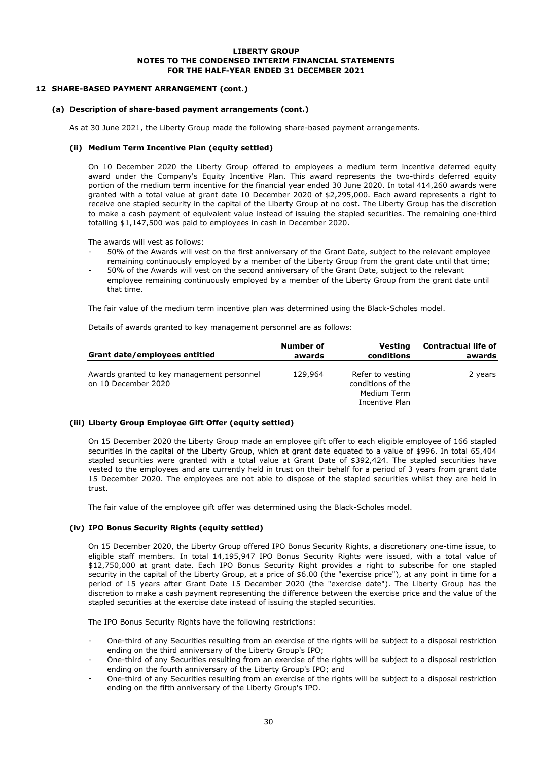## 12 SHARE-BASED PAYMENT ARRANGEMENT (cont.)

### (a) Description of share-based payment arrangements (cont.)

As at 30 June 2021, the Liberty Group made the following share-based payment arrangements.

#### (ii) Medium Term Incentive Plan (equity settled)

On 10 December 2020 the Liberty Group offered to employees a medium term incentive deferred equity award under the Company's Equity Incentive Plan. This award represents the two-thirds deferred equity portion of the medium term incentive for the financial year ended 30 June 2020. In total 414,260 awards were granted with a total value at grant date 10 December 2020 of $2,295,000. Each award represents a right to receive one stapled security in the capital of the Liberty Group at no cost. The Liberty Group has the discretion to make a cash payment of equivalent value instead of issuing the stapled securities. The remaining one-third totalling $1,147,500 was paid to employees in cash in December 2020.

The awards will vest as follows:

- 50% of the Awards will vest on the first anniversary of the Grant Date, subject to the relevant employee remaining continuously employed by a member of the Liberty Group from the grant date until that time;
- 50% of the Awards will vest on the second anniversary of the Grant Date, subject to the relevant employee remaining continuously employed by a member of the Liberty Group from the grant date until that time.

The fair value of the medium term incentive plan was determined using the Black-Scholes model.

Details of awards granted to key management personnel are as follows:

| Grant date/employees entitled | Number of awards | Vesting conditions | Contractual life of awards |
|---|---|---|---|
| Awards granted to key management personnel on 10 December 2020 | 129,964 | Refer to vesting conditions of the Medium Term Incentive Plan | 2 years |

#### (iii) Liberty Group Employee Gift Offer (equity settled)

On 15 December 2020 the Liberty Group made an employee gift offer to each eligible employee of 166 stapled securities in the capital of the Liberty Group, which at grant date equated to a value of $996. In total 65,404 stapled securities were granted with a total value at Grant Date of $392,424. The stapled securities have vested to the employees and are currently held in trust on their behalf for a period of 3 years from grant date 15 December 2020. The employees are not able to dispose of the stapled securities whilst they are held in trust.

The fair value of the employee gift offer was determined using the Black-Scholes model.

#### (iv) IPO Bonus Security Rights (equity settled)

On 15 December 2020, the Liberty Group offered IPO Bonus Security Rights, a discretionary one-time issue, to eligible staff members. In total 14,195,947 IPO Bonus Security Rights were issued, with a total value of $12,750,000 at grant date. Each IPO Bonus Security Right provides a right to subscribe for one stapled security in the capital of the Liberty Group, at a price of $6.00 (the "exercise price"), at any point in time for a period of 15 years after Grant Date 15 December 2020 (the "exercise date"). The Liberty Group has the discretion to make a cash payment representing the difference between the exercise price and the value of the stapled securities at the exercise date instead of issuing the stapled securities.

The IPO Bonus Security Rights have the following restrictions:

- One-third of any Securities resulting from an exercise of the rights will be subject to a disposal restriction ending on the third anniversary of the Liberty Group's IPO;
- One-third of any Securities resulting from an exercise of the rights will be subject to a disposal restriction ending on the fourth anniversary of the Liberty Group's IPO; and
- One-third of any Securities resulting from an exercise of the rights will be subject to a disposal restriction ending on the fifth anniversary of the Liberty Group's IPO.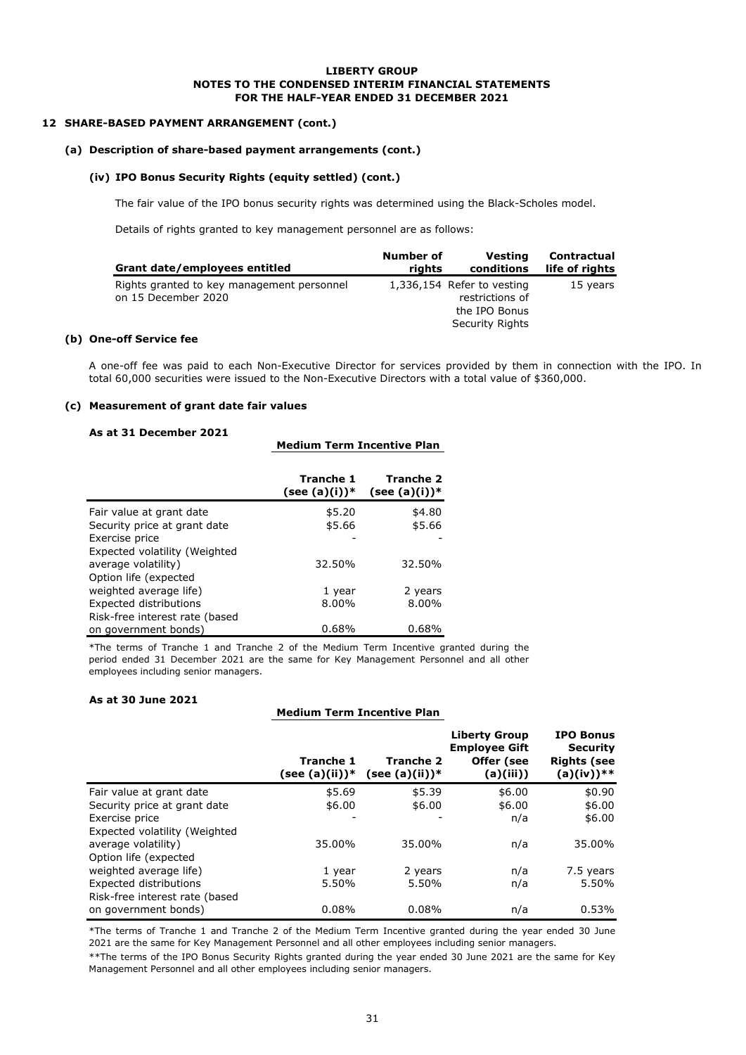## 12 SHARE-BASED PAYMENT ARRANGEMENT (cont.)

### (a) Description of share-based payment arrangements (cont.)

#### (iv) IPO Bonus Security Rights (equity settled) (cont.)

The fair value of the IPO bonus security rights was determined using the Black-Scholes model.

Details of rights granted to key management personnel are as follows:

| Grant date/employees entitled | Number of rights | Vesting conditions | Contractual life of rights |
|---|---|---|---|
| Rights granted to key management personnel on 15 December 2020 | 1,336,154 | Refer to vesting restrictions of the IPO Bonus Security Rights | 15 years |

### (b) One-off Service fee

A one-off fee was paid to each Non-Executive Director for services provided by them in connection with the IPO. In total 60,000 securities were issued to the Non-Executive Directors with a total value of $360,000.

### (c) Measurement of grant date fair values

**As at 31 December 2021**

| | Medium Term Incentive Plan | |
|---|---|---|
| | Tranche 1 (see (a)(i))* | Tranche 2 (see (a)(i))* |
| Fair value at grant date | $5.20 | $4.80 |
| Security price at grant date | $5.66 | $5.66 |
| Exercise price | - | - |
| Expected volatility (Weighted average volatility) | 32.50% | 32.50% |
| Option life (expected weighted average life) | 1 year | 2 years |
| Expected distributions | 8.00% | 8.00% |
| Risk-free interest rate (based on government bonds) | 0.68% | 0.68% |

*The terms of Tranche 1 and Tranche 2 of the Medium Term Incentive granted during the period ended 31 December 2021 are the same for Key Management Personnel and all other employees including senior managers.

**As at 30 June 2021**

| | Medium Term Incentive Plan | | | |
|---|---|---|---|---|
| | Tranche 1 (see (a)(ii))* | Tranche 2 (see (a)(ii))* | Liberty Group Employee Gift Offer (see (a)(iii)) | IPO Bonus Security Rights (see (a)(iv))** |
| Fair value at grant date | $5.69 | $5.39 | $6.00 | $0.90 |
| Security price at grant date | $6.00 | $6.00 | $6.00 | $6.00 |
| Exercise price | - | - | n/a | $6.00 |
| Expected volatility (Weighted average volatility) | 35.00% | 35.00% | n/a | 35.00% |
| Option life (expected weighted average life) | 1 year | 2 years | n/a | 7.5 years |
| Expected distributions | 5.50% | 5.50% | n/a | 5.50% |
| Risk-free interest rate (based on government bonds) | 0.08% | 0.08% | n/a | 0.53% |

*The terms of Tranche 1 and Tranche 2 of the Medium Term Incentive granted during the year ended 30 June 2021 are the same for Key Management Personnel and all other employees including senior managers.

**The terms of the IPO Bonus Security Rights granted during the year ended 30 June 2021 are the same for Key Management Personnel and all other employees including senior managers.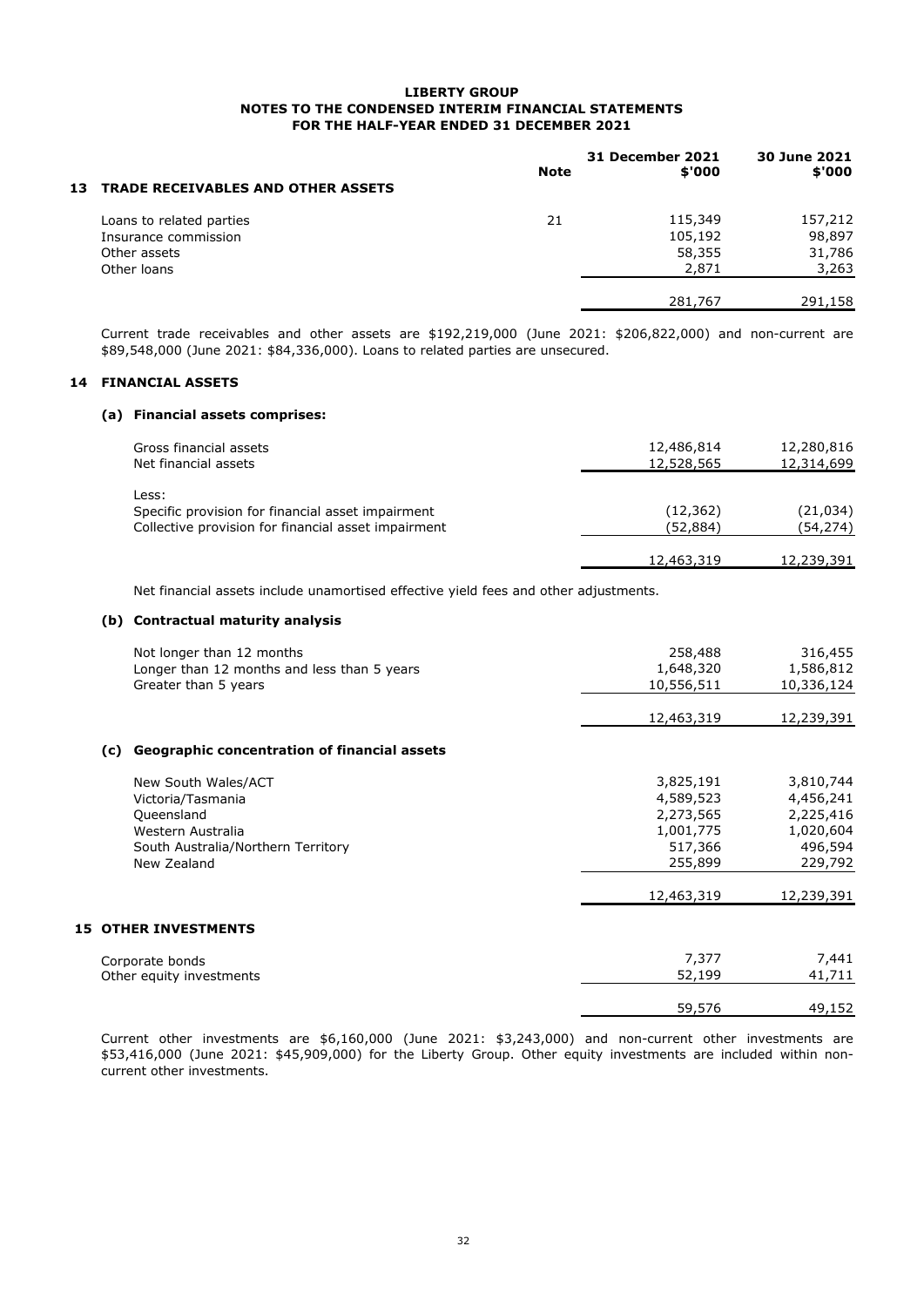**LIBERTY GROUP**
**NOTES TO THE CONDENSED INTERIM FINANCIAL STATEMENTS**
**FOR THE HALF-YEAR ENDED 31 DECEMBER 2021**

## 13 TRADE RECEIVABLES AND OTHER ASSETS

| | Note | 31 December 2021 $'000 | 30 June 2021 $'000 |
|---|---|---|---|
| Loans to related parties | 21 | 115,349 | 157,212 |
| Insurance commission | | 105,192 | 98,897 |
| Other assets | | 58,355 | 31,786 |
| Other loans | | 2,871 | 3,263 |
| | | 281,767 | 291,158 |

Current trade receivables and other assets are $192,219,000 (June 2021: $206,822,000) and non-current are $89,548,000 (June 2021: $84,336,000). Loans to related parties are unsecured.

## 14 FINANCIAL ASSETS

### (a) Financial assets comprises:

| | 31 December 2021 $'000 | 30 June 2021 $'000 |
|---|---|---|
| Gross financial assets | 12,486,814 | 12,280,816 |
| Net financial assets | 12,528,565 | 12,314,699 |
| Less: | | |
| Specific provision for financial asset impairment | (12,362) | (21,034) |
| Collective provision for financial asset impairment | (52,884) | (54,274) |
| | 12,463,319 | 12,239,391 |

Net financial assets include unamortised effective yield fees and other adjustments.

### (b) Contractual maturity analysis

| | 31 December 2021 $'000 | 30 June 2021 $'000 |
|---|---|---|
| Not longer than 12 months | 258,488 | 316,455 |
| Longer than 12 months and less than 5 years | 1,648,320 | 1,586,812 |
| Greater than 5 years | 10,556,511 | 10,336,124 |
| | 12,463,319 | 12,239,391 |

### (c) Geographic concentration of financial assets

| | 31 December 2021 $'000 | 30 June 2021 $'000 |
|---|---|---|
| New South Wales/ACT | 3,825,191 | 3,810,744 |
| Victoria/Tasmania | 4,589,523 | 4,456,241 |
| Queensland | 2,273,565 | 2,225,416 |
| Western Australia | 1,001,775 | 1,020,604 |
| South Australia/Northern Territory | 517,366 | 496,594 |
| New Zealand | 255,899 | 229,792 |
| | 12,463,319 | 12,239,391 |

## 15 OTHER INVESTMENTS

| | 31 December 2021 $'000 | 30 June 2021 $'000 |
|---|---|---|
| Corporate bonds | 7,377 | 7,441 |
| Other equity investments | 52,199 | 41,711 |
| | 59,576 | 49,152 |

Current other investments are $6,160,000 (June 2021: $3,243,000) and non-current other investments are $53,416,000 (June 2021: $45,909,000) for the Liberty Group. Other equity investments are included within non-current other investments.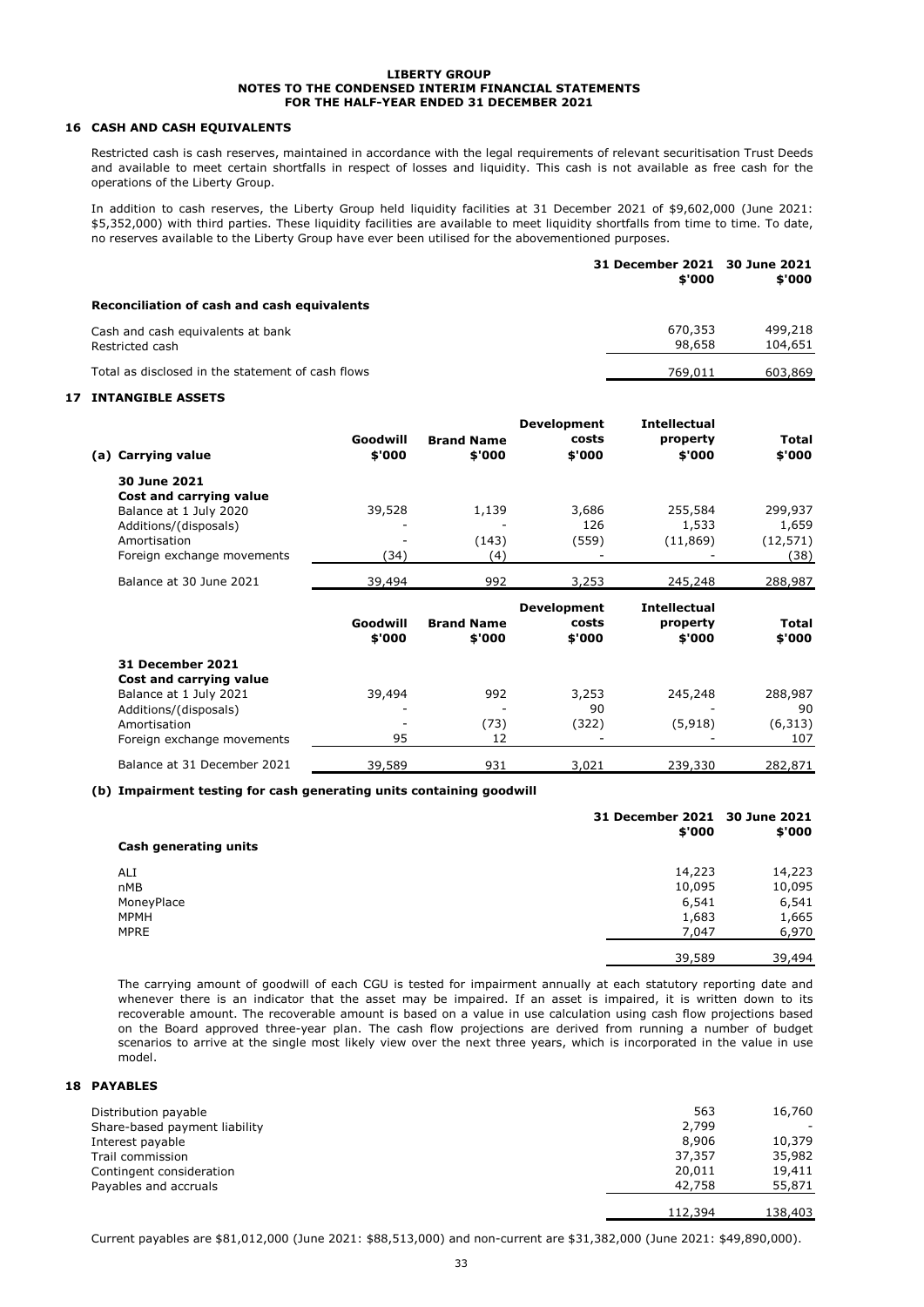## 16 CASH AND CASH EQUIVALENTS

Restricted cash is cash reserves, maintained in accordance with the legal requirements of relevant securitisation Trust Deeds and available to meet certain shortfalls in respect of losses and liquidity. This cash is not available as free cash for the operations of the Liberty Group.

In addition to cash reserves, the Liberty Group held liquidity facilities at 31 December 2021 of $9,602,000 (June 2021: $5,352,000) with third parties. These liquidity facilities are available to meet liquidity shortfalls from time to time. To date, no reserves available to the Liberty Group have ever been utilised for the abovementioned purposes.

| | 31 December 2021 $'000 | 30 June 2021 $'000 |
|---|---|---|
| **Reconciliation of cash and cash equivalents** | | |
| Cash and cash equivalents at bank | 670,353 | 499,218 |
| Restricted cash | 98,658 | 104,651 |
| Total as disclosed in the statement of cash flows | 769,011 | 603,869 |

## 17 INTANGIBLE ASSETS

| (a) Carrying value | Goodwill $'000 | Brand Name $'000 | Development costs $'000 | Intellectual property $'000 | Total $'000 |
|---|---|---|---|---|---|
| **30 June 2021** | | | | | |
| **Cost and carrying value** | | | | | |
| Balance at 1 July 2020 | 39,528 | 1,139 | 3,686 | 255,584 | 299,937 |
| Additions/(disposals) | - | - | 126 | 1,533 | 1,659 |
| Amortisation | - | (143) | (559) | (11,869) | (12,571) |
| Foreign exchange movements | (34) | (4) | - | - | (38) |
| Balance at 30 June 2021 | 39,494 | 992 | 3,253 | 245,248 | 288,987 |

| | Goodwill $'000 | Brand Name $'000 | Development costs $'000 | Intellectual property $'000 | Total $'000 |
|---|---|---|---|---|---|
| **31 December 2021** | | | | | |
| **Cost and carrying value** | | | | | |
| Balance at 1 July 2021 | 39,494 | 992 | 3,253 | 245,248 | 288,987 |
| Additions/(disposals) | - | - | 90 | - | 90 |
| Amortisation | - | (73) | (322) | (5,918) | (6,313) |
| Foreign exchange movements | 95 | 12 | - | - | 107 |
| Balance at 31 December 2021 | 39,589 | 931 | 3,021 | 239,330 | 282,871 |

### (b) Impairment testing for cash generating units containing goodwill

| Cash generating units | 31 December 2021 $'000 | 30 June 2021 $'000 |
|---|---|---|
| ALI | 14,223 | 14,223 |
| nMB | 10,095 | 10,095 |
| MoneyPlace | 6,541 | 6,541 |
| MPMH | 1,683 | 1,665 |
| MPRE | 7,047 | 6,970 |
| | 39,589 | 39,494 |

The carrying amount of goodwill of each CGU is tested for impairment annually at each statutory reporting date and whenever there is an indicator that the asset may be impaired. If an asset is impaired, it is written down to its recoverable amount. The recoverable amount is based on a value in use calculation using cash flow projections based on the Board approved three-year plan. The cash flow projections are derived from running a number of budget scenarios to arrive at the single most likely view over the next three years, which is incorporated in the value in use model.

## 18 PAYABLES

| | 31 December 2021 $'000 | 30 June 2021 $'000 |
|---|---|---|
| Distribution payable | 563 | 16,760 |
| Share-based payment liability | 2,799 | - |
| Interest payable | 8,906 | 10,379 |
| Trail commission | 37,357 | 35,982 |
| Contingent consideration | 20,011 | 19,411 |
| Payables and accruals | 42,758 | 55,871 |
| | 112,394 | 138,403 |

Current payables are $81,012,000 (June 2021: $88,513,000) and non-current are $31,382,000 (June 2021: $49,890,000).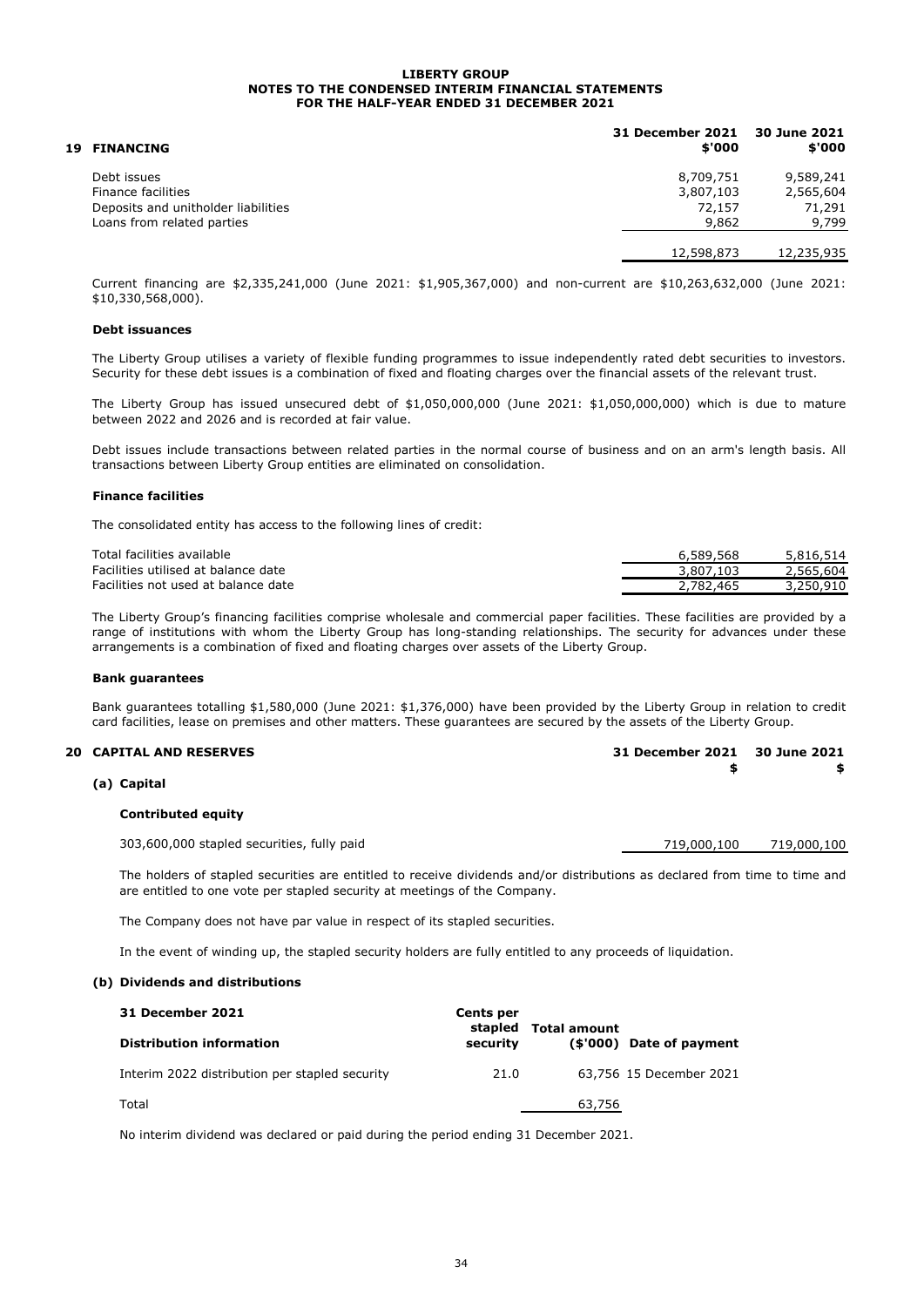## 19 FINANCING

| | 31 December 2021 \$'000 | 30 June 2021 \$'000 |
|---|---|---|
| Debt issues | 8,709,751 | 9,589,241 |
| Finance facilities | 3,807,103 | 2,565,604 |
| Deposits and unitholder liabilities | 72,157 | 71,291 |
| Loans from related parties | 9,862 | 9,799 |
| | 12,598,873 | 12,235,935 |

Current financing are $2,335,241,000 (June 2021: $1,905,367,000) and non-current are $10,263,632,000 (June 2021: $10,330,568,000).

**Debt issuances**

The Liberty Group utilises a variety of flexible funding programmes to issue independently rated debt securities to investors. Security for these debt issues is a combination of fixed and floating charges over the financial assets of the relevant trust.

The Liberty Group has issued unsecured debt of $1,050,000,000 (June 2021: $1,050,000,000) which is due to mature between 2022 and 2026 and is recorded at fair value.

Debt issues include transactions between related parties in the normal course of business and on an arm's length basis. All transactions between Liberty Group entities are eliminated on consolidation.

**Finance facilities**

The consolidated entity has access to the following lines of credit:

| | | |
|---|---|---|
| Total facilities available | 6,589,568 | 5,816,514 |
| Facilities utilised at balance date | 3,807,103 | 2,565,604 |
| Facilities not used at balance date | 2,782,465 | 3,250,910 |

The Liberty Group's financing facilities comprise wholesale and commercial paper facilities. These facilities are provided by a range of institutions with whom the Liberty Group has long-standing relationships. The security for advances under these arrangements is a combination of fixed and floating charges over assets of the Liberty Group.

**Bank guarantees**

Bank guarantees totalling $1,580,000 (June 2021: $1,376,000) have been provided by the Liberty Group in relation to credit card facilities, lease on premises and other matters. These guarantees are secured by the assets of the Liberty Group.

## 20 CAPITAL AND RESERVES

### (a) Capital

**Contributed equity**

| | 31 December 2021 \$ | 30 June 2021 \$ |
|---|---|---|
| 303,600,000 stapled securities, fully paid | 719,000,100 | 719,000,100 |

The holders of stapled securities are entitled to receive dividends and/or distributions as declared from time to time and are entitled to one vote per stapled security at meetings of the Company.

The Company does not have par value in respect of its stapled securities.

In the event of winding up, the stapled security holders are fully entitled to any proceeds of liquidation.

### (b) Dividends and distributions

| 31 December 2021 Distribution information | Cents per stapled security | Total amount (\$'000) | Date of payment |
|---|---|---|---|
| Interim 2022 distribution per stapled security | 21.0 | 63,756 | 15 December 2021 |
| Total | | 63,756 | |

No interim dividend was declared or paid during the period ending 31 December 2021.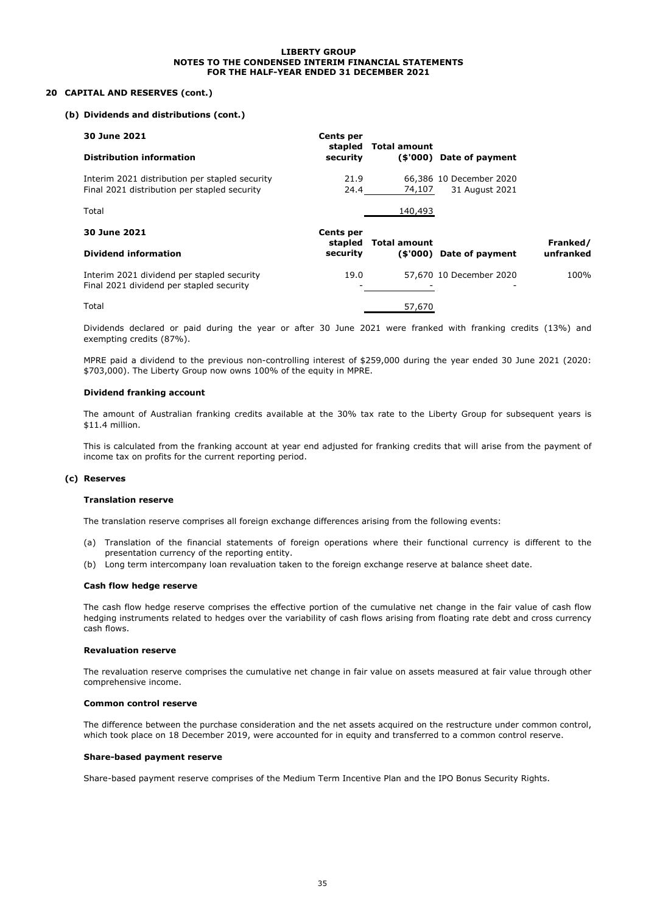## 20 CAPITAL AND RESERVES (cont.)

### (b) Dividends and distributions (cont.)

| 30 June 2021<br>Distribution information | Cents per stapled security | Total amount ($'000) | Date of payment |
|---|---|---|---|
| Interim 2021 distribution per stapled security | 21.9 | 66,386 | 10 December 2020 |
| Final 2021 distribution per stapled security | 24.4 | 74,107 | 31 August 2021 |
| Total | | 140,493 | |

| 30 June 2021<br>Dividend information | Cents per stapled security | Total amount ($'000) | Date of payment | Franked/ unfranked |
|---|---|---|---|---|
| Interim 2021 dividend per stapled security | 19.0 | 57,670 | 10 December 2020 | 100% |
| Final 2021 dividend per stapled security | - | - | | - |
| Total | | 57,670 | | |

Dividends declared or paid during the year or after 30 June 2021 were franked with franking credits (13%) and exempting credits (87%).

MPRE paid a dividend to the previous non-controlling interest of $259,000 during the year ended 30 June 2021 (2020: $703,000). The Liberty Group now owns 100% of the equity in MPRE.

**Dividend franking account**

The amount of Australian franking credits available at the 30% tax rate to the Liberty Group for subsequent years is $11.4 million.

This is calculated from the franking account at year end adjusted for franking credits that will arise from the payment of income tax on profits for the current reporting period.

### (c) Reserves

**Translation reserve**

The translation reserve comprises all foreign exchange differences arising from the following events:

(a) Translation of the financial statements of foreign operations where their functional currency is different to the presentation currency of the reporting entity.
(b) Long term intercompany loan revaluation taken to the foreign exchange reserve at balance sheet date.

**Cash flow hedge reserve**

The cash flow hedge reserve comprises the effective portion of the cumulative net change in the fair value of cash flow hedging instruments related to hedges over the variability of cash flows arising from floating rate debt and cross currency cash flows.

**Revaluation reserve**

The revaluation reserve comprises the cumulative net change in fair value on assets measured at fair value through other comprehensive income.

**Common control reserve**

The difference between the purchase consideration and the net assets acquired on the restructure under common control, which took place on 18 December 2019, were accounted for in equity and transferred to a common control reserve.

**Share-based payment reserve**

Share-based payment reserve comprises of the Medium Term Incentive Plan and the IPO Bonus Security Rights.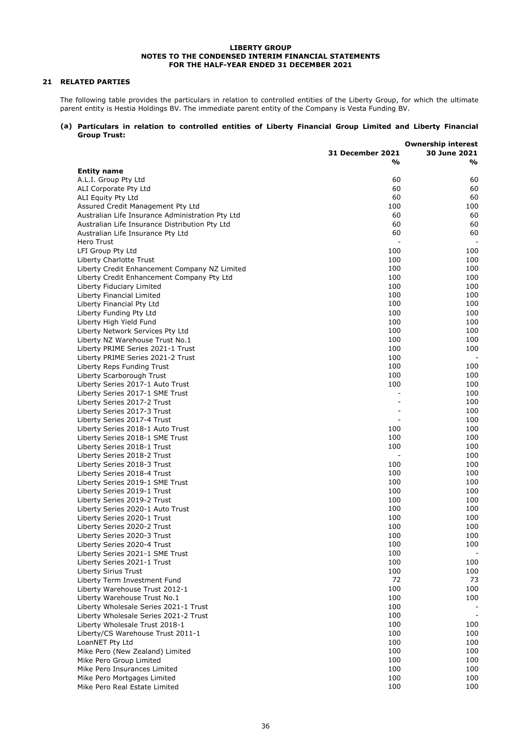## 21 RELATED PARTIES

The following table provides the particulars in relation to controlled entities of the Liberty Group, for which the ultimate parent entity is Hestia Holdings BV. The immediate parent entity of the Company is Vesta Funding BV.

### (a) Particulars in relation to controlled entities of Liberty Financial Group Limited and Liberty Financial Group Trust:

| | Ownership interest | |
|---|---|---|
| | 31 December 2021 | 30 June 2021 |
| | % | % |
| **Entity name** | | |
| A.L.I. Group Pty Ltd | 60 | 60 |
| ALI Corporate Pty Ltd | 60 | 60 |
| ALI Equity Pty Ltd | 60 | 60 |
| Assured Credit Management Pty Ltd | 100 | 100 |
| Australian Life Insurance Administration Pty Ltd | 60 | 60 |
| Australian Life Insurance Distribution Pty Ltd | 60 | 60 |
| Australian Life Insurance Pty Ltd | 60 | 60 |
| Hero Trust | - | - |
| LFI Group Pty Ltd | 100 | 100 |
| Liberty Charlotte Trust | 100 | 100 |
| Liberty Credit Enhancement Company NZ Limited | 100 | 100 |
| Liberty Credit Enhancement Company Pty Ltd | 100 | 100 |
| Liberty Fiduciary Limited | 100 | 100 |
| Liberty Financial Limited | 100 | 100 |
| Liberty Financial Pty Ltd | 100 | 100 |
| Liberty Funding Pty Ltd | 100 | 100 |
| Liberty High Yield Fund | 100 | 100 |
| Liberty Network Services Pty Ltd | 100 | 100 |
| Liberty NZ Warehouse Trust No.1 | 100 | 100 |
| Liberty PRIME Series 2021-1 Trust | 100 | 100 |
| Liberty PRIME Series 2021-2 Trust | 100 | - |
| Liberty Reps Funding Trust | 100 | 100 |
| Liberty Scarborough Trust | 100 | 100 |
| Liberty Series 2017-1 Auto Trust | 100 | 100 |
| Liberty Series 2017-1 SME Trust | - | 100 |
| Liberty Series 2017-2 Trust | - | 100 |
| Liberty Series 2017-3 Trust | - | 100 |
| Liberty Series 2017-4 Trust | - | 100 |
| Liberty Series 2018-1 Auto Trust | 100 | 100 |
| Liberty Series 2018-1 SME Trust | 100 | 100 |
| Liberty Series 2018-1 Trust | 100 | 100 |
| Liberty Series 2018-2 Trust | - | 100 |
| Liberty Series 2018-3 Trust | 100 | 100 |
| Liberty Series 2018-4 Trust | 100 | 100 |
| Liberty Series 2019-1 SME Trust | 100 | 100 |
| Liberty Series 2019-1 Trust | 100 | 100 |
| Liberty Series 2019-2 Trust | 100 | 100 |
| Liberty Series 2020-1 Auto Trust | 100 | 100 |
| Liberty Series 2020-1 Trust | 100 | 100 |
| Liberty Series 2020-2 Trust | 100 | 100 |
| Liberty Series 2020-3 Trust | 100 | 100 |
| Liberty Series 2020-4 Trust | 100 | 100 |
| Liberty Series 2021-1 SME Trust | 100 | - |
| Liberty Series 2021-1 Trust | 100 | 100 |
| Liberty Sirius Trust | 100 | 100 |
| Liberty Term Investment Fund | 72 | 73 |
| Liberty Warehouse Trust 2012-1 | 100 | 100 |
| Liberty Warehouse Trust No.1 | 100 | 100 |
| Liberty Wholesale Series 2021-1 Trust | 100 | - |
| Liberty Wholesale Series 2021-2 Trust | 100 | - |
| Liberty Wholesale Trust 2018-1 | 100 | 100 |
| Liberty/CS Warehouse Trust 2011-1 | 100 | 100 |
| LoanNET Pty Ltd | 100 | 100 |
| Mike Pero (New Zealand) Limited | 100 | 100 |
| Mike Pero Group Limited | 100 | 100 |
| Mike Pero Insurances Limited | 100 | 100 |
| Mike Pero Mortgages Limited | 100 | 100 |
| Mike Pero Real Estate Limited | 100 | 100 |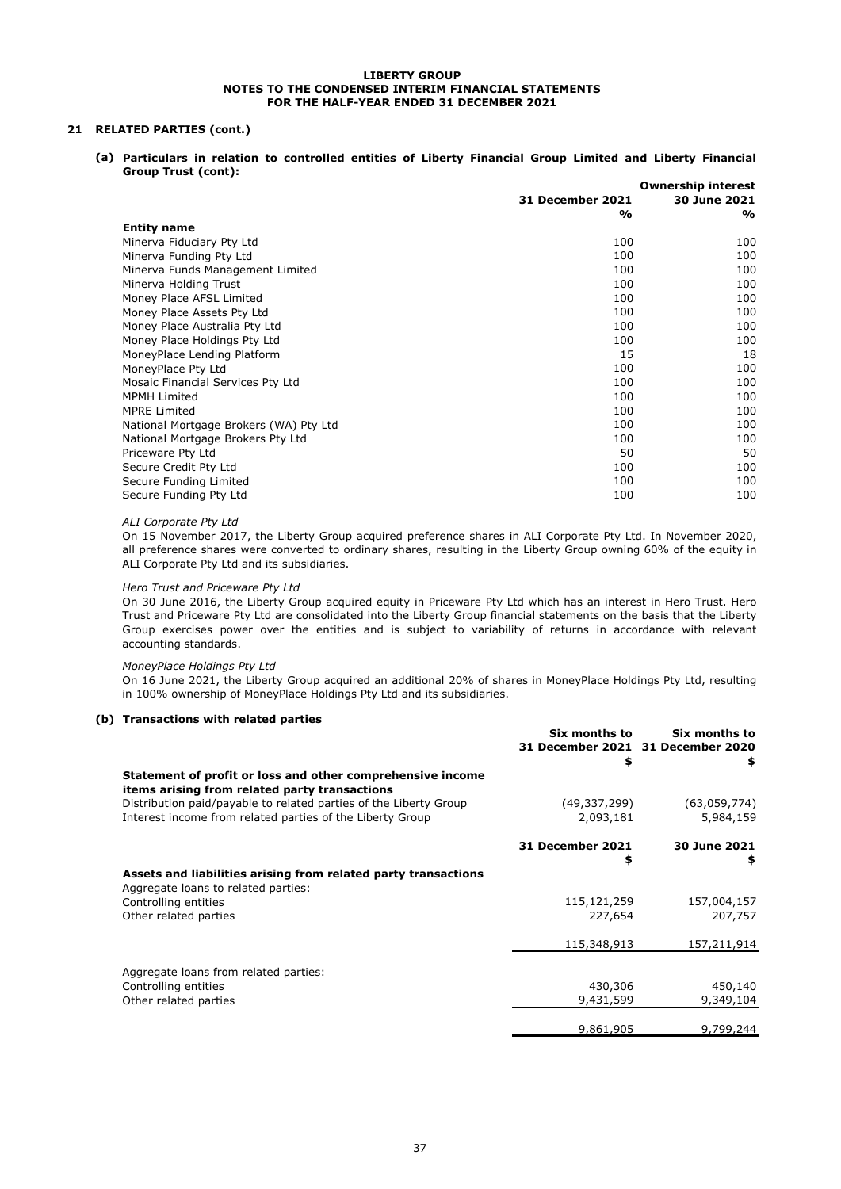## 21 RELATED PARTIES (cont.)

### (a) Particulars in relation to controlled entities of Liberty Financial Group Limited and Liberty Financial Group Trust (cont):

| | Ownership interest | |
|---|---|---|
| | 31 December 2021 | 30 June 2021 |
| | % | % |
| **Entity name** | | |
| Minerva Fiduciary Pty Ltd | 100 | 100 |
| Minerva Funding Pty Ltd | 100 | 100 |
| Minerva Funds Management Limited | 100 | 100 |
| Minerva Holding Trust | 100 | 100 |
| Money Place AFSL Limited | 100 | 100 |
| Money Place Assets Pty Ltd | 100 | 100 |
| Money Place Australia Pty Ltd | 100 | 100 |
| Money Place Holdings Pty Ltd | 100 | 100 |
| MoneyPlace Lending Platform | 15 | 18 |
| MoneyPlace Pty Ltd | 100 | 100 |
| Mosaic Financial Services Pty Ltd | 100 | 100 |
| MPMH Limited | 100 | 100 |
| MPRE Limited | 100 | 100 |
| National Mortgage Brokers (WA) Pty Ltd | 100 | 100 |
| National Mortgage Brokers Pty Ltd | 100 | 100 |
| Priceware Pty Ltd | 50 | 50 |
| Secure Credit Pty Ltd | 100 | 100 |
| Secure Funding Limited | 100 | 100 |
| Secure Funding Pty Ltd | 100 | 100 |

*ALI Corporate Pty Ltd*

On 15 November 2017, the Liberty Group acquired preference shares in ALI Corporate Pty Ltd. In November 2020, all preference shares were converted to ordinary shares, resulting in the Liberty Group owning 60% of the equity in ALI Corporate Pty Ltd and its subsidiaries.

*Hero Trust and Priceware Pty Ltd*

On 30 June 2016, the Liberty Group acquired equity in Priceware Pty Ltd which has an interest in Hero Trust. Hero Trust and Priceware Pty Ltd are consolidated into the Liberty Group financial statements on the basis that the Liberty Group exercises power over the entities and is subject to variability of returns in accordance with relevant accounting standards.

*MoneyPlace Holdings Pty Ltd*

On 16 June 2021, the Liberty Group acquired an additional 20% of shares in MoneyPlace Holdings Pty Ltd, resulting in 100% ownership of MoneyPlace Holdings Pty Ltd and its subsidiaries.

### (b) Transactions with related parties

| | Six months to 31 December 2021 | Six months to 31 December 2020 |
|---|---|---|
| | $ | $ |
| **Statement of profit or loss and other comprehensive income items arising from related party transactions** | | |
| Distribution paid/payable to related parties of the Liberty Group | (49,337,299) | (63,059,774) |
| Interest income from related parties of the Liberty Group | 2,093,181 | 5,984,159 |

| | 31 December 2021 | 30 June 2021 |
|---|---|---|
| | $ | $ |
| **Assets and liabilities arising from related party transactions** | | |
| Aggregate loans to related parties: | | |
| Controlling entities | 115,121,259 | 157,004,157 |
| Other related parties | 227,654 | 207,757 |
| | 115,348,913 | 157,211,914 |
| Aggregate loans from related parties: | | |
| Controlling entities | 430,306 | 450,140 |
| Other related parties | 9,431,599 | 9,349,104 |
| | 9,861,905 | 9,799,244 |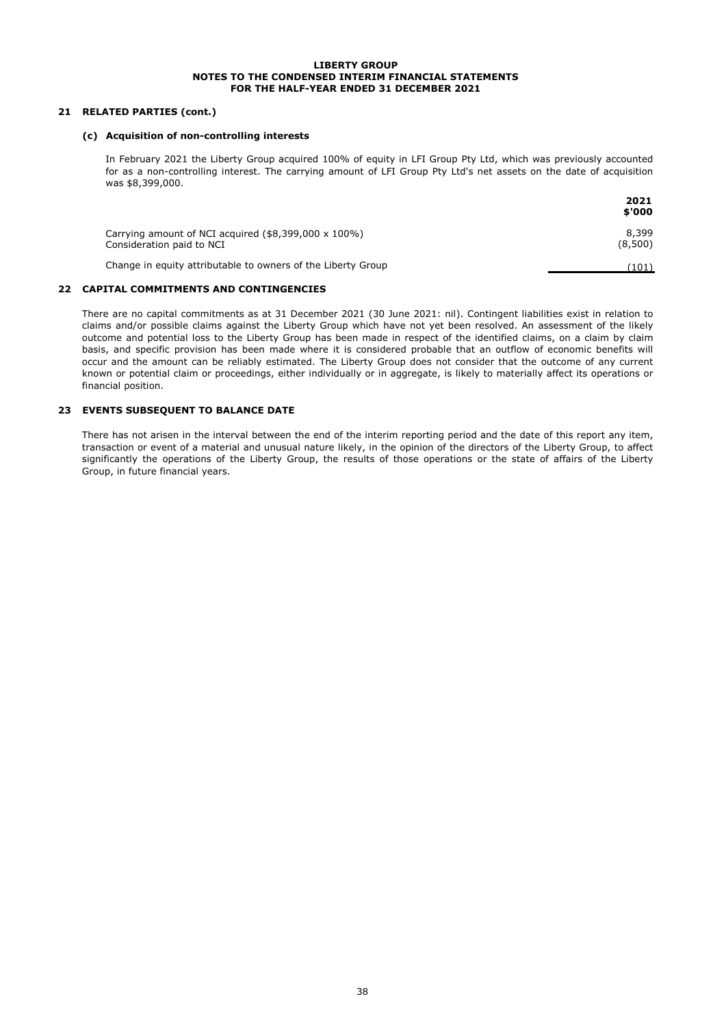## 21 RELATED PARTIES (cont.)

### (c) Acquisition of non-controlling interests

In February 2021 the Liberty Group acquired 100% of equity in LFI Group Pty Ltd, which was previously accounted for as a non-controlling interest. The carrying amount of LFI Group Pty Ltd's net assets on the date of acquisition was $8,399,000.

| | **2021** **$'000** |
|---|---|
| Carrying amount of NCI acquired ($8,399,000 x 100%) | 8,399 |
| Consideration paid to NCI | (8,500) |
| Change in equity attributable to owners of the Liberty Group | (101) |

## 22 CAPITAL COMMITMENTS AND CONTINGENCIES

There are no capital commitments as at 31 December 2021 (30 June 2021: nil). Contingent liabilities exist in relation to claims and/or possible claims against the Liberty Group which have not yet been resolved. An assessment of the likely outcome and potential loss to the Liberty Group has been made in respect of the identified claims, on a claim by claim basis, and specific provision has been made where it is considered probable that an outflow of economic benefits will occur and the amount can be reliably estimated. The Liberty Group does not consider that the outcome of any current known or potential claim or proceedings, either individually or in aggregate, is likely to materially affect its operations or financial position.

## 23 EVENTS SUBSEQUENT TO BALANCE DATE

There has not arisen in the interval between the end of the interim reporting period and the date of this report any item, transaction or event of a material and unusual nature likely, in the opinion of the directors of the Liberty Group, to affect significantly the operations of the Liberty Group, the results of those operations or the state of affairs of the Liberty Group, in future financial years.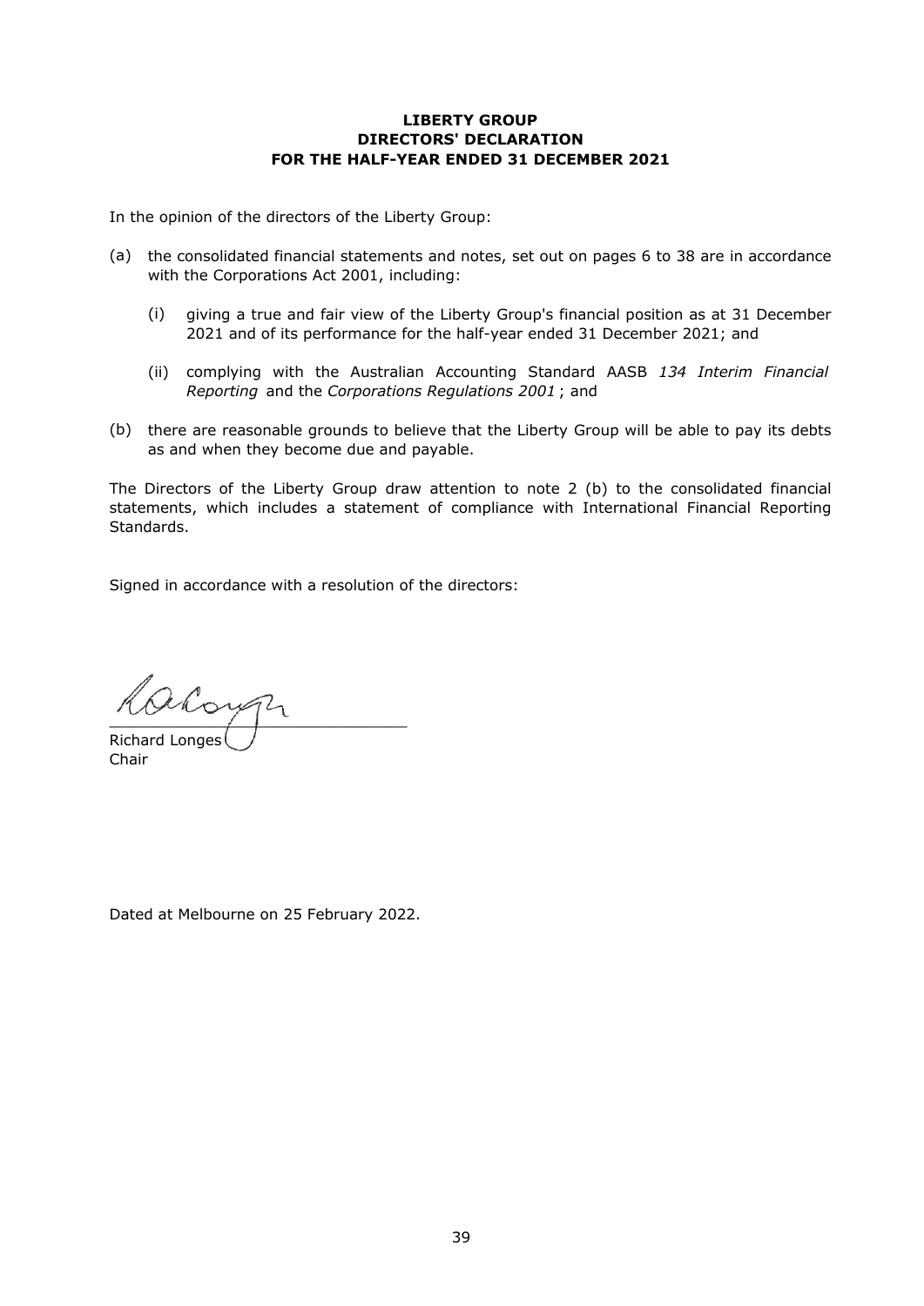# LIBERTY GROUP
## DIRECTORS' DECLARATION
## FOR THE HALF-YEAR ENDED 31 DECEMBER 2021

In the opinion of the directors of the Liberty Group:

(a) the consolidated financial statements and notes, set out on pages 6 to 38 are in accordance with the Corporations Act 2001, including:

  (i) giving a true and fair view of the Liberty Group's financial position as at 31 December 2021 and of its performance for the half-year ended 31 December 2021; and

  (ii) complying with the Australian Accounting Standard AASB *134 Interim Financial Reporting* and the *Corporations Regulations 2001* ; and

(b) there are reasonable grounds to believe that the Liberty Group will be able to pay its debts as and when they become due and payable.

The Directors of the Liberty Group draw attention to note 2 (b) to the consolidated financial statements, which includes a statement of compliance with International Financial Reporting Standards.

Signed in accordance with a resolution of the directors:

Richard Longes
Chair

Dated at Melbourne on 25 February 2022.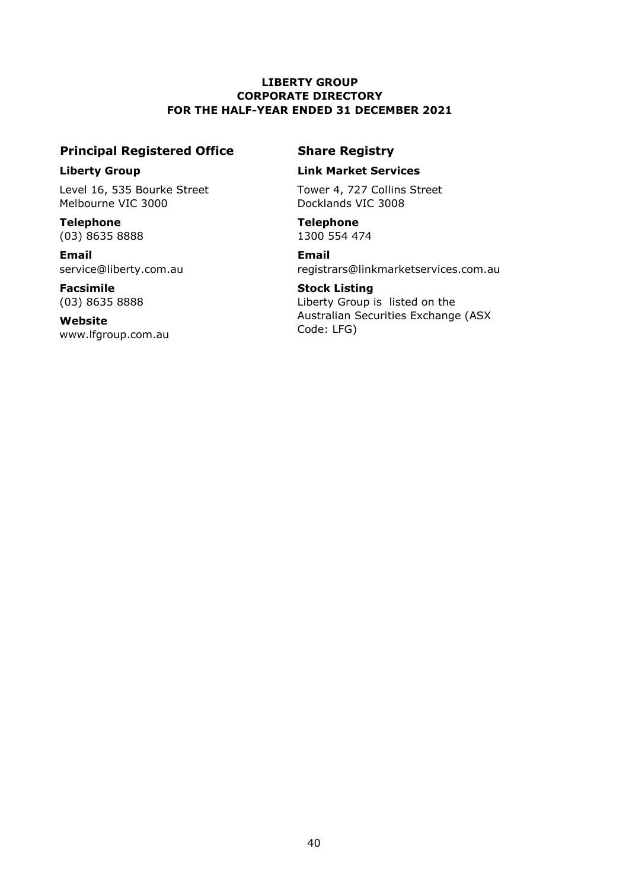**LIBERTY GROUP**
**CORPORATE DIRECTORY**
**FOR THE HALF-YEAR ENDED 31 DECEMBER 2021**

## Principal Registered Office

**Liberty Group**

Level 16, 535 Bourke Street
Melbourne VIC 3000

**Telephone**
(03) 8635 8888

**Email**
service@liberty.com.au

**Facsimile**
(03) 8635 8888

**Website**
www.lfgroup.com.au

## Share Registry

**Link Market Services**

Tower 4, 727 Collins Street
Docklands VIC 3008

**Telephone**
1300 554 474

**Email**
registrars@linkmarketservices.com.au

**Stock Listing**
Liberty Group is listed on the Australian Securities Exchange (ASX Code: LFG)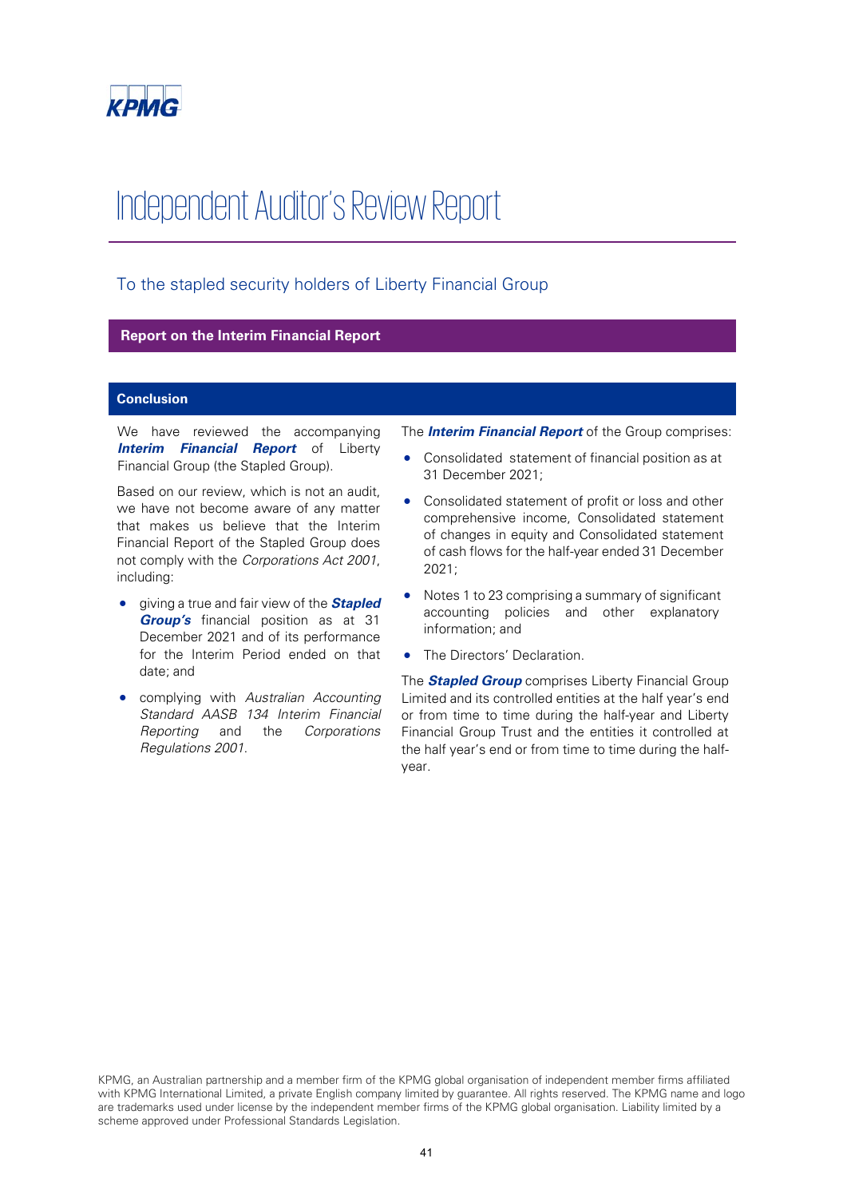# Independent Auditor's Review Report

## To the stapled security holders of Liberty Financial Group

### Report on the Interim Financial Report

#### Conclusion

We have reviewed the accompanying ***Interim Financial Report*** of Liberty Financial Group (the Stapled Group).

Based on our review, which is not an audit, we have not become aware of any matter that makes us believe that the Interim Financial Report of the Stapled Group does not comply with the *Corporations Act 2001*, including:

- giving a true and fair view of the ***Stapled Group's*** financial position as at 31 December 2021 and of its performance for the Interim Period ended on that date; and
- complying with *Australian Accounting Standard AASB 134 Interim Financial Reporting* and the *Corporations Regulations 2001*.

The ***Interim Financial Report*** of the Group comprises:

- Consolidated statement of financial position as at 31 December 2021;
- Consolidated statement of profit or loss and other comprehensive income, Consolidated statement of changes in equity and Consolidated statement of cash flows for the half-year ended 31 December 2021;
- Notes 1 to 23 comprising a summary of significant accounting policies and other explanatory information; and
- The Directors' Declaration.

The ***Stapled Group*** comprises Liberty Financial Group Limited and its controlled entities at the half year's end or from time to time during the half-year and Liberty Financial Group Trust and the entities it controlled at the half year's end or from time to time during the half-year.

KPMG, an Australian partnership and a member firm of the KPMG global organisation of independent member firms affiliated with KPMG International Limited, a private English company limited by guarantee. All rights reserved. The KPMG name and logo are trademarks used under license by the independent member firms of the KPMG global organisation. Liability limited by a scheme approved under Professional Standards Legislation.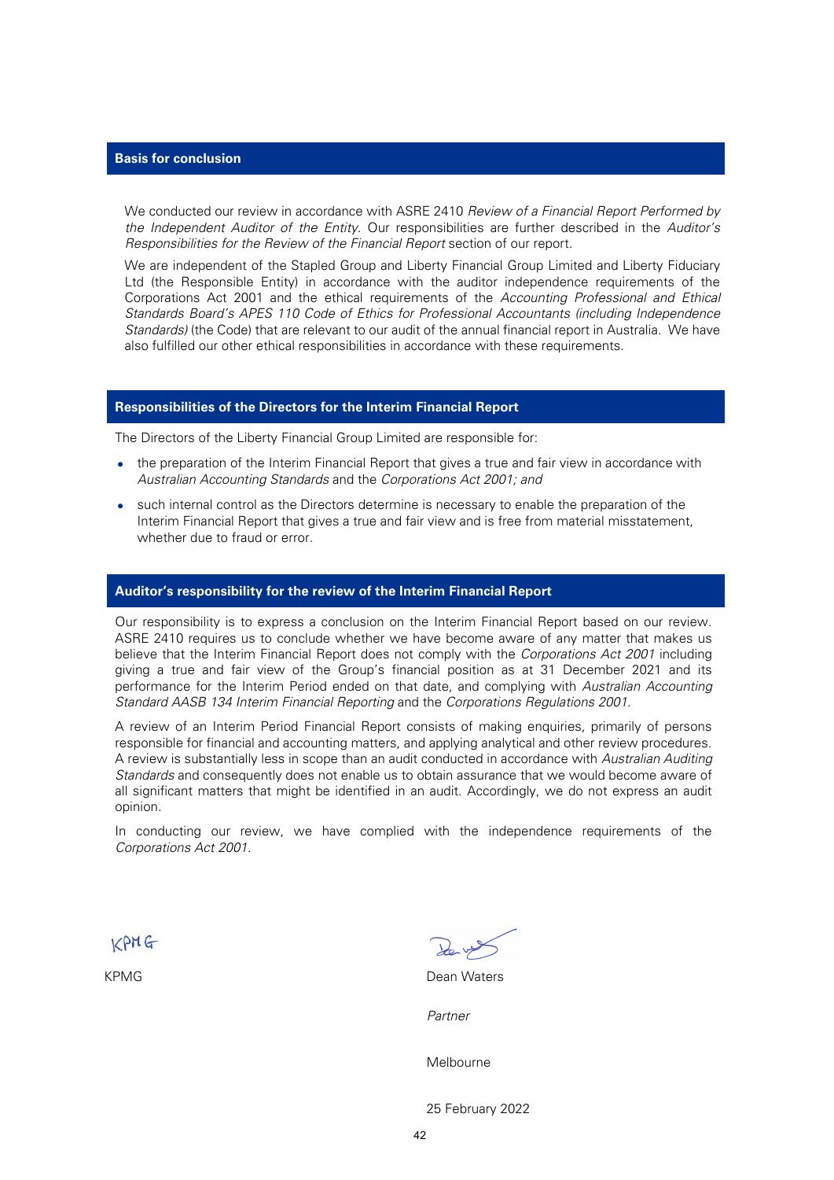## Basis for conclusion

We conducted our review in accordance with ASRE 2410 *Review of a Financial Report Performed by the Independent Auditor of the Entity*. Our responsibilities are further described in the *Auditor's Responsibilities for the Review of the Financial Report* section of our report.

We are independent of the Stapled Group and Liberty Financial Group Limited and Liberty Fiduciary Ltd (the Responsible Entity) in accordance with the auditor independence requirements of the Corporations Act 2001 and the ethical requirements of the *Accounting Professional and Ethical Standards Board's APES 110 Code of Ethics for Professional Accountants (including Independence Standards)* (the Code) that are relevant to our audit of the annual financial report in Australia. We have also fulfilled our other ethical responsibilities in accordance with these requirements.

## Responsibilities of the Directors for the Interim Financial Report

The Directors of the Liberty Financial Group Limited are responsible for:

- the preparation of the Interim Financial Report that gives a true and fair view in accordance with *Australian Accounting Standards* and the *Corporations Act 2001; and*
- such internal control as the Directors determine is necessary to enable the preparation of the Interim Financial Report that gives a true and fair view and is free from material misstatement, whether due to fraud or error.

## Auditor's responsibility for the review of the Interim Financial Report

Our responsibility is to express a conclusion on the Interim Financial Report based on our review. ASRE 2410 requires us to conclude whether we have become aware of any matter that makes us believe that the Interim Financial Report does not comply with the *Corporations Act 2001* including giving a true and fair view of the Group's financial position as at 31 December 2021 and its performance for the Interim Period ended on that date, and complying with *Australian Accounting Standard AASB 134 Interim Financial Reporting* and the *Corporations Regulations 2001*.

A review of an Interim Period Financial Report consists of making enquiries, primarily of persons responsible for financial and accounting matters, and applying analytical and other review procedures. A review is substantially less in scope than an audit conducted in accordance with *Australian Auditing Standards* and consequently does not enable us to obtain assurance that we would become aware of all significant matters that might be identified in an audit. Accordingly, we do not express an audit opinion.

In conducting our review, we have complied with the independence requirements of the *Corporations Act 2001*.

KPMG

KPMG

Dean Waters

*Partner*

Melbourne

25 February 2022